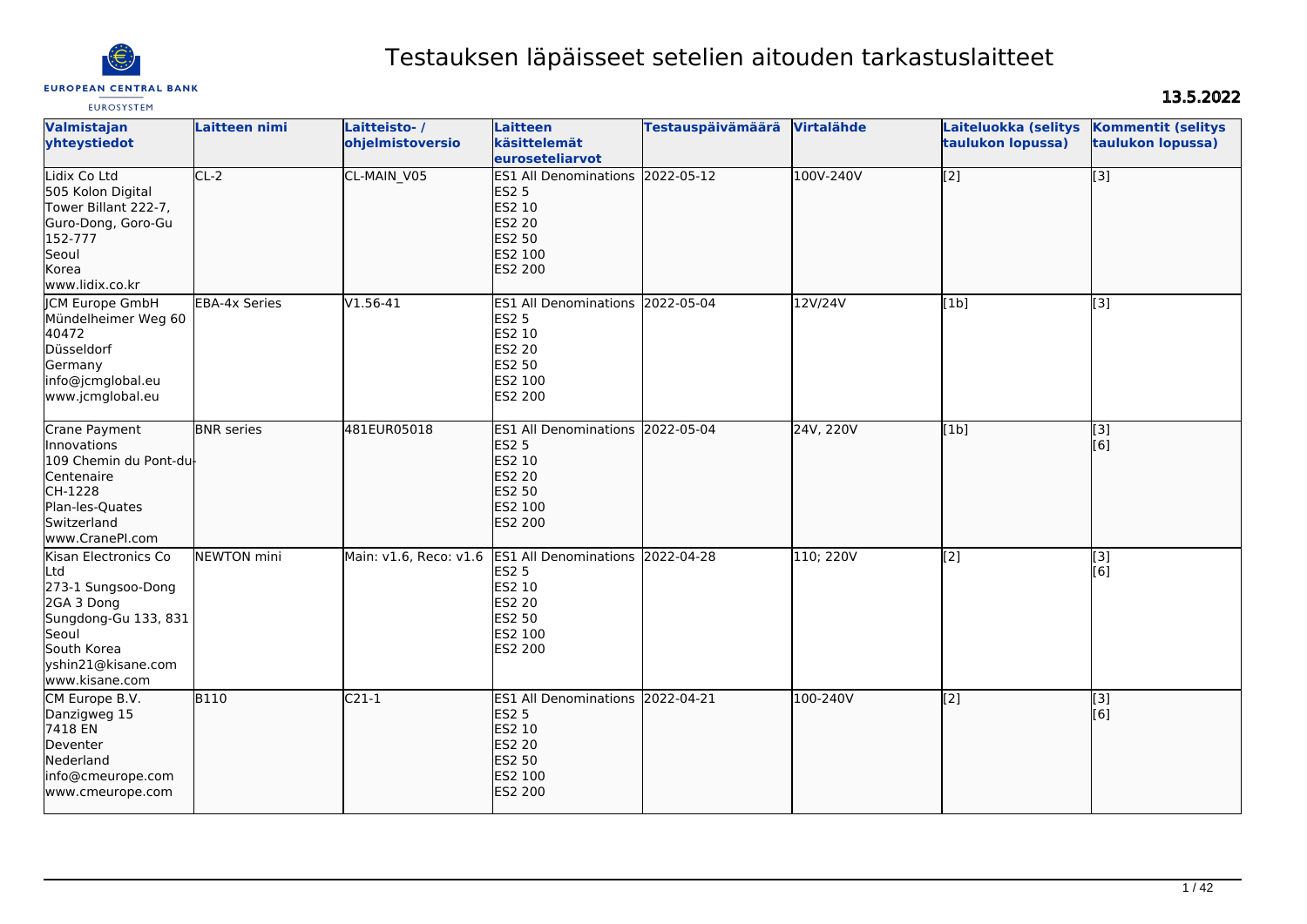# Testauksen läpäisseet setelien aitouden tarkastuslaitteet

13.5.2022

| Valmistajan yhteystiedot | Laitteen nimi | Laitteisto- / ohjelmistoversio | Laitteen käsittelemät euroseteliarvot | Testauspäivämäärä | Virtalähde | Laiteluokka (selitys taulukon lopussa) | Kommentit (selitys taulukon lopussa) |
|---|---|---|---|---|---|---|---|
| Lidix Co Ltd<br>505 Kolon Digital Tower Billant 222-7, Guro-Dong, Goro-Gu<br>152-777<br>Seoul<br>Korea<br>www.lidix.co.kr | CL-2 | CL-MAIN_V05 | ES1 All Denominations<br>ES2 5<br>ES2 10<br>ES2 20<br>ES2 50<br>ES2 100<br>ES2 200 | 2022-05-12 | 100V-240V | [2] | [3] |
| JCM Europe GmbH<br>Mündelheimer Weg 60<br>40472<br>Düsseldorf<br>Germany<br>info@jcmglobal.eu<br>www.jcmglobal.eu | EBA-4x Series | V1.56-41 | ES1 All Denominations<br>ES2 5<br>ES2 10<br>ES2 20<br>ES2 50<br>ES2 100<br>ES2 200 | 2022-05-04 | 12V/24V | [1b] | [3] |
| Crane Payment Innovations<br>109 Chemin du Pont-du-Centenaire<br>CH-1228<br>Plan-les-Quates<br>Switzerland<br>www.CranePI.com | BNR series | 481EUR05018 | ES1 All Denominations<br>ES2 5<br>ES2 10<br>ES2 20<br>ES2 50<br>ES2 100<br>ES2 200 | 2022-05-04 | 24V, 220V | [1b] | [3]<br>[6] |
| Kisan Electronics Co Ltd<br>273-1 Sungsoo-Dong 2GA 3 Dong<br>Sungdong-Gu 133, 831<br>Seoul<br>South Korea<br>yshin21@kisane.com<br>www.kisane.com | NEWTON mini | Main: v1.6, Reco: v1.6 | ES1 All Denominations<br>ES2 5<br>ES2 10<br>ES2 20<br>ES2 50<br>ES2 100<br>ES2 200 | 2022-04-28 | 110; 220V | [2] | [3]<br>[6] |
| CM Europe B.V.<br>Danzigweg 15<br>7418 EN<br>Deventer<br>Nederland<br>info@cmeurope.com<br>www.cmeurope.com | B110 | C21-1 | ES1 All Denominations<br>ES2 5<br>ES2 10<br>ES2 20<br>ES2 50<br>ES2 100<br>ES2 200 | 2022-04-21 | 100-240V | [2] | [3]<br>[6] |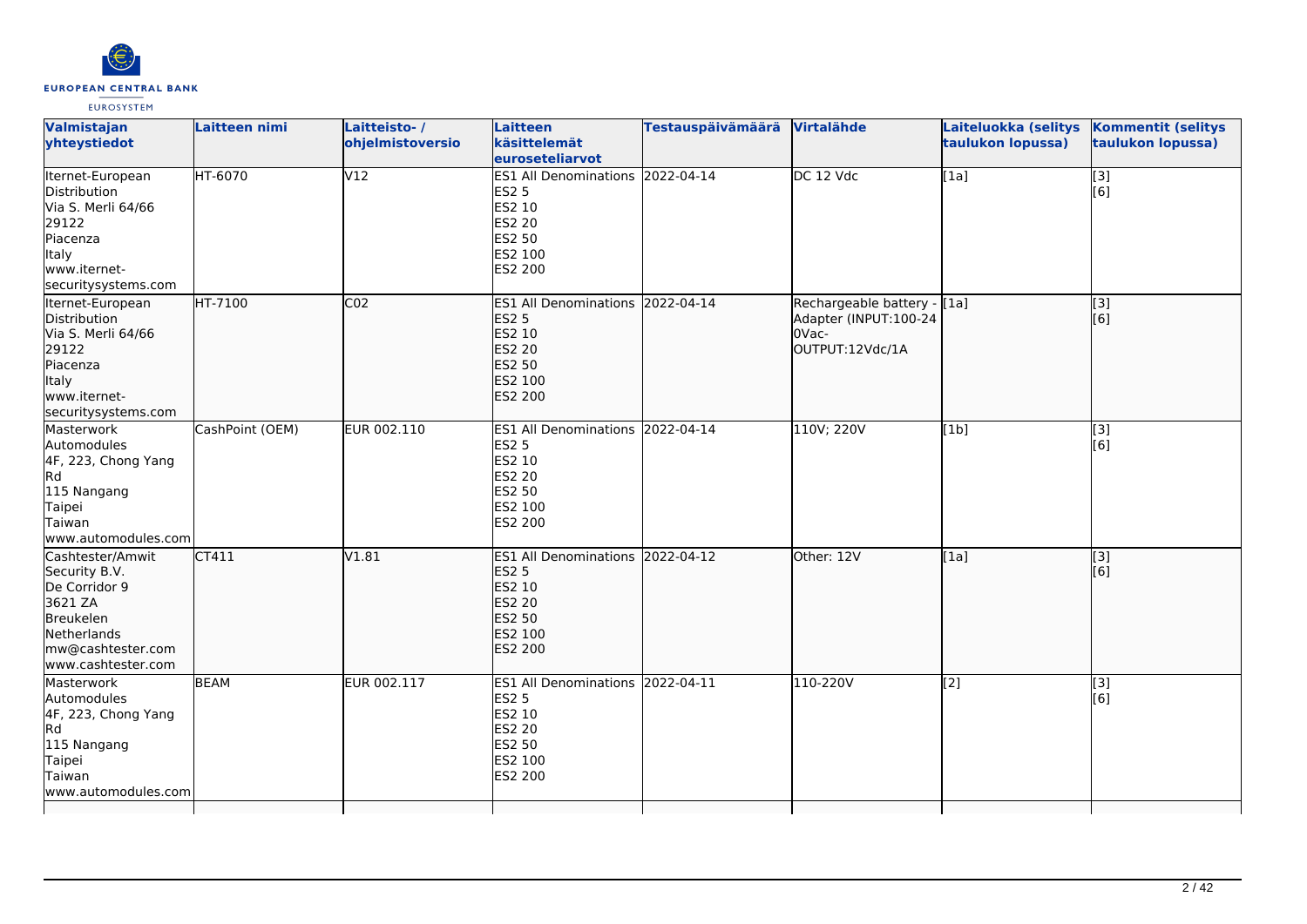| Valmistajan yhteystiedot | Laitteen nimi | Laitteisto- / ohjelmistoversio | Laitteen käsittelemät euroseteliarvot | Testauspäivämäärä | Virtalähde | Laiteluokka (selitys taulukon lopussa) | Kommentit (selitys taulukon lopussa) |
|---|---|---|---|---|---|---|---|
| Iternet-European Distribution<br>Via S. Merli 64/66<br>29122<br>Piacenza<br>Italy<br>www.iternet-securitysystems.com | HT-6070 | V12 | ES1 All Denominations<br>ES2 5<br>ES2 10<br>ES2 20<br>ES2 50<br>ES2 100<br>ES2 200 | 2022-04-14 | DC 12 Vdc | [1a] | [3]<br>[6] |
| Iternet-European Distribution<br>Via S. Merli 64/66<br>29122<br>Piacenza<br>Italy<br>www.iternet-securitysystems.com | HT-7100 | C02 | ES1 All Denominations<br>ES2 5<br>ES2 10<br>ES2 20<br>ES2 50<br>ES2 100<br>ES2 200 | 2022-04-14 | Rechargeable battery - Adapter (INPUT:100-240Vac-OUTPUT:12Vdc/1A | [1a] | [3]<br>[6] |
| Masterwork Automodules<br>4F, 223, Chong Yang Rd<br>115 Nangang<br>Taipei<br>Taiwan<br>www.automodules.com | CashPoint (OEM) | EUR 002.110 | ES1 All Denominations<br>ES2 5<br>ES2 10<br>ES2 20<br>ES2 50<br>ES2 100<br>ES2 200 | 2022-04-14 | 110V; 220V | [1b] | [3]<br>[6] |
| Cashtester/Amwit Security B.V.<br>De Corridor 9<br>3621 ZA<br>Breukelen<br>Netherlands<br>mw@cashtester.com<br>www.cashtester.com | CT411 | V1.81 | ES1 All Denominations<br>ES2 5<br>ES2 10<br>ES2 20<br>ES2 50<br>ES2 100<br>ES2 200 | 2022-04-12 | Other: 12V | [1a] | [3]<br>[6] |
| Masterwork Automodules<br>4F, 223, Chong Yang Rd<br>115 Nangang<br>Taipei<br>Taiwan<br>www.automodules.com | BEAM | EUR 002.117 | ES1 All Denominations<br>ES2 5<br>ES2 10<br>ES2 20<br>ES2 50<br>ES2 100<br>ES2 200 | 2022-04-11 | 110-220V | [2] | [3]<br>[6] |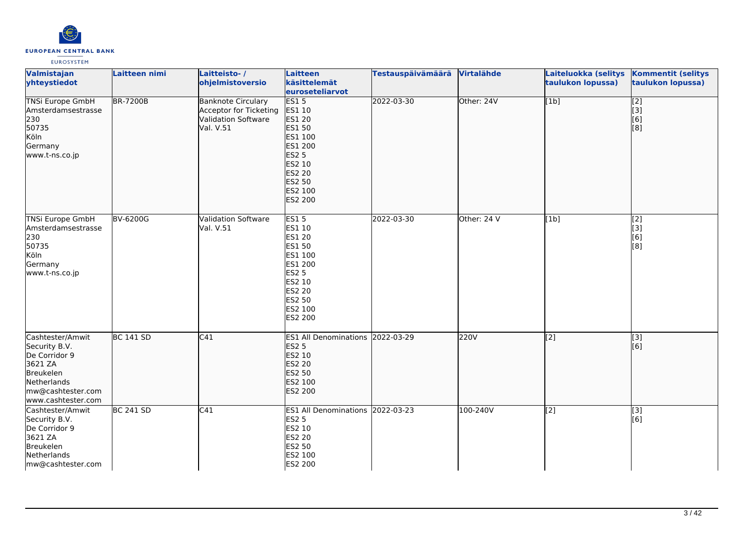| Valmistajan yhteystiedot | Laitteen nimi | Laitteisto- / ohjelmistoversio | Laitteen käsittelemät euroseteliarvot | Testauspäivämäärä | Virtalähde | Laiteluokka (selitys taulukon lopussa) | Kommentit (selitys taulukon lopussa) |
|---|---|---|---|---|---|---|---|
| TNSi Europe GmbH<br>Amsterdamsestrasse 230<br>50735<br>Köln<br>Germany<br>www.t-ns.co.jp | BR-7200B | Banknote Circulary Acceptor for Ticketing Validation Software Val. V.51 | ES1 5<br>ES1 10<br>ES1 20<br>ES1 50<br>ES1 100<br>ES1 200<br>ES2 5<br>ES2 10<br>ES2 20<br>ES2 50<br>ES2 100<br>ES2 200 | 2022-03-30 | Other: 24V | [1b] | [2]<br>[3]<br>[6]<br>[8] |
| TNSi Europe GmbH<br>Amsterdamsestrasse 230<br>50735<br>Köln<br>Germany<br>www.t-ns.co.jp | BV-6200G | Validation Software Val. V.51 | ES1 5<br>ES1 10<br>ES1 20<br>ES1 50<br>ES1 100<br>ES1 200<br>ES2 5<br>ES2 10<br>ES2 20<br>ES2 50<br>ES2 100<br>ES2 200 | 2022-03-30 | Other: 24 V | [1b] | [2]<br>[3]<br>[6]<br>[8] |
| Cashtester/Amwit Security B.V.<br>De Corridor 9<br>3621 ZA<br>Breukelen<br>Netherlands<br>mw@cashtester.com<br>www.cashtester.com | BC 141 SD | C41 | ES1 All Denominations<br>ES2 5<br>ES2 10<br>ES2 20<br>ES2 50<br>ES2 100<br>ES2 200 | 2022-03-29 | 220V | [2] | [3]<br>[6] |
| Cashtester/Amwit Security B.V.<br>De Corridor 9<br>3621 ZA<br>Breukelen<br>Netherlands<br>mw@cashtester.com | BC 241 SD | C41 | ES1 All Denominations<br>ES2 5<br>ES2 10<br>ES2 20<br>ES2 50<br>ES2 100<br>ES2 200 | 2022-03-23 | 100-240V | [2] | [3]<br>[6] |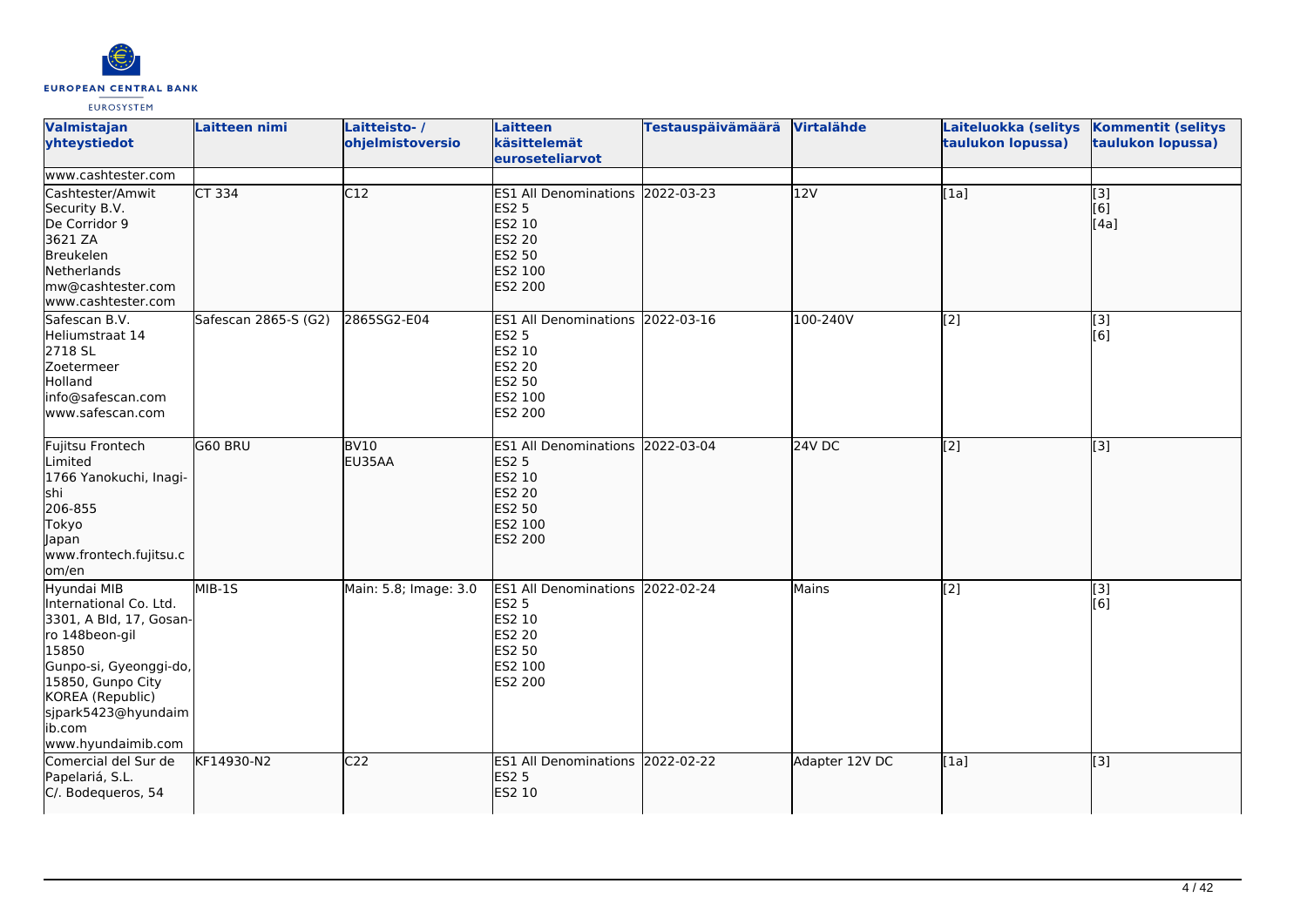| Valmistajan yhteystiedot | Laitteen nimi | Laitteisto- / ohjelmistoversio | Laitteen käsittelemät euroseteliarvot | Testauspäivämäärä | Virtalähde | Laiteluokka (selitys taulukon lopussa) | Kommentit (selitys taulukon lopussa) |
|---|---|---|---|---|---|---|---|
| www.cashtester.com | | | | | | | |
| Cashtester/Amwit Security B.V.<br>De Corridor 9<br>3621 ZA<br>Breukelen<br>Netherlands<br>mw@cashtester.com<br>www.cashtester.com | CT 334 | C12 | ES1 All Denominations<br>ES2 5<br>ES2 10<br>ES2 20<br>ES2 50<br>ES2 100<br>ES2 200 | 2022-03-23 | 12V | [1a] | [3]<br>[6]<br>[4a] |
| Safescan B.V.<br>Heliumstraat 14<br>2718 SL<br>Zoetermeer<br>Holland<br>info@safescan.com<br>www.safescan.com | Safescan 2865-S (G2) | 2865SG2-E04 | ES1 All Denominations<br>ES2 5<br>ES2 10<br>ES2 20<br>ES2 50<br>ES2 100<br>ES2 200 | 2022-03-16 | 100-240V | [2] | [3]<br>[6] |
| Fujitsu Frontech Limited<br>1766 Yanokuchi, Inagi-shi<br>206-855<br>Tokyo<br>Japan<br>www.frontech.fujitsu.com/en | G60 BRU | BV10<br>EU35AA | ES1 All Denominations<br>ES2 5<br>ES2 10<br>ES2 20<br>ES2 50<br>ES2 100<br>ES2 200 | 2022-03-04 | 24V DC | [2] | [3] |
| Hyundai MIB International Co. Ltd.<br>3301, A Bld, 17, Gosan-ro 148beon-gil<br>15850<br>Gunpo-si, Gyeonggi-do, 15850, Gunpo City<br>KOREA (Republic)<br>sjpark5423@hyundaimib.com<br>www.hyundaimib.com | MIB-1S | Main: 5.8; Image: 3.0 | ES1 All Denominations<br>ES2 5<br>ES2 10<br>ES2 20<br>ES2 50<br>ES2 100<br>ES2 200 | 2022-02-24 | Mains | [2] | [3]<br>[6] |
| Comercial del Sur de Papelariá, S.L.<br>C/. Bodequeros, 54 | KF14930-N2 | C22 | ES1 All Denominations<br>ES2 5<br>ES2 10 | 2022-02-22 | Adapter 12V DC | [1a] | [3] |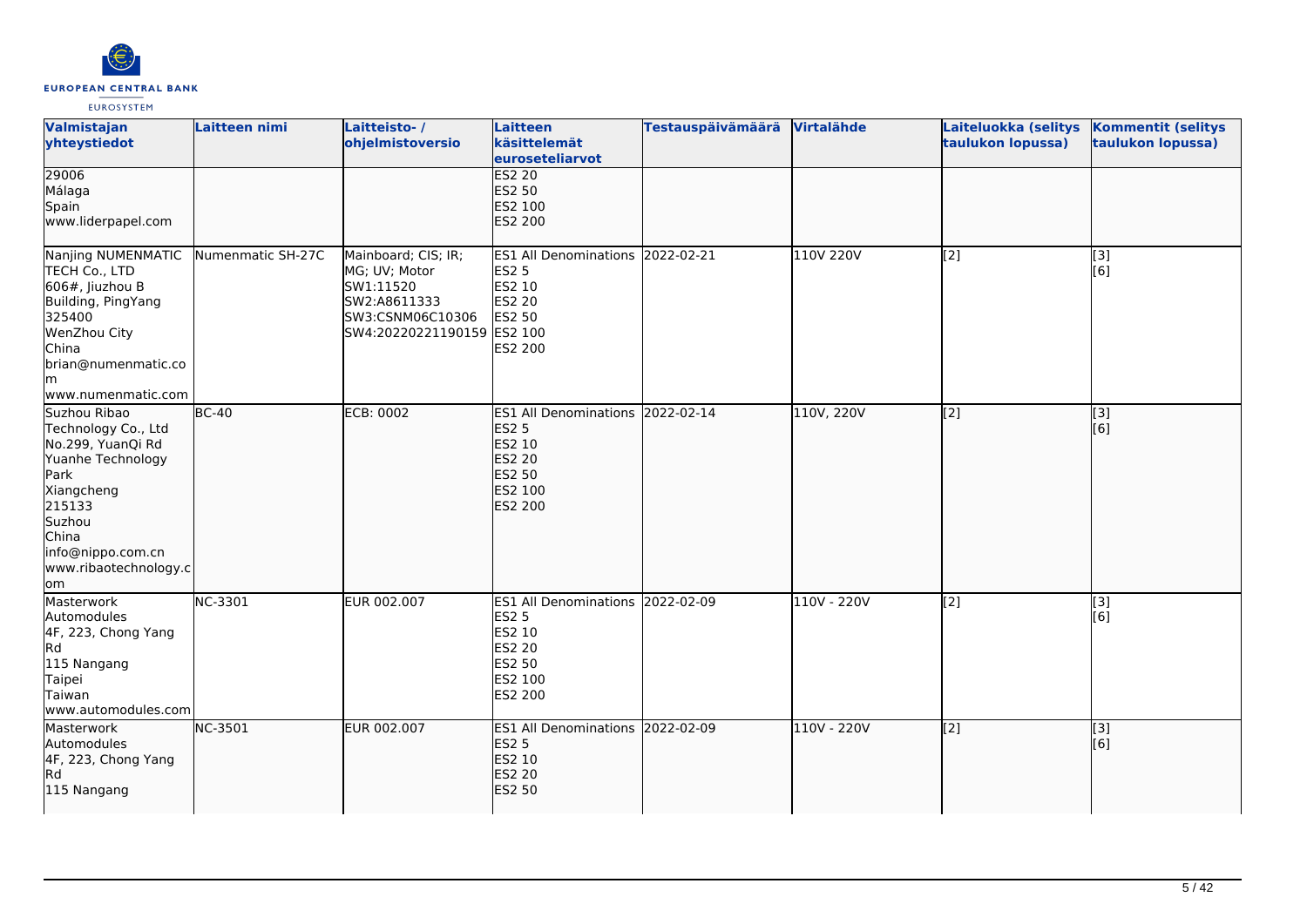| Valmistajan yhteystiedot | Laitteen nimi | Laitteisto- / ohjelmistoversio | Laitteen käsittelemät euroseteliarvot | Testauspäivämäärä | Virtalähde | Laiteluokka (selitys taulukon lopussa) | Kommentit (selitys taulukon lopussa) |
|---|---|---|---|---|---|---|---|
| 29006<br>Málaga<br>Spain<br>www.liderpapel.com | | | ES2 20<br>ES2 50<br>ES2 100<br>ES2 200 | | | | |
| Nanjing NUMENMATIC TECH Co., LTD<br>606#, Jiuzhou B Building, PingYang<br>325400<br>WenZhou City<br>China<br>brian@numenmatic.com<br>www.numenmatic.com | Numenmatic SH-27C | Mainboard; CIS; IR; MG; UV; Motor<br>SW1:11520<br>SW2:A8611333<br>SW3:CSNM06C10306<br>SW4:20220221190159 | ES1 All Denominations<br>ES2 5<br>ES2 10<br>ES2 20<br>ES2 50<br>ES2 100<br>ES2 200 | 2022-02-21 | 110V 220V | [2] | [3]<br>[6] |
| Suzhou Ribao Technology Co., Ltd<br>No.299, YuanQi Rd<br>Yuanhe Technology Park<br>Xiangcheng<br>215133<br>Suzhou<br>China<br>info@nippo.com.cn<br>www.ribaotechnology.com | BC-40 | ECB: 0002 | ES1 All Denominations<br>ES2 5<br>ES2 10<br>ES2 20<br>ES2 50<br>ES2 100<br>ES2 200 | 2022-02-14 | 110V, 220V | [2] | [3]<br>[6] |
| Masterwork Automodules<br>4F, 223, Chong Yang Rd<br>115 Nangang<br>Taipei<br>Taiwan<br>www.automodules.com | NC-3301 | EUR 002.007 | ES1 All Denominations<br>ES2 5<br>ES2 10<br>ES2 20<br>ES2 50<br>ES2 100<br>ES2 200 | 2022-02-09 | 110V - 220V | [2] | [3]<br>[6] |
| Masterwork Automodules<br>4F, 223, Chong Yang Rd<br>115 Nangang | NC-3501 | EUR 002.007 | ES1 All Denominations<br>ES2 5<br>ES2 10<br>ES2 20<br>ES2 50 | 2022-02-09 | 110V - 220V | [2] | [3]<br>[6] |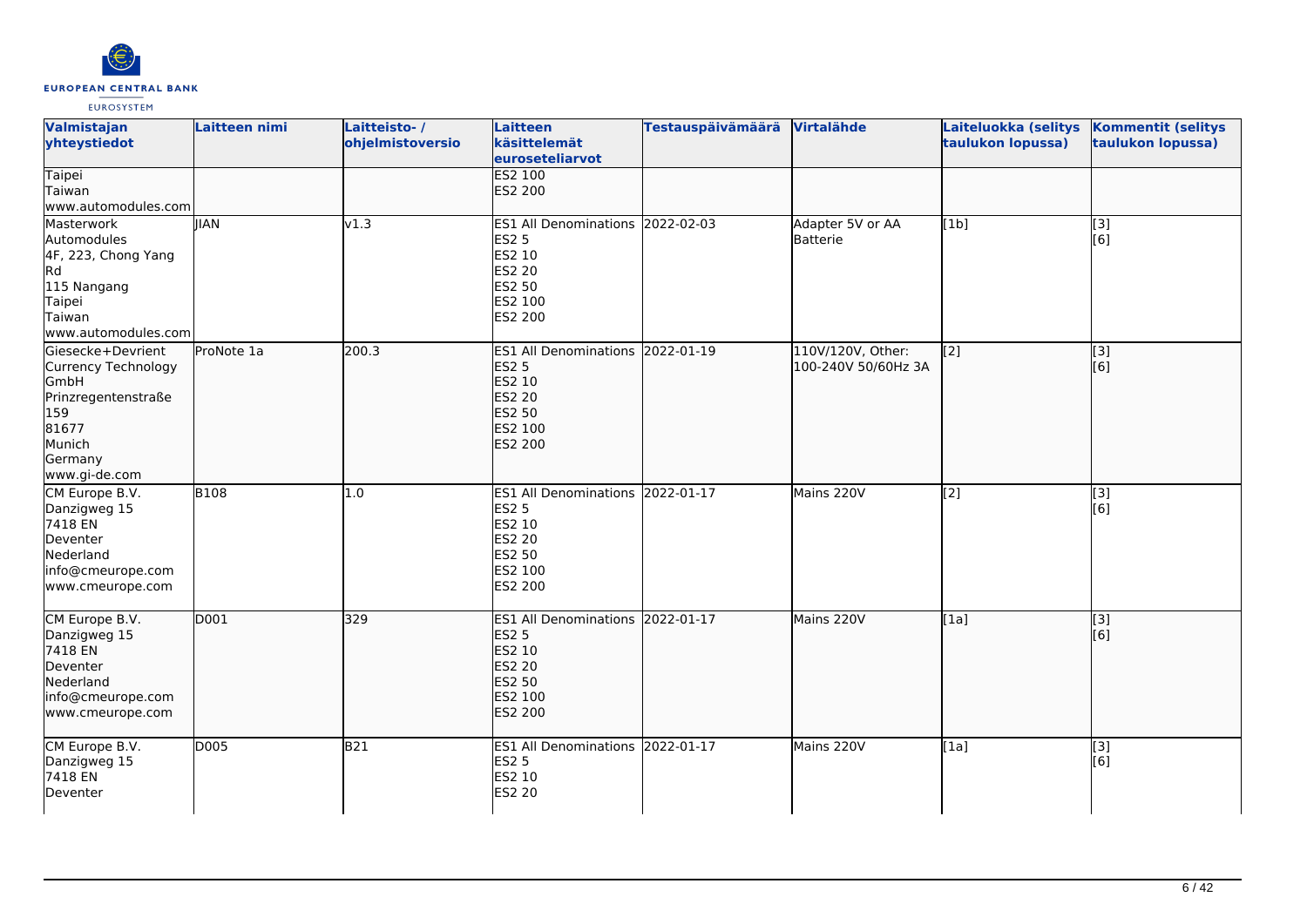| Valmistajan yhteystiedot | Laitteen nimi | Laitteisto- / ohjelmistoversio | Laitteen käsittelemät euroseteliarvot | Testauspäivämäärä | Virtalähde | Laiteluokka (selitys taulukon lopussa) | Kommentit (selitys taulukon lopussa) |
| --- | --- | --- | --- | --- | --- | --- | --- |
| Taipei<br>Taiwan<br>www.automodules.com | | | ES2 100<br>ES2 200 | | | | |
| Masterwork Automodules<br>4F, 223, Chong Yang Rd<br>115 Nangang<br>Taipei<br>Taiwan<br>www.automodules.com | JIAN | v1.3 | ES1 All Denominations<br>ES2 5<br>ES2 10<br>ES2 20<br>ES2 50<br>ES2 100<br>ES2 200 | 2022-02-03 | Adapter 5V or AA Batterie | [1b] | [3]<br>[6] |
| Giesecke+Devrient Currency Technology GmbH<br>Prinzregentenstraße 159<br>81677<br>Munich<br>Germany<br>www.gi-de.com | ProNote 1a | 200.3 | ES1 All Denominations<br>ES2 5<br>ES2 10<br>ES2 20<br>ES2 50<br>ES2 100<br>ES2 200 | 2022-01-19 | 110V/120V, Other: 100-240V 50/60Hz 3A | [2] | [3]<br>[6] |
| CM Europe B.V.<br>Danzigweg 15<br>7418 EN<br>Deventer<br>Nederland<br>info@cmeurope.com<br>www.cmeurope.com | B108 | 1.0 | ES1 All Denominations<br>ES2 5<br>ES2 10<br>ES2 20<br>ES2 50<br>ES2 100<br>ES2 200 | 2022-01-17 | Mains 220V | [2] | [3]<br>[6] |
| CM Europe B.V.<br>Danzigweg 15<br>7418 EN<br>Deventer<br>Nederland<br>info@cmeurope.com<br>www.cmeurope.com | D001 | 329 | ES1 All Denominations<br>ES2 5<br>ES2 10<br>ES2 20<br>ES2 50<br>ES2 100<br>ES2 200 | 2022-01-17 | Mains 220V | [1a] | [3]<br>[6] |
| CM Europe B.V.<br>Danzigweg 15<br>7418 EN<br>Deventer | D005 | B21 | ES1 All Denominations<br>ES2 5<br>ES2 10<br>ES2 20 | 2022-01-17 | Mains 220V | [1a] | [3]<br>[6] |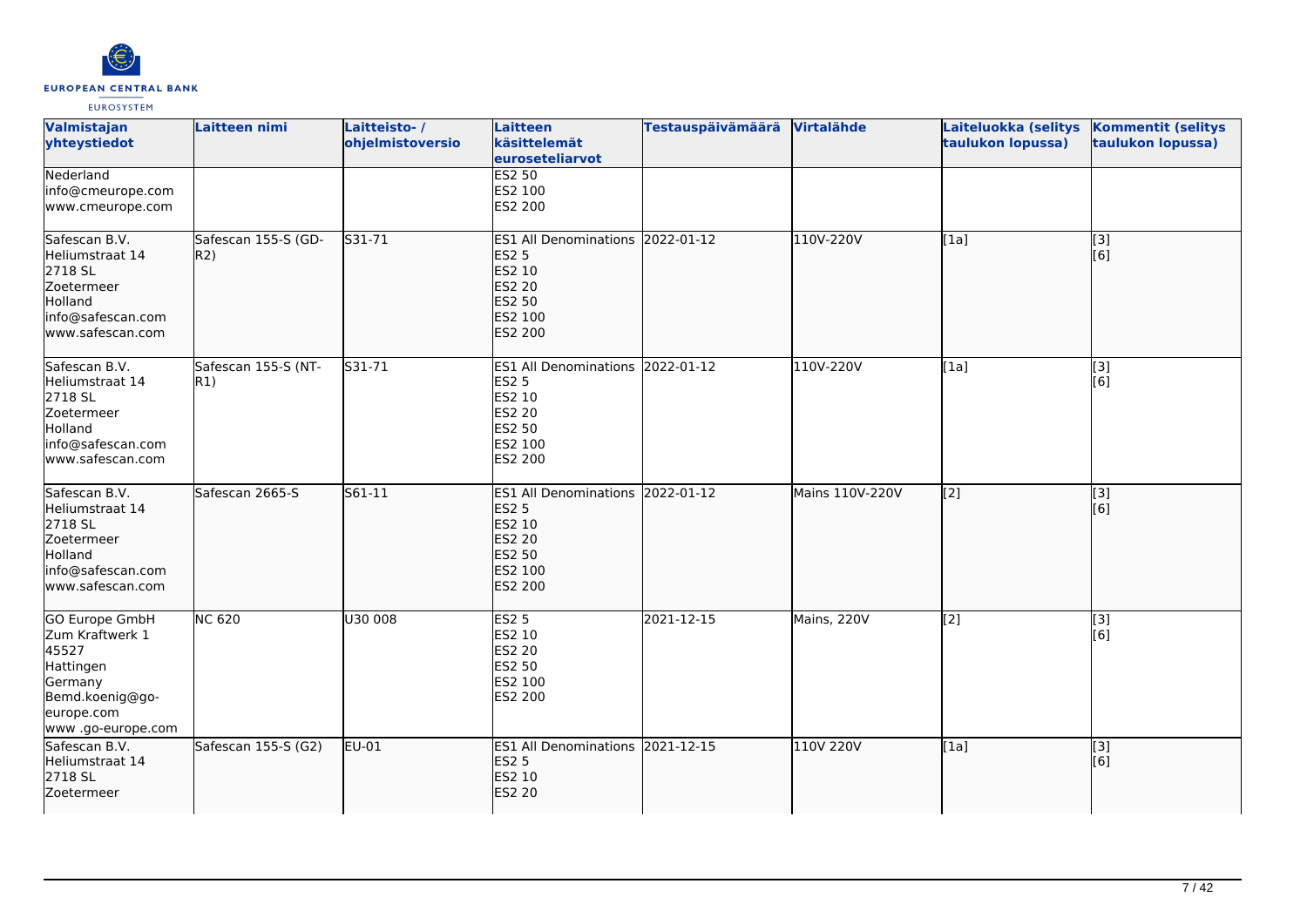| Valmistajan yhteystiedot | Laitteen nimi | Laitteisto- / ohjelmistoversio | Laitteen käsittelemät euroseteliarvot | Testauspäivämäärä | Virtalähde | Laiteluokka (selitys taulukon lopussa) | Kommentit (selitys taulukon lopussa) |
|---|---|---|---|---|---|---|---|
| Nederland<br>info@cmeurope.com<br>www.cmeurope.com | | | ES2 50<br>ES2 100<br>ES2 200 | | | | |
| Safescan B.V.<br>Heliumstraat 14<br>2718 SL<br>Zoetermeer<br>Holland<br>info@safescan.com<br>www.safescan.com | Safescan 155-S (GD-R2) | S31-71 | ES1 All Denominations<br>ES2 5<br>ES2 10<br>ES2 20<br>ES2 50<br>ES2 100<br>ES2 200 | 2022-01-12 | 110V-220V | [1a] | [3]<br>[6] |
| Safescan B.V.<br>Heliumstraat 14<br>2718 SL<br>Zoetermeer<br>Holland<br>info@safescan.com<br>www.safescan.com | Safescan 155-S (NT-R1) | S31-71 | ES1 All Denominations<br>ES2 5<br>ES2 10<br>ES2 20<br>ES2 50<br>ES2 100<br>ES2 200 | 2022-01-12 | 110V-220V | [1a] | [3]<br>[6] |
| Safescan B.V.<br>Heliumstraat 14<br>2718 SL<br>Zoetermeer<br>Holland<br>info@safescan.com<br>www.safescan.com | Safescan 2665-S | S61-11 | ES1 All Denominations<br>ES2 5<br>ES2 10<br>ES2 20<br>ES2 50<br>ES2 100<br>ES2 200 | 2022-01-12 | Mains 110V-220V | [2] | [3]<br>[6] |
| GO Europe GmbH<br>Zum Kraftwerk 1<br>45527<br>Hattingen<br>Germany<br>Bemd.koenig@go-europe.com<br>www .go-europe.com | NC 620 | U30 008 | ES2 5<br>ES2 10<br>ES2 20<br>ES2 50<br>ES2 100<br>ES2 200 | 2021-12-15 | Mains, 220V | [2] | [3]<br>[6] |
| Safescan B.V.<br>Heliumstraat 14<br>2718 SL<br>Zoetermeer | Safescan 155-S (G2) | EU-01 | ES1 All Denominations<br>ES2 5<br>ES2 10<br>ES2 20 | 2021-12-15 | 110V 220V | [1a] | [3]<br>[6] |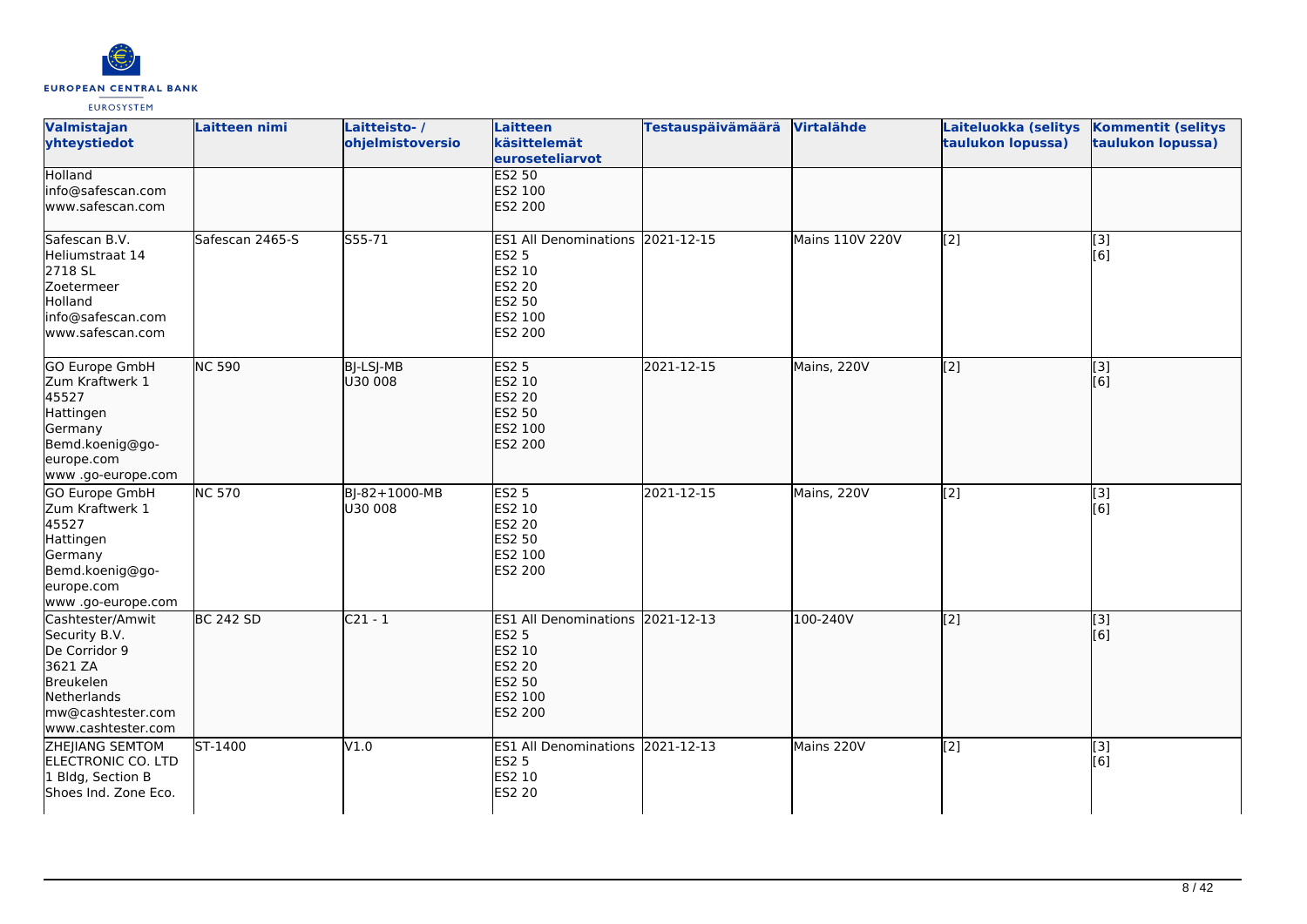| Valmistajan yhteystiedot | Laitteen nimi | Laitteisto- / ohjelmistoversio | Laitteen käsittelemät euroseteliarvot | Testauspäivämäärä | Virtalähde | Laiteluokka (selitys taulukon lopussa) | Kommentit (selitys taulukon lopussa) |
|---|---|---|---|---|---|---|---|
| Holland<br>info@safescan.com<br>www.safescan.com | | | ES2 50<br>ES2 100<br>ES2 200 | | | | |
| Safescan B.V.<br>Heliumstraat 14<br>2718 SL<br>Zoetermeer<br>Holland<br>info@safescan.com<br>www.safescan.com | Safescan 2465-S | S55-71 | ES1 All Denominations<br>ES2 5<br>ES2 10<br>ES2 20<br>ES2 50<br>ES2 100<br>ES2 200 | 2021-12-15 | Mains 110V 220V | [2] | [3]<br>[6] |
| GO Europe GmbH<br>Zum Kraftwerk 1<br>45527<br>Hattingen<br>Germany<br>Bemd.koenig@go-europe.com<br>www .go-europe.com | NC 590 | BJ-LSJ-MB<br>U30 008 | ES2 5<br>ES2 10<br>ES2 20<br>ES2 50<br>ES2 100<br>ES2 200 | 2021-12-15 | Mains, 220V | [2] | [3]<br>[6] |
| GO Europe GmbH<br>Zum Kraftwerk 1<br>45527<br>Hattingen<br>Germany<br>Bemd.koenig@go-europe.com<br>www .go-europe.com | NC 570 | BJ-82+1000-MB<br>U30 008 | ES2 5<br>ES2 10<br>ES2 20<br>ES2 50<br>ES2 100<br>ES2 200 | 2021-12-15 | Mains, 220V | [2] | [3]<br>[6] |
| Cashtester/Amwit Security B.V.<br>De Corridor 9<br>3621 ZA<br>Breukelen<br>Netherlands<br>mw@cashtester.com<br>www.cashtester.com | BC 242 SD | C21 - 1 | ES1 All Denominations<br>ES2 5<br>ES2 10<br>ES2 20<br>ES2 50<br>ES2 100<br>ES2 200 | 2021-12-13 | 100-240V | [2] | [3]<br>[6] |
| ZHEJIANG SEMTOM ELECTRONIC CO. LTD<br>1 Bldg, Section B<br>Shoes Ind. Zone Eco. | ST-1400 | V1.0 | ES1 All Denominations<br>ES2 5<br>ES2 10<br>ES2 20 | 2021-12-13 | Mains 220V | [2] | [3]<br>[6] |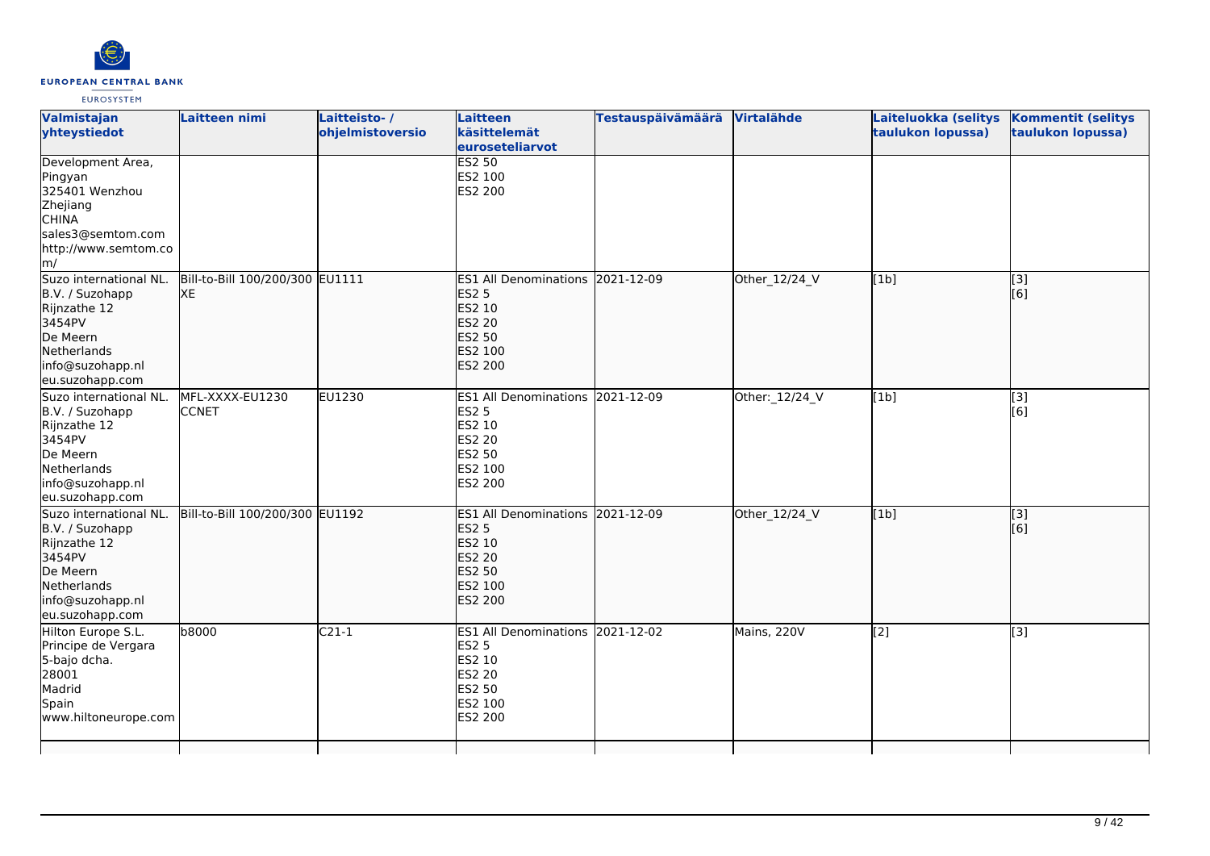| Valmistajan yhteystiedot | Laitteen nimi | Laitteisto- / ohjelmistoversio | Laitteen käsittelemät euroseteliarvot | Testauspäivämäärä | Virtalähde | Laiteluokka (selitys taulukon lopussa) | Kommentit (selitys taulukon lopussa) |
| --- | --- | --- | --- | --- | --- | --- | --- |
| Development Area, Pingyan 325401 Wenzhou Zhejiang CHINA sales3@semtom.com http://www.semtom.com/ | | | ES2 50 ES2 100 ES2 200 | | | | |
| Suzo international NL. B.V. / Suzohapp Rijnzathe 12 3454PV De Meern Netherlands info@suzohapp.nl eu.suzohapp.com | Bill-to-Bill 100/200/300 XE | EU1111 | ES1 All Denominations ES2 5 ES2 10 ES2 20 ES2 50 ES2 100 ES2 200 | 2021-12-09 | Other_12/24_V | [1b] | [3] [6] |
| Suzo international NL. B.V. / Suzohapp Rijnzathe 12 3454PV De Meern Netherlands info@suzohapp.nl eu.suzohapp.com | MFL-XXXX-EU1230 CCNET | EU1230 | ES1 All Denominations ES2 5 ES2 10 ES2 20 ES2 50 ES2 100 ES2 200 | 2021-12-09 | Other:_12/24_V | [1b] | [3] [6] |
| Suzo international NL. B.V. / Suzohapp Rijnzathe 12 3454PV De Meern Netherlands info@suzohapp.nl eu.suzohapp.com | Bill-to-Bill 100/200/300 | EU1192 | ES1 All Denominations ES2 5 ES2 10 ES2 20 ES2 50 ES2 100 ES2 200 | 2021-12-09 | Other_12/24_V | [1b] | [3] [6] |
| Hilton Europe S.L. Principe de Vergara 5-bajo dcha. 28001 Madrid Spain www.hiltoneurope.com | b8000 | C21-1 | ES1 All Denominations ES2 5 ES2 10 ES2 20 ES2 50 ES2 100 ES2 200 | 2021-12-02 | Mains, 220V | [2] | [3] |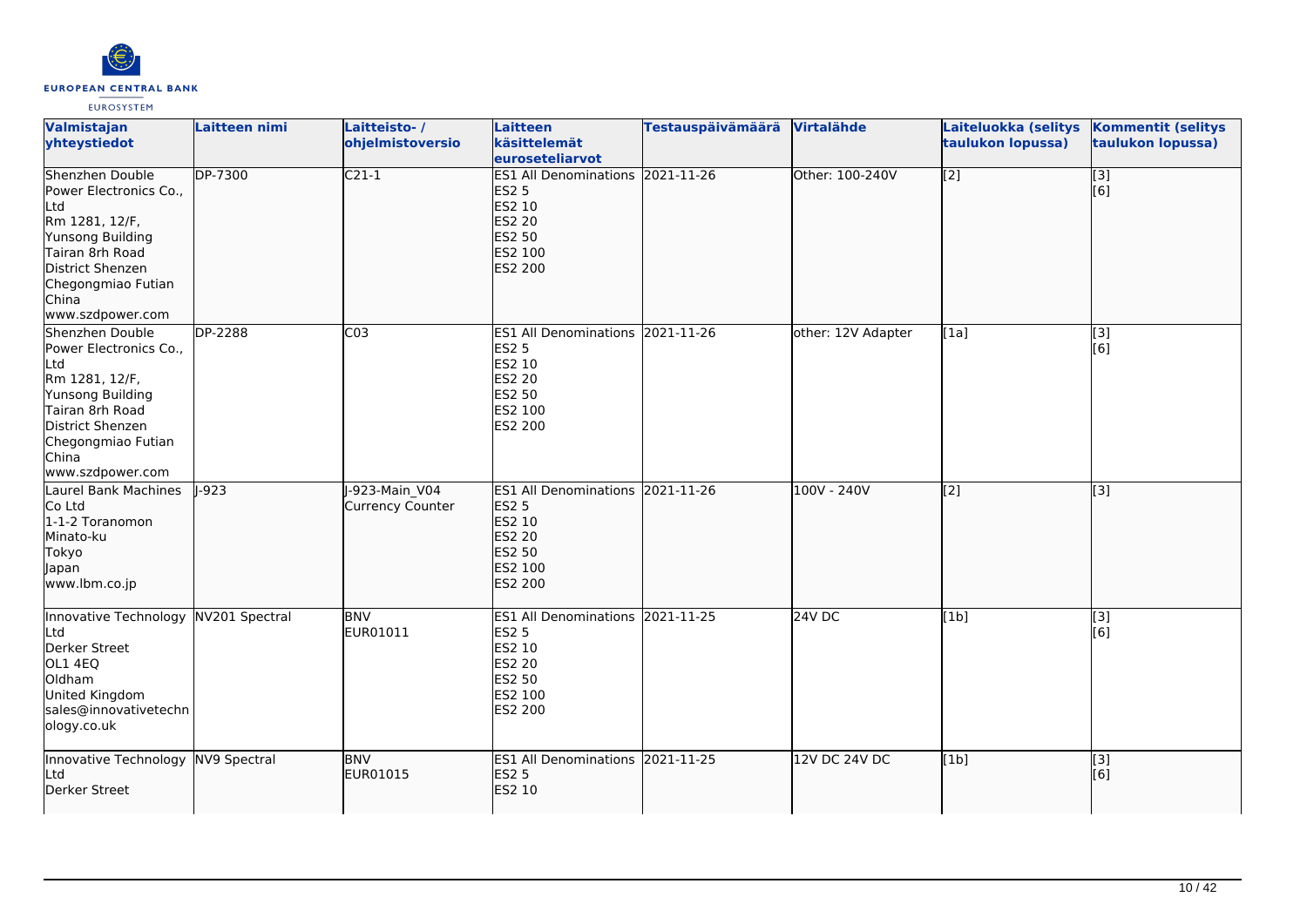| Valmistajan yhteystiedot | Laitteen nimi | Laitteisto- / ohjelmistoversio | Laitteen käsittelemät euroseteliarvot | Testauspäivämäärä | Virtalähde | Laiteluokka (selitys taulukon lopussa) | Kommentit (selitys taulukon lopussa) |
|---|---|---|---|---|---|---|---|
| Shenzhen Double Power Electronics Co., Ltd<br>Rm 1281, 12/F, Yunsong Building<br>Tairan 8rh Road<br>District Shenzen<br>Chegongmiao Futian<br>China<br>www.szdpower.com | DP-7300 | C21-1 | ES1 All Denominations<br>ES2 5<br>ES2 10<br>ES2 20<br>ES2 50<br>ES2 100<br>ES2 200 | 2021-11-26 | Other: 100-240V | [2] | [3]<br>[6] |
| Shenzhen Double Power Electronics Co., Ltd<br>Rm 1281, 12/F, Yunsong Building<br>Tairan 8rh Road<br>District Shenzen<br>Chegongmiao Futian<br>China<br>www.szdpower.com | DP-2288 | C03 | ES1 All Denominations<br>ES2 5<br>ES2 10<br>ES2 20<br>ES2 50<br>ES2 100<br>ES2 200 | 2021-11-26 | other: 12V Adapter | [1a] | [3]<br>[6] |
| Laurel Bank Machines Co Ltd<br>1-1-2 Toranomon<br>Minato-ku<br>Tokyo<br>Japan<br>www.lbm.co.jp | J-923 | J-923-Main_V04 Currency Counter | ES1 All Denominations<br>ES2 5<br>ES2 10<br>ES2 20<br>ES2 50<br>ES2 100<br>ES2 200 | 2021-11-26 | 100V - 240V | [2] | [3] |
| Innovative Technology Ltd<br>Derker Street<br>OL1 4EQ<br>Oldham<br>United Kingdom<br>sales@innovativetechnology.co.uk | NV201 Spectral | BNV<br>EUR01011 | ES1 All Denominations<br>ES2 5<br>ES2 10<br>ES2 20<br>ES2 50<br>ES2 100<br>ES2 200 | 2021-11-25 | 24V DC | [1b] | [3]<br>[6] |
| Innovative Technology Ltd<br>Derker Street | NV9 Spectral | BNV<br>EUR01015 | ES1 All Denominations<br>ES2 5<br>ES2 10 | 2021-11-25 | 12V DC 24V DC | [1b] | [3]<br>[6] |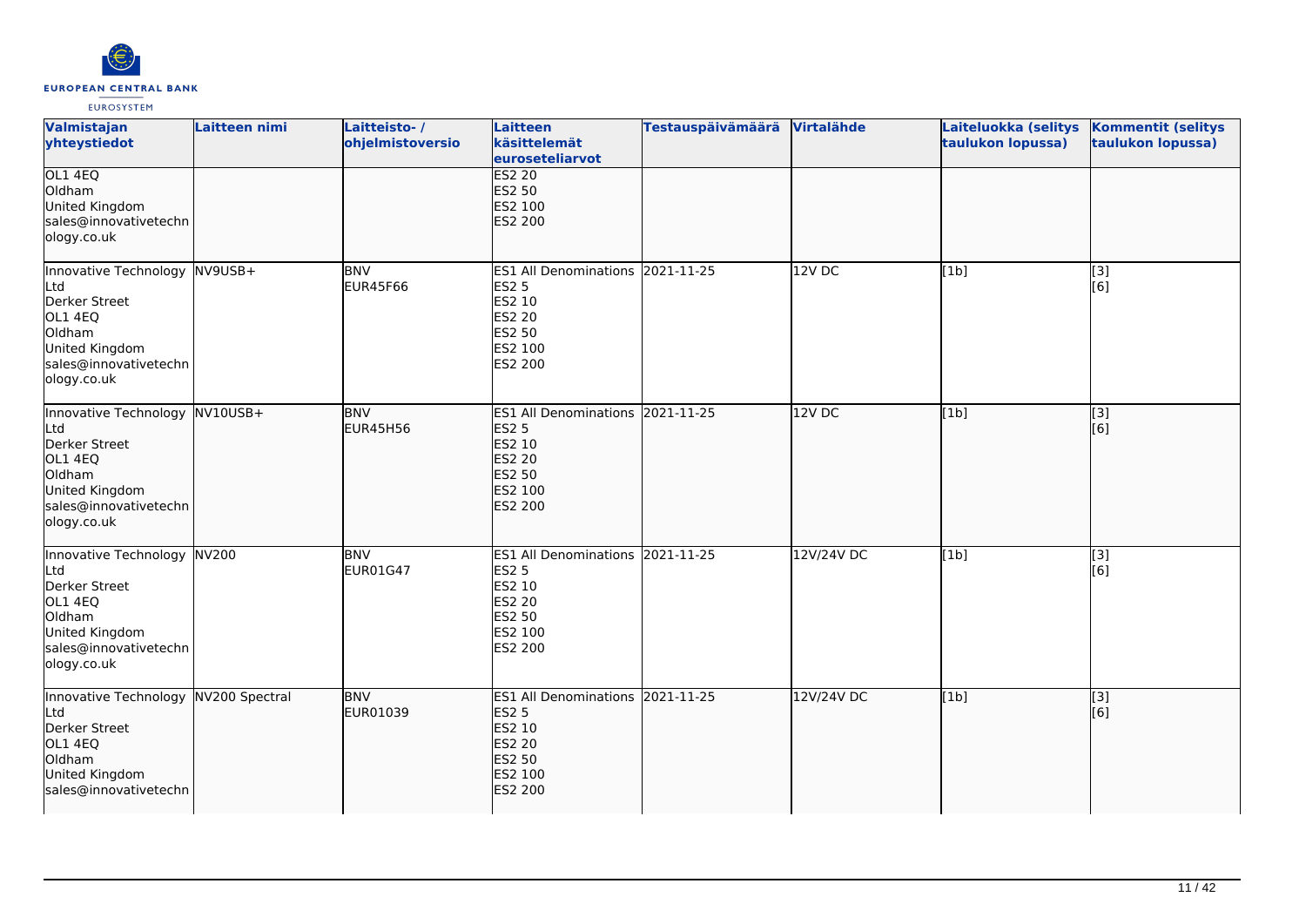| Valmistajan yhteystiedot | Laitteen nimi | Laitteisto- / ohjelmistoversio | Laitteen käsittelemät euroseteliarvot | Testauspäivämäärä | Virtalähde | Laiteluokka (selitys taulukon lopussa) | Kommentit (selitys taulukon lopussa) |
|---|---|---|---|---|---|---|---|
| OL1 4EQ<br>Oldham<br>United Kingdom<br>sales@innovativetechnology.co.uk | | | ES2 20<br>ES2 50<br>ES2 100<br>ES2 200 | | | | |
| Innovative Technology Ltd<br>Derker Street<br>OL1 4EQ<br>Oldham<br>United Kingdom<br>sales@innovativetechnology.co.uk | NV9USB+ | BNV<br>EUR45F66 | ES1 All Denominations<br>ES2 5<br>ES2 10<br>ES2 20<br>ES2 50<br>ES2 100<br>ES2 200 | 2021-11-25 | 12V DC | [1b] | [3]<br>[6] |
| Innovative Technology Ltd<br>Derker Street<br>OL1 4EQ<br>Oldham<br>United Kingdom<br>sales@innovativetechnology.co.uk | NV10USB+ | BNV<br>EUR45H56 | ES1 All Denominations<br>ES2 5<br>ES2 10<br>ES2 20<br>ES2 50<br>ES2 100<br>ES2 200 | 2021-11-25 | 12V DC | [1b] | [3]<br>[6] |
| Innovative Technology Ltd<br>Derker Street<br>OL1 4EQ<br>Oldham<br>United Kingdom<br>sales@innovativetechnology.co.uk | NV200 | BNV<br>EUR01G47 | ES1 All Denominations<br>ES2 5<br>ES2 10<br>ES2 20<br>ES2 50<br>ES2 100<br>ES2 200 | 2021-11-25 | 12V/24V DC | [1b] | [3]<br>[6] |
| Innovative Technology Ltd<br>Derker Street<br>OL1 4EQ<br>Oldham<br>United Kingdom<br>sales@innovativetechn | NV200 Spectral | BNV<br>EUR01039 | ES1 All Denominations<br>ES2 5<br>ES2 10<br>ES2 20<br>ES2 50<br>ES2 100<br>ES2 200 | 2021-11-25 | 12V/24V DC | [1b] | [3]<br>[6] |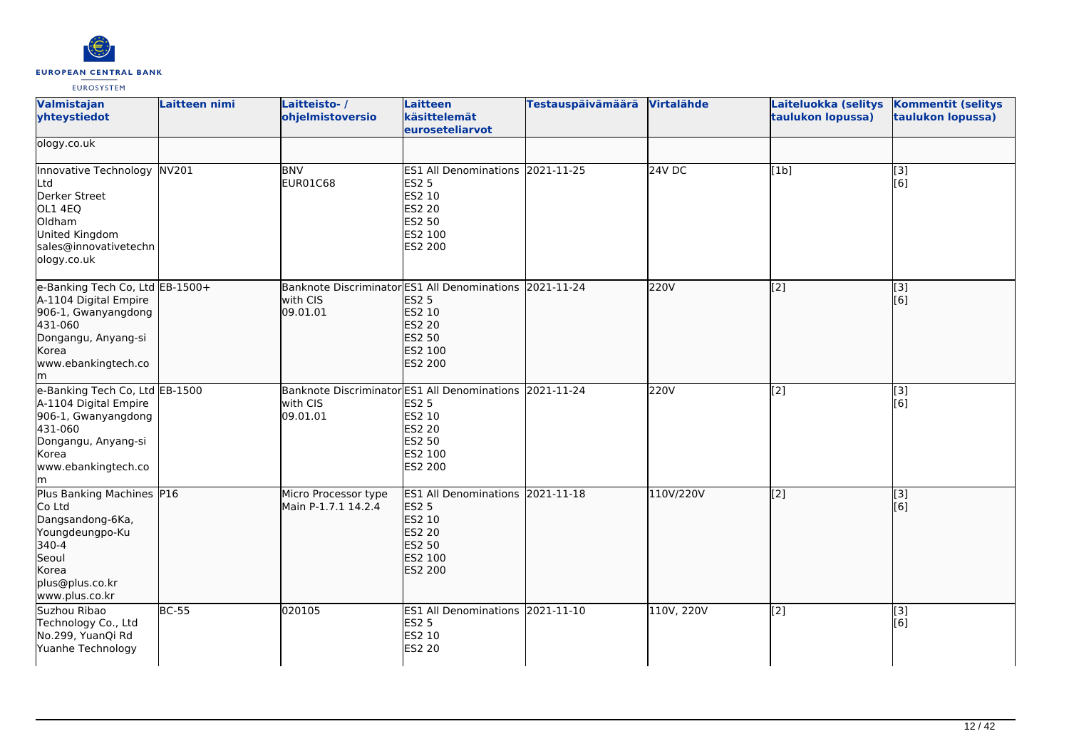| Valmistajan yhteystiedot | Laitteen nimi | Laitteisto- / ohjelmistoversio | Laitteen käsittelemät euroseteliarvot | Testauspäivämäärä | Virtalähde | Laiteluokka (selitys taulukon lopussa) | Kommentit (selitys taulukon lopussa) |
| --- | --- | --- | --- | --- | --- | --- | --- |
| ology.co.uk | | | | | | | |
| Innovative Technology Ltd<br>Derker Street<br>OL1 4EQ<br>Oldham<br>United Kingdom<br>sales@innovativetechnology.co.uk | NV201 | BNV<br>EUR01C68 | ES1 All Denominations<br>ES2 5<br>ES2 10<br>ES2 20<br>ES2 50<br>ES2 100<br>ES2 200 | 2021-11-25 | 24V DC | [1b] | [3]<br>[6] |
| e-Banking Tech Co, Ltd<br>A-1104 Digital Empire<br>906-1, Gwanyangdong<br>431-060<br>Dongangu, Anyang-si<br>Korea<br>www.ebankingtech.com | EB-1500+ | Banknote Discriminator with CIS<br>09.01.01 | ES1 All Denominations<br>ES2 5<br>ES2 10<br>ES2 20<br>ES2 50<br>ES2 100<br>ES2 200 | 2021-11-24 | 220V | [2] | [3]<br>[6] |
| e-Banking Tech Co, Ltd<br>A-1104 Digital Empire<br>906-1, Gwanyangdong<br>431-060<br>Dongangu, Anyang-si<br>Korea<br>www.ebankingtech.com | EB-1500 | Banknote Discriminator with CIS<br>09.01.01 | ES1 All Denominations<br>ES2 5<br>ES2 10<br>ES2 20<br>ES2 50<br>ES2 100<br>ES2 200 | 2021-11-24 | 220V | [2] | [3]<br>[6] |
| Plus Banking Machines Co Ltd<br>Dangsandong-6Ka,<br>Youngdeungpo-Ku<br>340-4<br>Seoul<br>Korea<br>plus@plus.co.kr<br>www.plus.co.kr | P16 | Micro Processor type<br>Main P-1.7.1 14.2.4 | ES1 All Denominations<br>ES2 5<br>ES2 10<br>ES2 20<br>ES2 50<br>ES2 100<br>ES2 200 | 2021-11-18 | 110V/220V | [2] | [3]<br>[6] |
| Suzhou Ribao Technology Co., Ltd<br>No.299, YuanQi Rd<br>Yuanhe Technology | BC-55 | 020105 | ES1 All Denominations<br>ES2 5<br>ES2 10<br>ES2 20 | 2021-11-10 | 110V, 220V | [2] | [3]<br>[6] |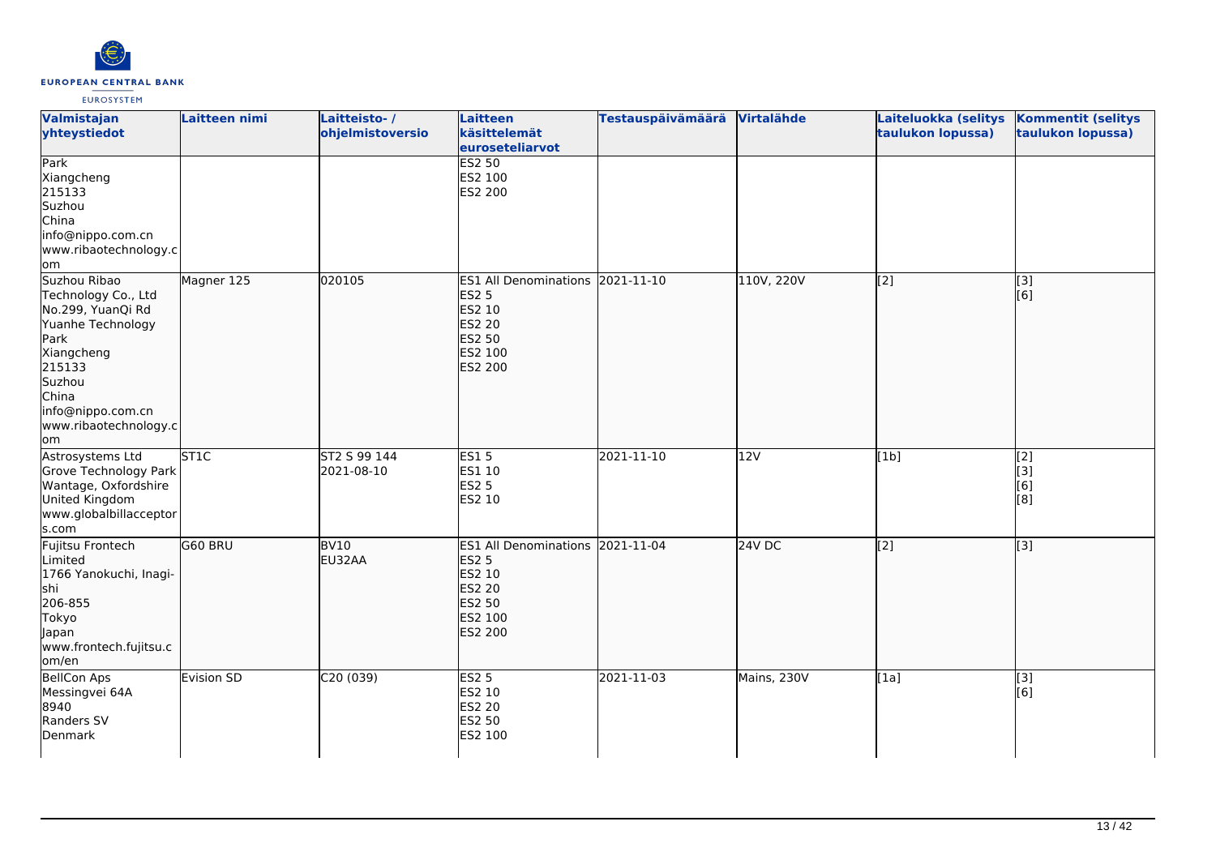| Valmistajan yhteystiedot | Laitteen nimi | Laitteisto- / ohjelmistoversio | Laitteen käsittelemät euroseteliarvot | Testauspäivämäärä | Virtalähde | Laiteluokka (selitys taulukon lopussa) | Kommentit (selitys taulukon lopussa) |
|---|---|---|---|---|---|---|---|
| Park<br>Xiangcheng<br>215133<br>Suzhou<br>China<br>info@nippo.com.cn<br>www.ribaotechnology.com | | | ES2 50<br>ES2 100<br>ES2 200 | | | | |
| Suzhou Ribao Technology Co., Ltd<br>No.299, YuanQi Rd<br>Yuanhe Technology Park<br>Xiangcheng<br>215133<br>Suzhou<br>China<br>info@nippo.com.cn<br>www.ribaotechnology.com | Magner 125 | 020105 | ES1 All Denominations<br>ES2 5<br>ES2 10<br>ES2 20<br>ES2 50<br>ES2 100<br>ES2 200 | 2021-11-10 | 110V, 220V | [2] | [3]<br>[6] |
| Astrosystems Ltd<br>Grove Technology Park<br>Wantage, Oxfordshire<br>United Kingdom<br>www.globalbillacceptors.com | ST1C | ST2 S 99 144<br>2021-08-10 | ES1 5<br>ES1 10<br>ES2 5<br>ES2 10 | 2021-11-10 | 12V | [1b] | [2]<br>[3]<br>[6]<br>[8] |
| Fujitsu Frontech Limited<br>1766 Yanokuchi, Inagi-shi<br>206-855<br>Tokyo<br>Japan<br>www.frontech.fujitsu.com/en | G60 BRU | BV10<br>EU32AA | ES1 All Denominations<br>ES2 5<br>ES2 10<br>ES2 20<br>ES2 50<br>ES2 100<br>ES2 200 | 2021-11-04 | 24V DC | [2] | [3] |
| BellCon Aps<br>Messingvei 64A<br>8940<br>Randers SV<br>Denmark | Evision SD | C20 (039) | ES2 5<br>ES2 10<br>ES2 20<br>ES2 50<br>ES2 100 | 2021-11-03 | Mains, 230V | [1a] | [3]<br>[6] |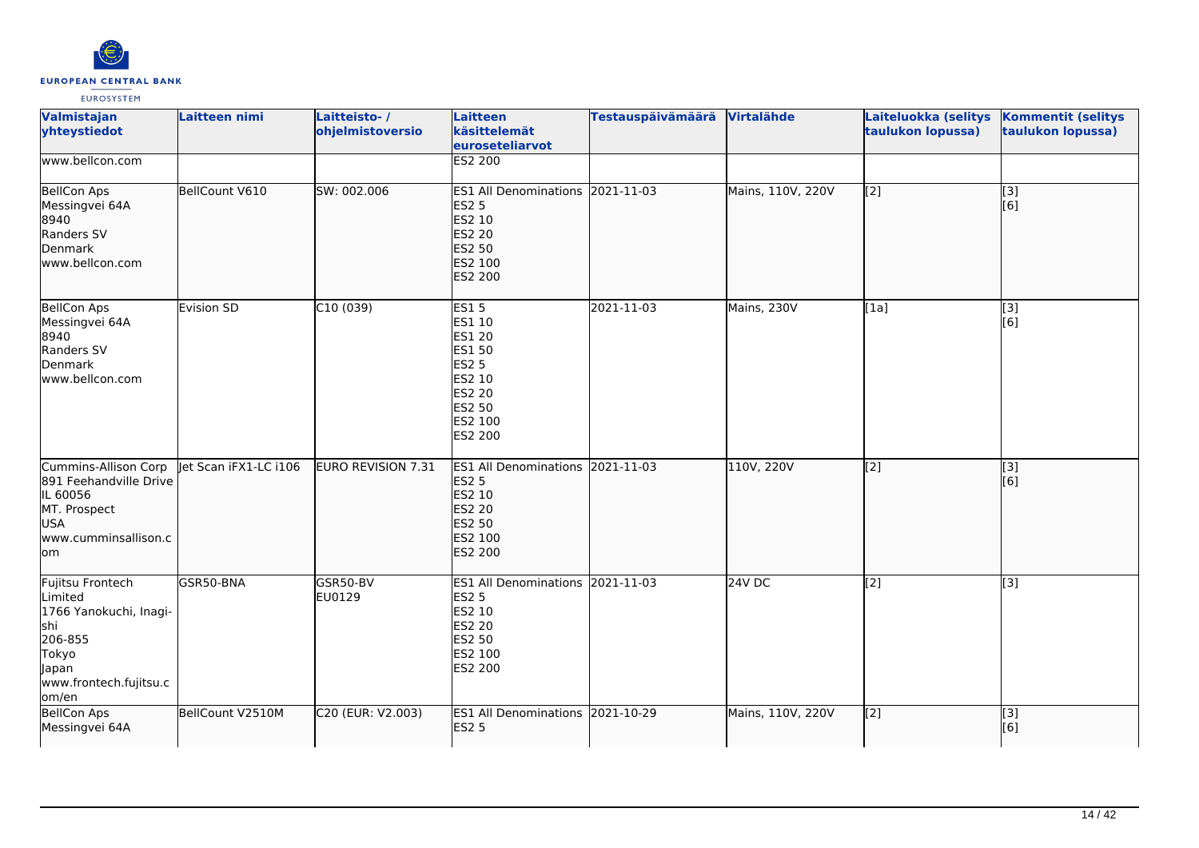| Valmistajan yhteystiedot | Laitteen nimi | Laitteisto- / ohjelmistoversio | Laitteen käsittelemät euroseteliarvot | Testauspäivämäärä | Virtalähde | Laiteluokka (selitys taulukon lopussa) | Kommentit (selitys taulukon lopussa) |
| --- | --- | --- | --- | --- | --- | --- | --- |
| www.bellcon.com | | | ES2 200 | | | | |
| BellCon Aps<br>Messingvei 64A<br>8940<br>Randers SV<br>Denmark<br>www.bellcon.com | BellCount V610 | SW: 002.006 | ES1 All Denominations<br>ES2 5<br>ES2 10<br>ES2 20<br>ES2 50<br>ES2 100<br>ES2 200 | 2021-11-03 | Mains, 110V, 220V | [2] | [3]<br>[6] |
| BellCon Aps<br>Messingvei 64A<br>8940<br>Randers SV<br>Denmark<br>www.bellcon.com | Evision SD | C10 (039) | ES1 5<br>ES1 10<br>ES1 20<br>ES1 50<br>ES2 5<br>ES2 10<br>ES2 20<br>ES2 50<br>ES2 100<br>ES2 200 | 2021-11-03 | Mains, 230V | [1a] | [3]<br>[6] |
| Cummins-Allison Corp<br>891 Feehandville Drive<br>IL 60056<br>MT. Prospect<br>USA<br>www.cumminsallison.com | Jet Scan iFX1-LC i106 | EURO REVISION 7.31 | ES1 All Denominations<br>ES2 5<br>ES2 10<br>ES2 20<br>ES2 50<br>ES2 100<br>ES2 200 | 2021-11-03 | 110V, 220V | [2] | [3]<br>[6] |
| Fujitsu Frontech Limited<br>1766 Yanokuchi, Inagi-shi<br>206-855<br>Tokyo<br>Japan<br>www.frontech.fujitsu.com/en | GSR50-BNA | GSR50-BV<br>EU0129 | ES1 All Denominations<br>ES2 5<br>ES2 10<br>ES2 20<br>ES2 50<br>ES2 100<br>ES2 200 | 2021-11-03 | 24V DC | [2] | [3] |
| BellCon Aps<br>Messingvei 64A | BellCount V2510M | C20 (EUR: V2.003) | ES1 All Denominations<br>ES2 5 | 2021-10-29 | Mains, 110V, 220V | [2] | [3]<br>[6] |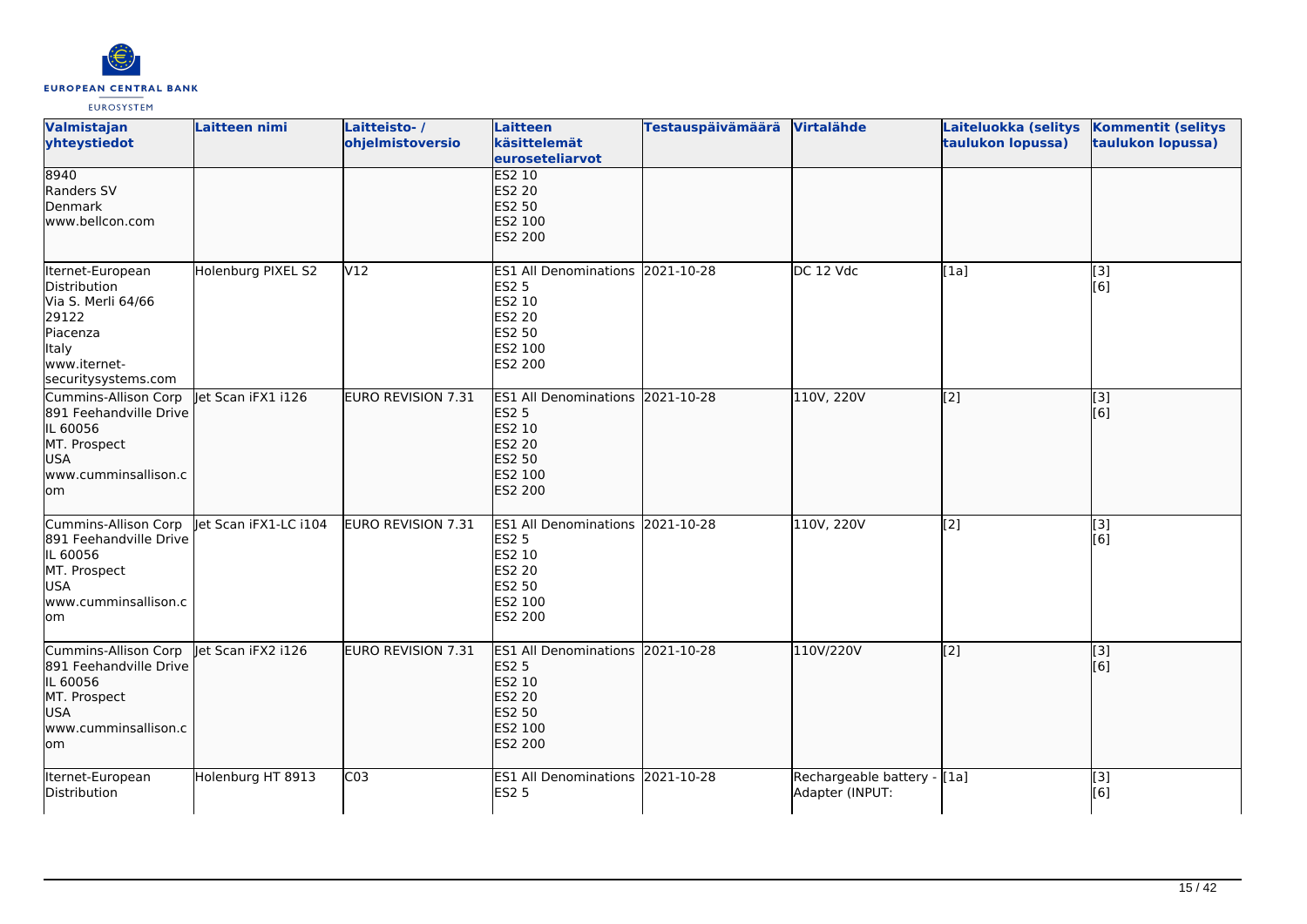| Valmistajan yhteystiedot | Laitteen nimi | Laitteisto- / ohjelmistoversio | Laitteen käsittelemät euroseteliarvot | Testauspäivämäärä | Virtalähde | Laiteluokka (selitys taulukon lopussa) | Kommentit (selitys taulukon lopussa) |
|---|---|---|---|---|---|---|---|
| 8940<br>Randers SV<br>Denmark<br>www.bellcon.com | | | ES2 10<br>ES2 20<br>ES2 50<br>ES2 100<br>ES2 200 | | | | |
| Iternet-European Distribution<br>Via S. Merli 64/66<br>29122<br>Piacenza<br>Italy<br>www.iternet-securitysystems.com | Holenburg PIXEL S2 | V12 | ES1 All Denominations<br>ES2 5<br>ES2 10<br>ES2 20<br>ES2 50<br>ES2 100<br>ES2 200 | 2021-10-28 | DC 12 Vdc | [1a] | [3]<br>[6] |
| Cummins-Allison Corp<br>891 Feehandville Drive<br>IL 60056<br>MT. Prospect<br>USA<br>www.cumminsallison.com | Jet Scan iFX1 i126 | EURO REVISION 7.31 | ES1 All Denominations<br>ES2 5<br>ES2 10<br>ES2 20<br>ES2 50<br>ES2 100<br>ES2 200 | 2021-10-28 | 110V, 220V | [2] | [3]<br>[6] |
| Cummins-Allison Corp<br>891 Feehandville Drive<br>IL 60056<br>MT. Prospect<br>USA<br>www.cumminsallison.com | Jet Scan iFX1-LC i104 | EURO REVISION 7.31 | ES1 All Denominations<br>ES2 5<br>ES2 10<br>ES2 20<br>ES2 50<br>ES2 100<br>ES2 200 | 2021-10-28 | 110V, 220V | [2] | [3]<br>[6] |
| Cummins-Allison Corp<br>891 Feehandville Drive<br>IL 60056<br>MT. Prospect<br>USA<br>www.cumminsallison.com | Jet Scan iFX2 i126 | EURO REVISION 7.31 | ES1 All Denominations<br>ES2 5<br>ES2 10<br>ES2 20<br>ES2 50<br>ES2 100<br>ES2 200 | 2021-10-28 | 110V/220V | [2] | [3]<br>[6] |
| Iternet-European Distribution | Holenburg HT 8913 | C03 | ES1 All Denominations<br>ES2 5 | 2021-10-28 | Rechargeable battery - Adapter (INPUT: | [1a] | [3]<br>[6] |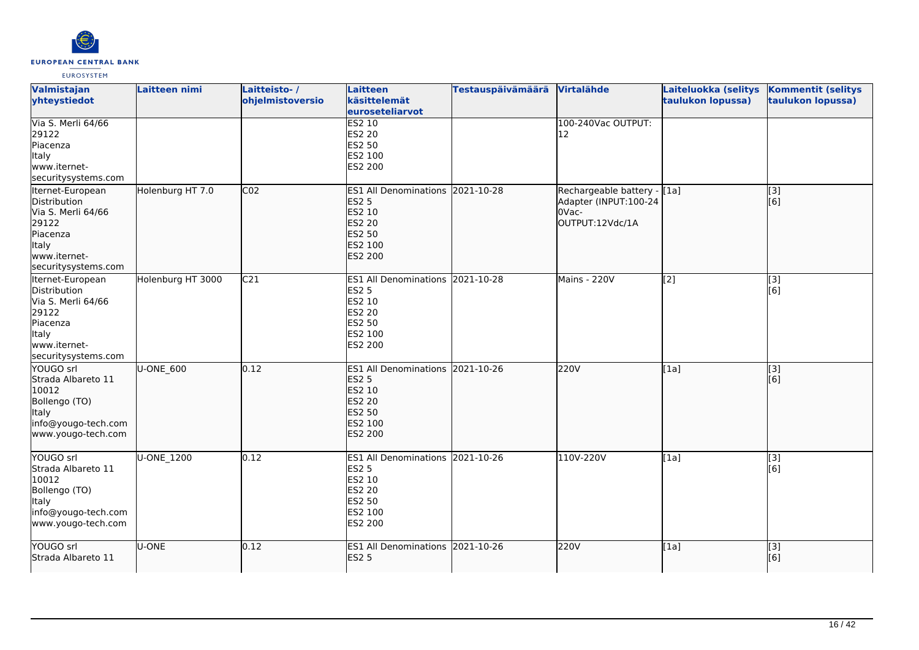| Valmistajan yhteystiedot | Laitteen nimi | Laitteisto- / ohjelmistoversio | Laitteen käsittelemät euroseteliarvot | Testauspäivämäärä | Virtalähde | Laiteluokka (selitys taulukon lopussa) | Kommentit (selitys taulukon lopussa) |
|---|---|---|---|---|---|---|---|
| Via S. Merli 64/66<br>29122<br>Piacenza<br>Italy<br>www.iternet-securitysystems.com | | | ES2 10<br>ES2 20<br>ES2 50<br>ES2 100<br>ES2 200 | | 100-240Vac OUTPUT: 12 | | |
| Iternet-European Distribution<br>Via S. Merli 64/66<br>29122<br>Piacenza<br>Italy<br>www.iternet-securitysystems.com | Holenburg HT 7.0 | C02 | ES1 All Denominations<br>ES2 5<br>ES2 10<br>ES2 20<br>ES2 50<br>ES2 100<br>ES2 200 | 2021-10-28 | Rechargeable battery - Adapter (INPUT:100-240Vac-OUTPUT:12Vdc/1A | [1a] | [3]<br>[6] |
| Iternet-European Distribution<br>Via S. Merli 64/66<br>29122<br>Piacenza<br>Italy<br>www.iternet-securitysystems.com | Holenburg HT 3000 | C21 | ES1 All Denominations<br>ES2 5<br>ES2 10<br>ES2 20<br>ES2 50<br>ES2 100<br>ES2 200 | 2021-10-28 | Mains - 220V | [2] | [3]<br>[6] |
| YOUGO srl<br>Strada Albareto 11<br>10012<br>Bollengo (TO)<br>Italy<br>info@yougo-tech.com<br>www.yougo-tech.com | U-ONE_600 | 0.12 | ES1 All Denominations<br>ES2 5<br>ES2 10<br>ES2 20<br>ES2 50<br>ES2 100<br>ES2 200 | 2021-10-26 | 220V | [1a] | [3]<br>[6] |
| YOUGO srl<br>Strada Albareto 11<br>10012<br>Bollengo (TO)<br>Italy<br>info@yougo-tech.com<br>www.yougo-tech.com | U-ONE_1200 | 0.12 | ES1 All Denominations<br>ES2 5<br>ES2 10<br>ES2 20<br>ES2 50<br>ES2 100<br>ES2 200 | 2021-10-26 | 110V-220V | [1a] | [3]<br>[6] |
| YOUGO srl<br>Strada Albareto 11 | U-ONE | 0.12 | ES1 All Denominations<br>ES2 5 | 2021-10-26 | 220V | [1a] | [3]<br>[6] |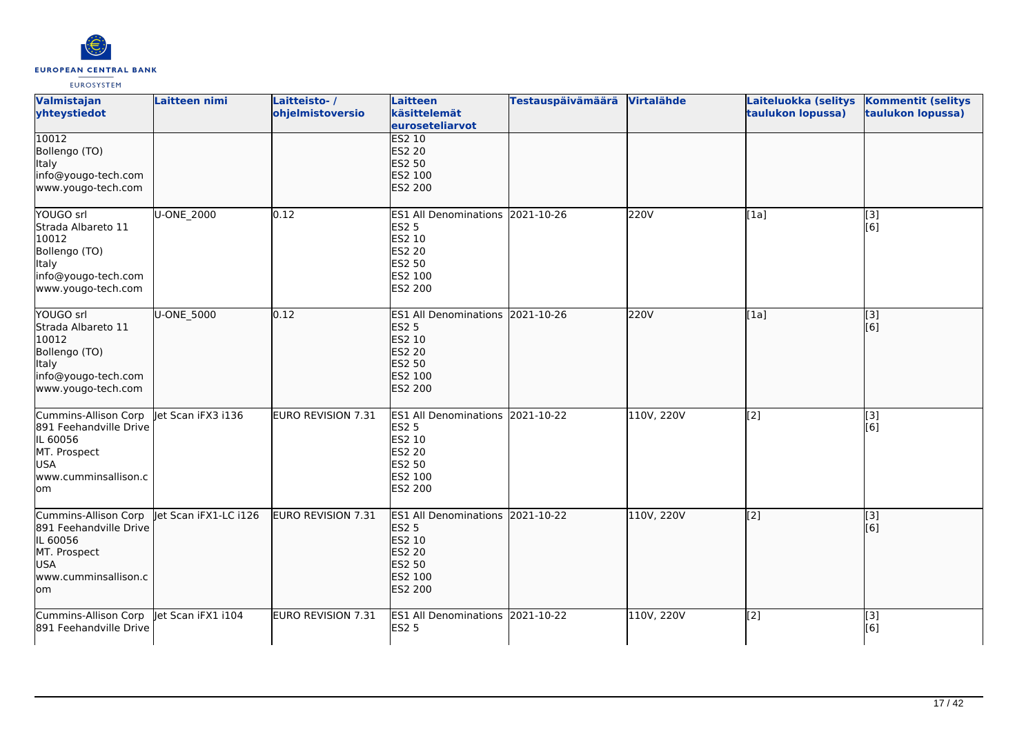| Valmistajan yhteystiedot | Laitteen nimi | Laitteisto- / ohjelmistoversio | Laitteen käsittelemät euroseteliarvot | Testauspäivämäärä | Virtalähde | Laiteluokka (selitys taulukon lopussa) | Kommentit (selitys taulukon lopussa) |
|---|---|---|---|---|---|---|---|
| 10012<br>Bollengo (TO)<br>Italy<br>info@yougo-tech.com<br>www.yougo-tech.com | | | ES2 10<br>ES2 20<br>ES2 50<br>ES2 100<br>ES2 200 | | | | |
| YOUGO srl<br>Strada Albareto 11<br>10012<br>Bollengo (TO)<br>Italy<br>info@yougo-tech.com<br>www.yougo-tech.com | U-ONE_2000 | 0.12 | ES1 All Denominations<br>ES2 5<br>ES2 10<br>ES2 20<br>ES2 50<br>ES2 100<br>ES2 200 | 2021-10-26 | 220V | [1a] | [3]<br>[6] |
| YOUGO srl<br>Strada Albareto 11<br>10012<br>Bollengo (TO)<br>Italy<br>info@yougo-tech.com<br>www.yougo-tech.com | U-ONE_5000 | 0.12 | ES1 All Denominations<br>ES2 5<br>ES2 10<br>ES2 20<br>ES2 50<br>ES2 100<br>ES2 200 | 2021-10-26 | 220V | [1a] | [3]<br>[6] |
| Cummins-Allison Corp<br>891 Feehandville Drive<br>IL 60056<br>MT. Prospect<br>USA<br>www.cumminsallison.com | Jet Scan iFX3 i136 | EURO REVISION 7.31 | ES1 All Denominations<br>ES2 5<br>ES2 10<br>ES2 20<br>ES2 50<br>ES2 100<br>ES2 200 | 2021-10-22 | 110V, 220V | [2] | [3]<br>[6] |
| Cummins-Allison Corp<br>891 Feehandville Drive<br>IL 60056<br>MT. Prospect<br>USA<br>www.cumminsallison.com | Jet Scan iFX1-LC i126 | EURO REVISION 7.31 | ES1 All Denominations<br>ES2 5<br>ES2 10<br>ES2 20<br>ES2 50<br>ES2 100<br>ES2 200 | 2021-10-22 | 110V, 220V | [2] | [3]<br>[6] |
| Cummins-Allison Corp<br>891 Feehandville Drive | Jet Scan iFX1 i104 | EURO REVISION 7.31 | ES1 All Denominations<br>ES2 5 | 2021-10-22 | 110V, 220V | [2] | [3]<br>[6] |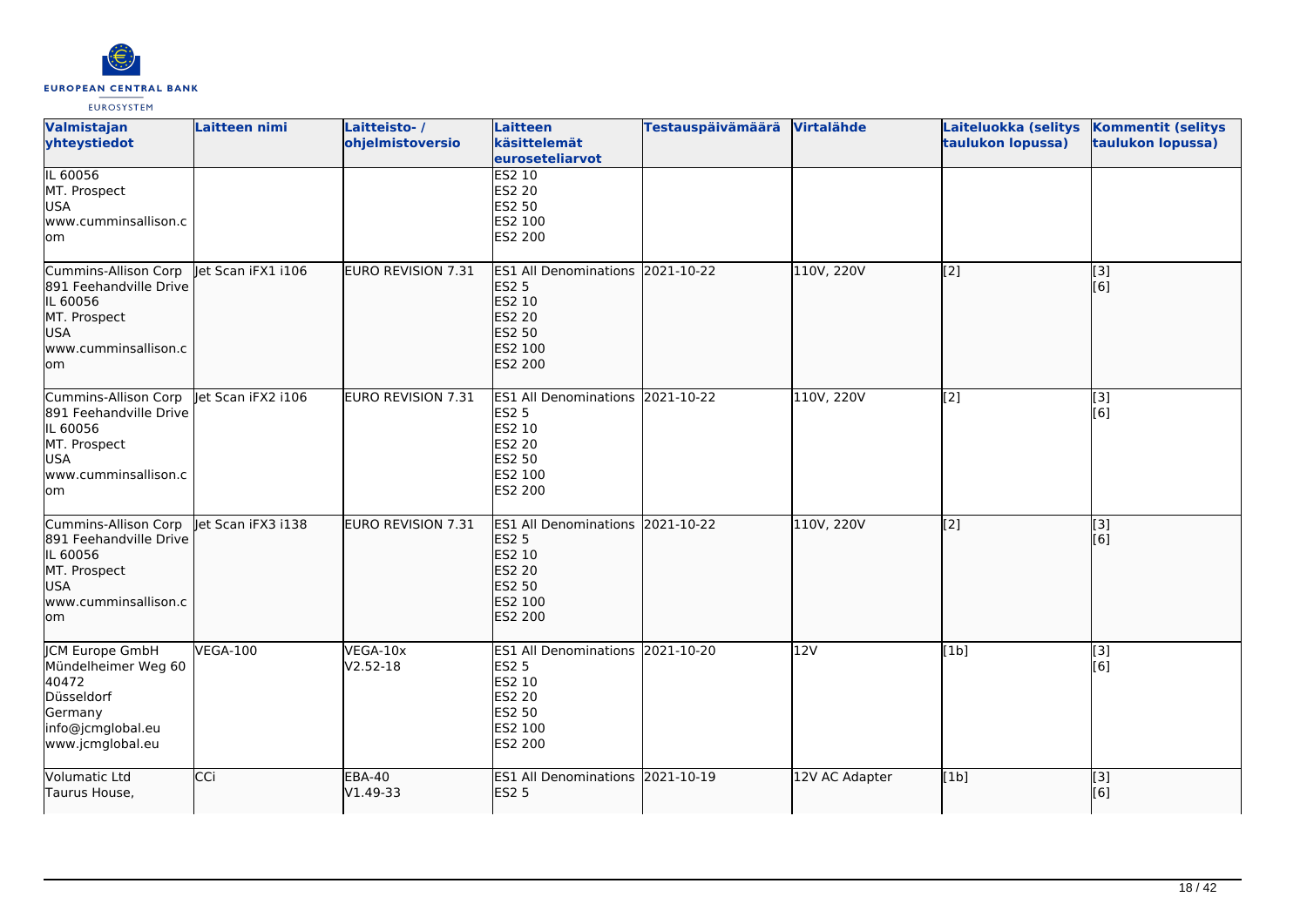| Valmistajan yhteystiedot | Laitteen nimi | Laitteisto- / ohjelmistoversio | Laitteen käsittelemät euroseteliarvot | Testauspäivämäärä | Virtalähde | Laiteluokka (selitys taulukon lopussa) | Kommentit (selitys taulukon lopussa) |
|---|---|---|---|---|---|---|---|
| IL 60056<br>MT. Prospect<br>USA<br>www.cumminsallison.com | | | ES2 10<br>ES2 20<br>ES2 50<br>ES2 100<br>ES2 200 | | | | |
| Cummins-Allison Corp<br>891 Feehandville Drive<br>IL 60056<br>MT. Prospect<br>USA<br>www.cumminsallison.com | Jet Scan iFX1 i106 | EURO REVISION 7.31 | ES1 All Denominations<br>ES2 5<br>ES2 10<br>ES2 20<br>ES2 50<br>ES2 100<br>ES2 200 | 2021-10-22 | 110V, 220V | [2] | [3]<br>[6] |
| Cummins-Allison Corp<br>891 Feehandville Drive<br>IL 60056<br>MT. Prospect<br>USA<br>www.cumminsallison.com | Jet Scan iFX2 i106 | EURO REVISION 7.31 | ES1 All Denominations<br>ES2 5<br>ES2 10<br>ES2 20<br>ES2 50<br>ES2 100<br>ES2 200 | 2021-10-22 | 110V, 220V | [2] | [3]<br>[6] |
| Cummins-Allison Corp<br>891 Feehandville Drive<br>IL 60056<br>MT. Prospect<br>USA<br>www.cumminsallison.com | Jet Scan iFX3 i138 | EURO REVISION 7.31 | ES1 All Denominations<br>ES2 5<br>ES2 10<br>ES2 20<br>ES2 50<br>ES2 100<br>ES2 200 | 2021-10-22 | 110V, 220V | [2] | [3]<br>[6] |
| JCM Europe GmbH<br>Mündelheimer Weg 60<br>40472<br>Düsseldorf<br>Germany<br>info@jcmglobal.eu<br>www.jcmglobal.eu | VEGA-100 | VEGA-10x<br>V2.52-18 | ES1 All Denominations<br>ES2 5<br>ES2 10<br>ES2 20<br>ES2 50<br>ES2 100<br>ES2 200 | 2021-10-20 | 12V | [1b] | [3]<br>[6] |
| Volumatic Ltd<br>Taurus House, | CCi | EBA-40<br>V1.49-33 | ES1 All Denominations<br>ES2 5 | 2021-10-19 | 12V AC Adapter | [1b] | [3]<br>[6] |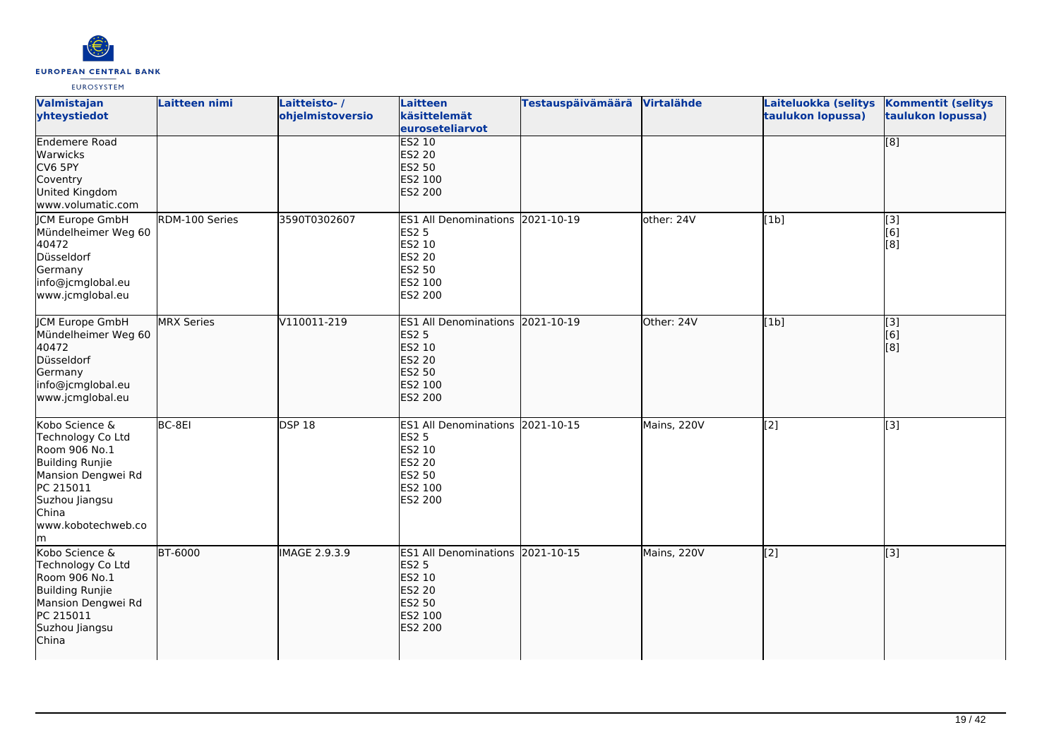| Valmistajan yhteystiedot | Laitteen nimi | Laitteisto- / ohjelmistoversio | Laitteen käsittelemät euroseteliarvot | Testauspäivämäärä | Virtalähde | Laiteluokka (selitys taulukon lopussa) | Kommentit (selitys taulukon lopussa) |
|---|---|---|---|---|---|---|---|
| Endemere Road<br>Warwicks<br>CV6 5PY<br>Coventry<br>United Kingdom<br>www.volumatic.com | | | ES2 10<br>ES2 20<br>ES2 50<br>ES2 100<br>ES2 200 | | | | [8] |
| JCM Europe GmbH<br>Mündelheimer Weg 60<br>40472<br>Düsseldorf<br>Germany<br>info@jcmglobal.eu<br>www.jcmglobal.eu | RDM-100 Series | 3590T0302607 | ES1 All Denominations<br>ES2 5<br>ES2 10<br>ES2 20<br>ES2 50<br>ES2 100<br>ES2 200 | 2021-10-19 | other: 24V | [1b] | [3]<br>[6]<br>[8] |
| JCM Europe GmbH<br>Mündelheimer Weg 60<br>40472<br>Düsseldorf<br>Germany<br>info@jcmglobal.eu<br>www.jcmglobal.eu | MRX Series | V110011-219 | ES1 All Denominations<br>ES2 5<br>ES2 10<br>ES2 20<br>ES2 50<br>ES2 100<br>ES2 200 | 2021-10-19 | Other: 24V | [1b] | [3]<br>[6]<br>[8] |
| Kobo Science & Technology Co Ltd<br>Room 906 No.1<br>Building Runjie<br>Mansion Dengwei Rd<br>PC 215011<br>Suzhou Jiangsu<br>China<br>www.kobotechweb.com | BC-8EI | DSP 18 | ES1 All Denominations<br>ES2 5<br>ES2 10<br>ES2 20<br>ES2 50<br>ES2 100<br>ES2 200 | 2021-10-15 | Mains, 220V | [2] | [3] |
| Kobo Science & Technology Co Ltd<br>Room 906 No.1<br>Building Runjie<br>Mansion Dengwei Rd<br>PC 215011<br>Suzhou Jiangsu<br>China | BT-6000 | IMAGE 2.9.3.9 | ES1 All Denominations<br>ES2 5<br>ES2 10<br>ES2 20<br>ES2 50<br>ES2 100<br>ES2 200 | 2021-10-15 | Mains, 220V | [2] | [3] |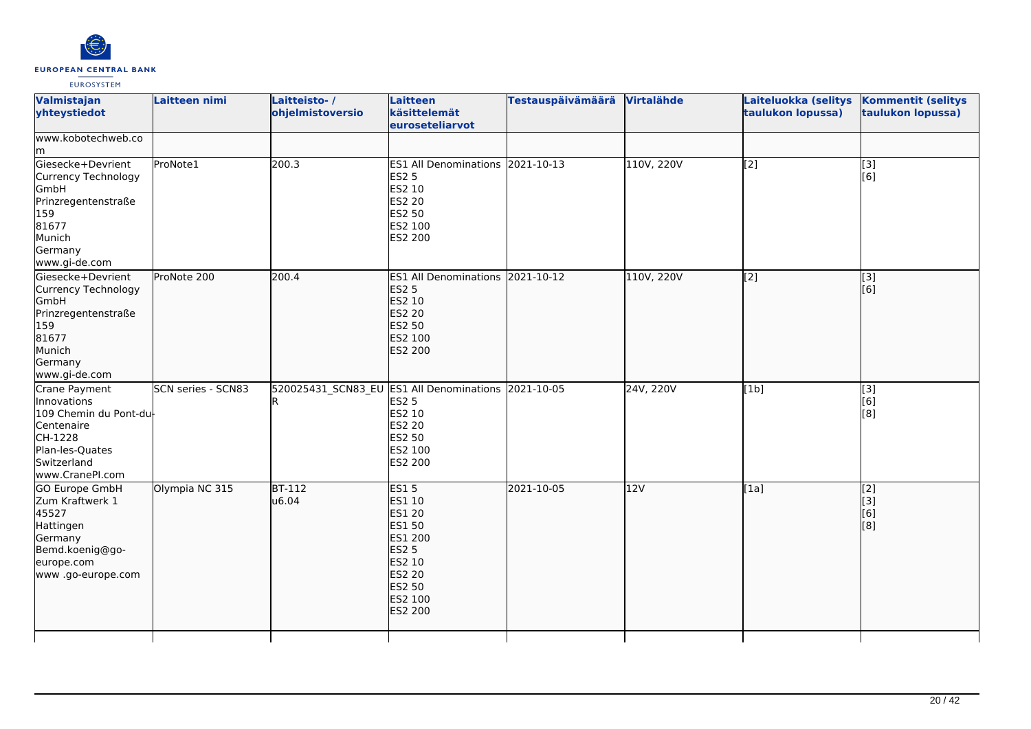| Valmistajan yhteystiedot | Laitteen nimi | Laitteisto- / ohjelmistoversio | Laitteen käsittelemät euroseteliarvot | Testauspäivämäärä | Virtalähde | Laiteluokka (selitys taulukon lopussa) | Kommentit (selitys taulukon lopussa) |
|---|---|---|---|---|---|---|---|
| www.kobotechweb.com | | | | | | | |
| Giesecke+Devrient Currency Technology GmbH<br>Prinzregentenstraße 159<br>81677<br>Munich<br>Germany<br>www.gi-de.com | ProNote1 | 200.3 | ES1 All Denominations<br>ES2 5<br>ES2 10<br>ES2 20<br>ES2 50<br>ES2 100<br>ES2 200 | 2021-10-13 | 110V, 220V | [2] | [3]<br>[6] |
| Giesecke+Devrient Currency Technology GmbH<br>Prinzregentenstraße 159<br>81677<br>Munich<br>Germany<br>www.gi-de.com | ProNote 200 | 200.4 | ES1 All Denominations<br>ES2 5<br>ES2 10<br>ES2 20<br>ES2 50<br>ES2 100<br>ES2 200 | 2021-10-12 | 110V, 220V | [2] | [3]<br>[6] |
| Crane Payment Innovations<br>109 Chemin du Pont-du-Centenaire<br>CH-1228<br>Plan-les-Quates<br>Switzerland<br>www.CranePI.com | SCN series - SCN83 | 520025431_SCN83_EUR | ES1 All Denominations<br>ES2 5<br>ES2 10<br>ES2 20<br>ES2 50<br>ES2 100<br>ES2 200 | 2021-10-05 | 24V, 220V | [1b] | [3]<br>[6]<br>[8] |
| GO Europe GmbH<br>Zum Kraftwerk 1<br>45527<br>Hattingen<br>Germany<br>Bemd.koenig@go-europe.com<br>www .go-europe.com | Olympia NC 315 | BT-112<br>u6.04 | ES1 5<br>ES1 10<br>ES1 20<br>ES1 50<br>ES1 200<br>ES2 5<br>ES2 10<br>ES2 20<br>ES2 50<br>ES2 100<br>ES2 200 | 2021-10-05 | 12V | [1a] | [2]<br>[3]<br>[6]<br>[8] |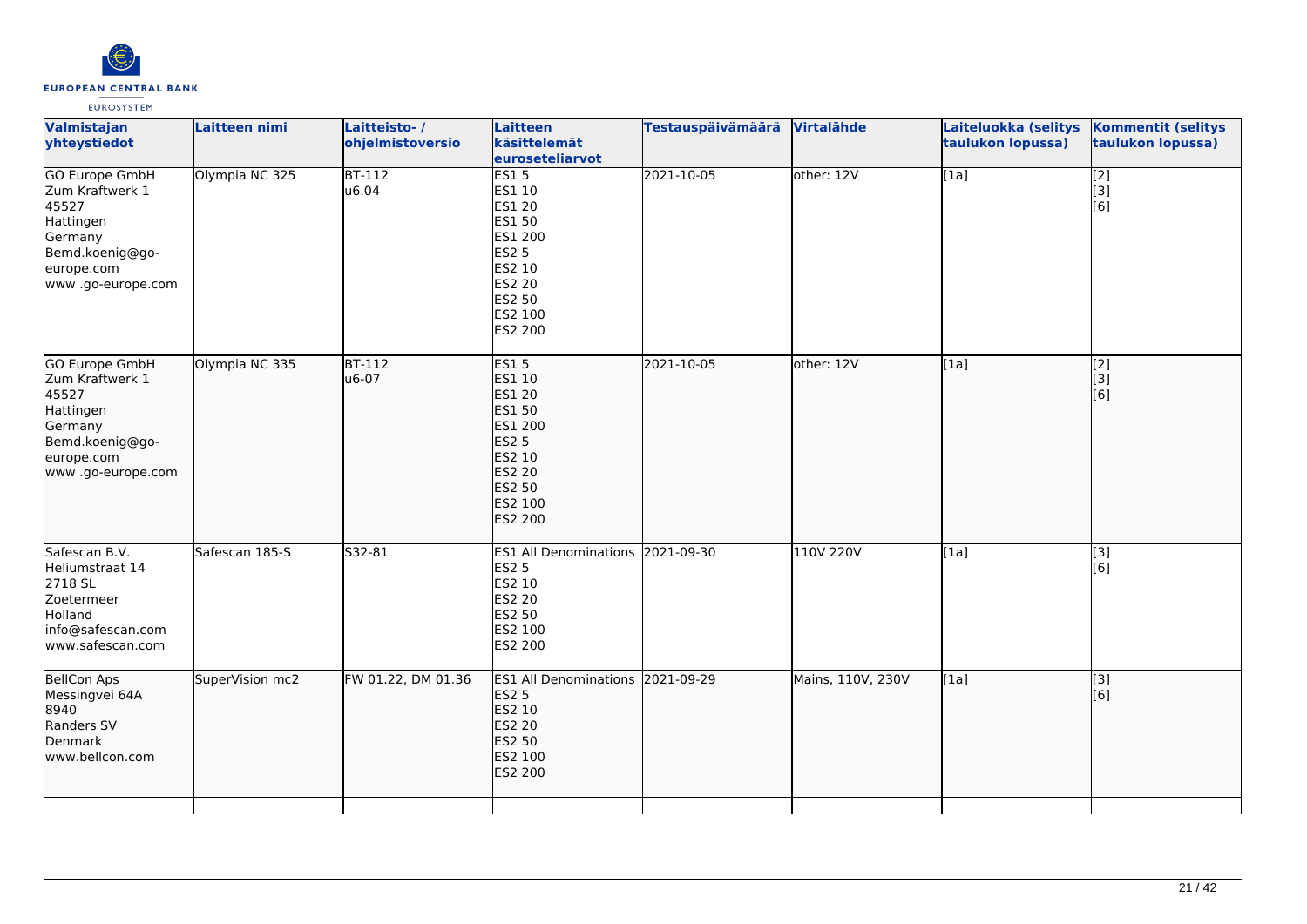| Valmistajan yhteystiedot | Laitteen nimi | Laitteisto- / ohjelmistoversio | Laitteen käsittelemät euroseteliarvot | Testauspäivämäärä | Virtalähde | Laiteluokka (selitys taulukon lopussa) | Kommentit (selitys taulukon lopussa) |
|---|---|---|---|---|---|---|---|
| GO Europe GmbH<br>Zum Kraftwerk 1<br>45527<br>Hattingen<br>Germany<br>Bemd.koenig@go-europe.com<br>www .go-europe.com | Olympia NC 325 | BT-112<br>u6.04 | ES1 5<br>ES1 10<br>ES1 20<br>ES1 50<br>ES1 200<br>ES2 5<br>ES2 10<br>ES2 20<br>ES2 50<br>ES2 100<br>ES2 200 | 2021-10-05 | other: 12V | [1a] | [2]<br>[3]<br>[6] |
| GO Europe GmbH<br>Zum Kraftwerk 1<br>45527<br>Hattingen<br>Germany<br>Bemd.koenig@go-europe.com<br>www .go-europe.com | Olympia NC 335 | BT-112<br>u6-07 | ES1 5<br>ES1 10<br>ES1 20<br>ES1 50<br>ES1 200<br>ES2 5<br>ES2 10<br>ES2 20<br>ES2 50<br>ES2 100<br>ES2 200 | 2021-10-05 | other: 12V | [1a] | [2]<br>[3]<br>[6] |
| Safescan B.V.<br>Heliumstraat 14<br>2718 SL<br>Zoetermeer<br>Holland<br>info@safescan.com<br>www.safescan.com | Safescan 185-S | S32-81 | ES1 All Denominations<br>ES2 5<br>ES2 10<br>ES2 20<br>ES2 50<br>ES2 100<br>ES2 200 | 2021-09-30 | 110V 220V | [1a] | [3]<br>[6] |
| BellCon Aps<br>Messingvei 64A<br>8940<br>Randers SV<br>Denmark<br>www.bellcon.com | SuperVision mc2 | FW 01.22, DM 01.36 | ES1 All Denominations<br>ES2 5<br>ES2 10<br>ES2 20<br>ES2 50<br>ES2 100<br>ES2 200 | 2021-09-29 | Mains, 110V, 230V | [1a] | [3]<br>[6] |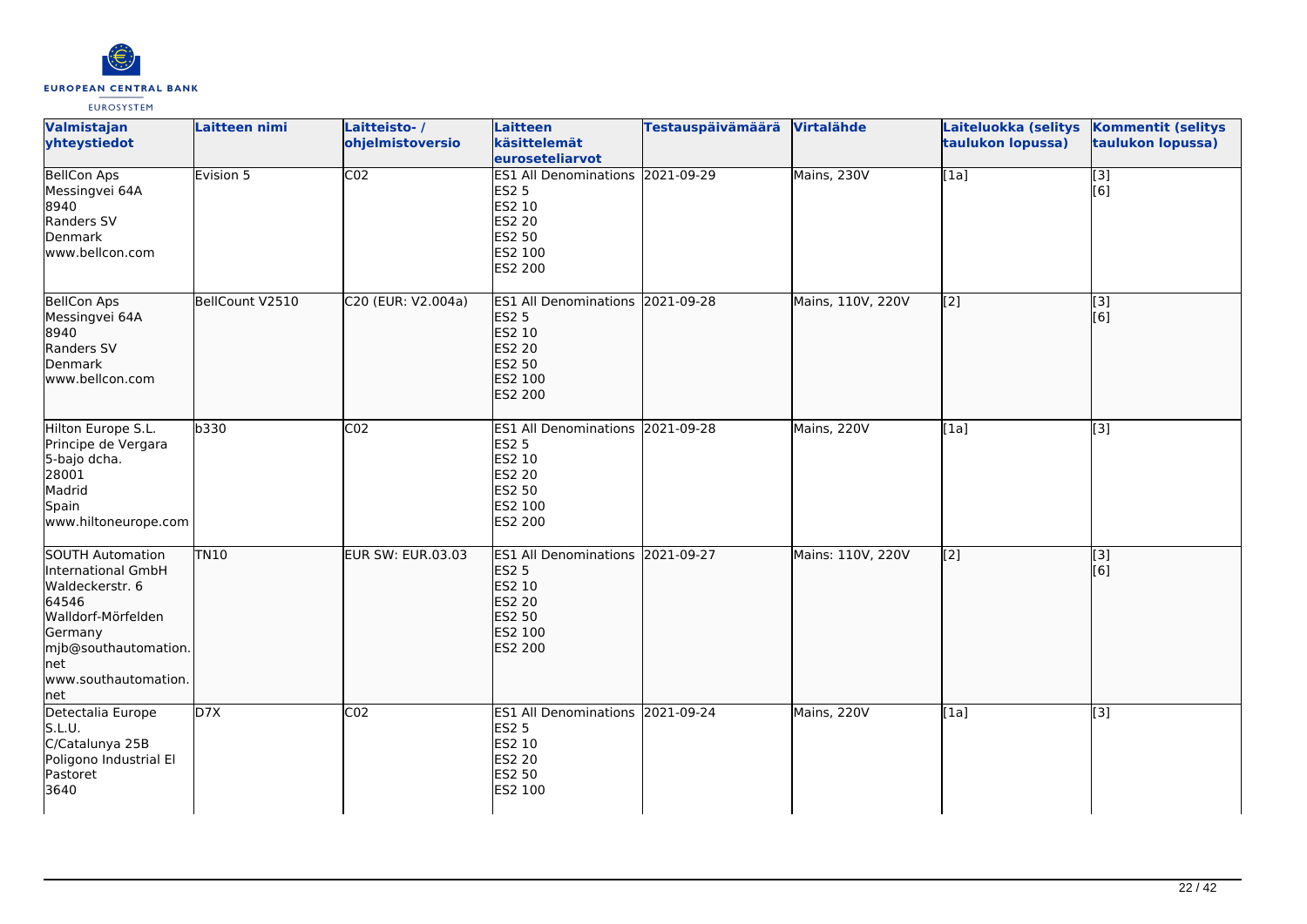| Valmistajan yhteystiedot | Laitteen nimi | Laitteisto- / ohjelmistoversio | Laitteen käsittelemät euroseteliarvot | Testauspäivämäärä | Virtalähde | Laiteluokka (selitys taulukon lopussa) | Kommentit (selitys taulukon lopussa) |
|---|---|---|---|---|---|---|---|
| BellCon Aps<br>Messingvei 64A<br>8940<br>Randers SV<br>Denmark<br>www.bellcon.com | Evision 5 | C02 | ES1 All Denominations<br>ES2 5<br>ES2 10<br>ES2 20<br>ES2 50<br>ES2 100<br>ES2 200 | 2021-09-29 | Mains, 230V | [1a] | [3]<br>[6] |
| BellCon Aps<br>Messingvei 64A<br>8940<br>Randers SV<br>Denmark<br>www.bellcon.com | BellCount V2510 | C20 (EUR: V2.004a) | ES1 All Denominations<br>ES2 5<br>ES2 10<br>ES2 20<br>ES2 50<br>ES2 100<br>ES2 200 | 2021-09-28 | Mains, 110V, 220V | [2] | [3]<br>[6] |
| Hilton Europe S.L.<br>Principe de Vergara<br>5-bajo dcha.<br>28001<br>Madrid<br>Spain<br>www.hiltoneurope.com | b330 | C02 | ES1 All Denominations<br>ES2 5<br>ES2 10<br>ES2 20<br>ES2 50<br>ES2 100<br>ES2 200 | 2021-09-28 | Mains, 220V | [1a] | [3] |
| SOUTH Automation International GmbH<br>Waldeckerstr. 6<br>64546<br>Walldorf-Mörfelden<br>Germany<br>mjb@southautomation.net<br>www.southautomation.net | TN10 | EUR SW: EUR.03.03 | ES1 All Denominations<br>ES2 5<br>ES2 10<br>ES2 20<br>ES2 50<br>ES2 100<br>ES2 200 | 2021-09-27 | Mains: 110V, 220V | [2] | [3]<br>[6] |
| Detectalia Europe S.L.U.<br>C/Catalunya 25B<br>Poligono Industrial El Pastoret<br>3640 | D7X | C02 | ES1 All Denominations<br>ES2 5<br>ES2 10<br>ES2 20<br>ES2 50<br>ES2 100 | 2021-09-24 | Mains, 220V | [1a] | [3] |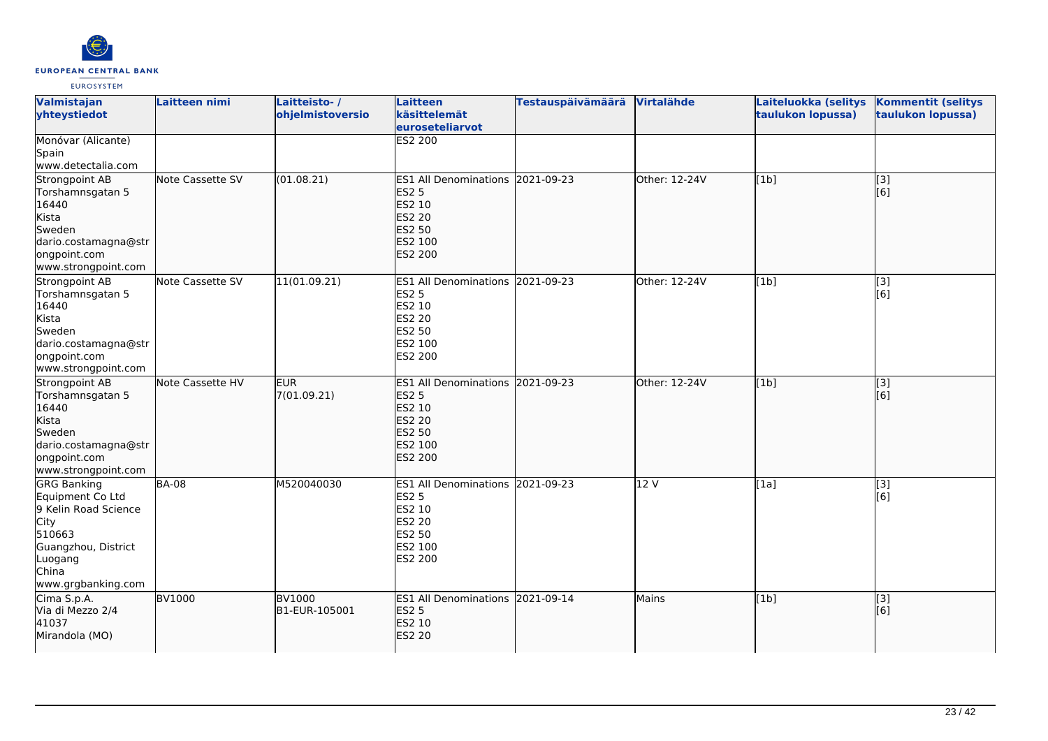| Valmistajan yhteystiedot | Laitteen nimi | Laitteisto- / ohjelmistoversio | Laitteen käsittelemät euroseteliarvot | Testauspäivämäärä | Virtalähde | Laiteluokka (selitys taulukon lopussa) | Kommentit (selitys taulukon lopussa) |
|---|---|---|---|---|---|---|---|
| Monóvar (Alicante)<br>Spain<br>www.detectalia.com | | | ES2 200 | | | | |
| Strongpoint AB<br>Torshamnsgatan 5<br>16440<br>Kista<br>Sweden<br>dario.costamagna@strongpoint.com<br>www.strongpoint.com | Note Cassette SV | (01.08.21) | ES1 All Denominations<br>ES2 5<br>ES2 10<br>ES2 20<br>ES2 50<br>ES2 100<br>ES2 200 | 2021-09-23 | Other: 12-24V | [1b] | [3]<br>[6] |
| Strongpoint AB<br>Torshamnsgatan 5<br>16440<br>Kista<br>Sweden<br>dario.costamagna@strongpoint.com<br>www.strongpoint.com | Note Cassette SV | 11(01.09.21) | ES1 All Denominations<br>ES2 5<br>ES2 10<br>ES2 20<br>ES2 50<br>ES2 100<br>ES2 200 | 2021-09-23 | Other: 12-24V | [1b] | [3]<br>[6] |
| Strongpoint AB<br>Torshamnsgatan 5<br>16440<br>Kista<br>Sweden<br>dario.costamagna@strongpoint.com<br>www.strongpoint.com | Note Cassette HV | EUR<br>7(01.09.21) | ES1 All Denominations<br>ES2 5<br>ES2 10<br>ES2 20<br>ES2 50<br>ES2 100<br>ES2 200 | 2021-09-23 | Other: 12-24V | [1b] | [3]<br>[6] |
| GRG Banking Equipment Co Ltd<br>9 Kelin Road Science City<br>510663<br>Guangzhou, District Luogang<br>China<br>www.grgbanking.com | BA-08 | M520040030 | ES1 All Denominations<br>ES2 5<br>ES2 10<br>ES2 20<br>ES2 50<br>ES2 100<br>ES2 200 | 2021-09-23 | 12 V | [1a] | [3]<br>[6] |
| Cima S.p.A.<br>Via di Mezzo 2/4<br>41037<br>Mirandola (MO) | BV1000 | BV1000<br>B1-EUR-105001 | ES1 All Denominations<br>ES2 5<br>ES2 10<br>ES2 20 | 2021-09-14 | Mains | [1b] | [3]<br>[6] |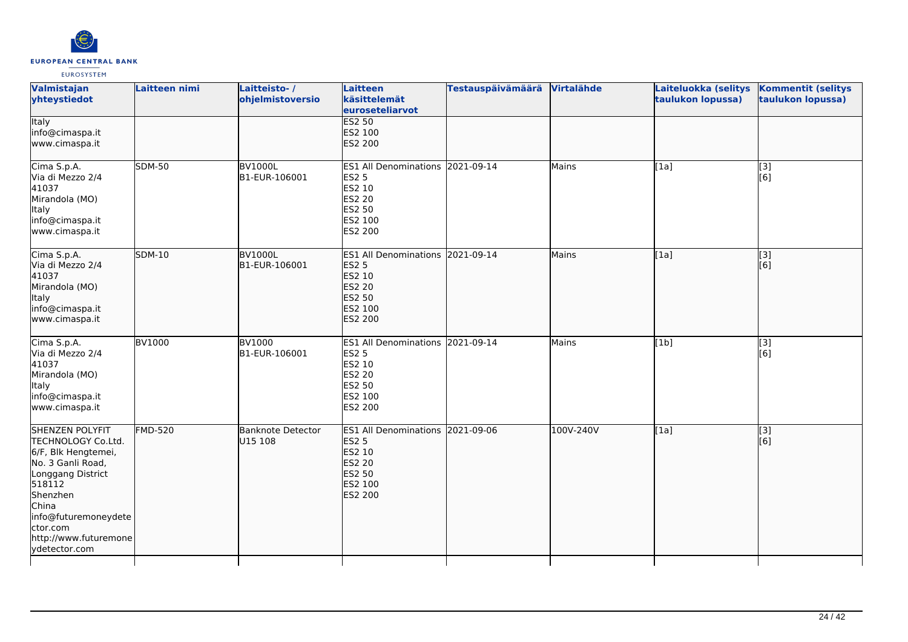| Valmistajan yhteystiedot | Laitteen nimi | Laitteisto- / ohjelmistoversio | Laitteen käsittelemät euroseteliarvot | Testauspäivämäärä | Virtalähde | Laiteluokka (selitys taulukon lopussa) | Kommentit (selitys taulukon lopussa) |
|---|---|---|---|---|---|---|---|
| Italy<br>info@cimaspa.it<br>www.cimaspa.it | | | ES2 50<br>ES2 100<br>ES2 200 | | | | |
| Cima S.p.A.<br>Via di Mezzo 2/4<br>41037<br>Mirandola (MO)<br>Italy<br>info@cimaspa.it<br>www.cimaspa.it | SDM-50 | BV1000L<br>B1-EUR-106001 | ES1 All Denominations<br>ES2 5<br>ES2 10<br>ES2 20<br>ES2 50<br>ES2 100<br>ES2 200 | 2021-09-14 | Mains | [1a] | [3]<br>[6] |
| Cima S.p.A.<br>Via di Mezzo 2/4<br>41037<br>Mirandola (MO)<br>Italy<br>info@cimaspa.it<br>www.cimaspa.it | SDM-10 | BV1000L<br>B1-EUR-106001 | ES1 All Denominations<br>ES2 5<br>ES2 10<br>ES2 20<br>ES2 50<br>ES2 100<br>ES2 200 | 2021-09-14 | Mains | [1a] | [3]<br>[6] |
| Cima S.p.A.<br>Via di Mezzo 2/4<br>41037<br>Mirandola (MO)<br>Italy<br>info@cimaspa.it<br>www.cimaspa.it | BV1000 | BV1000<br>B1-EUR-106001 | ES1 All Denominations<br>ES2 5<br>ES2 10<br>ES2 20<br>ES2 50<br>ES2 100<br>ES2 200 | 2021-09-14 | Mains | [1b] | [3]<br>[6] |
| SHENZEN POLYFIT TECHNOLOGY Co.Ltd.<br>6/F, Blk Hengtemei,<br>No. 3 Ganli Road,<br>Longgang District<br>518112<br>Shenzhen<br>China<br>info@futuremoneydetector.com<br>http://www.futuremoneydetector.com | FMD-520 | Banknote Detector<br>U15 108 | ES1 All Denominations<br>ES2 5<br>ES2 10<br>ES2 20<br>ES2 50<br>ES2 100<br>ES2 200 | 2021-09-06 | 100V-240V | [1a] | [3]<br>[6] |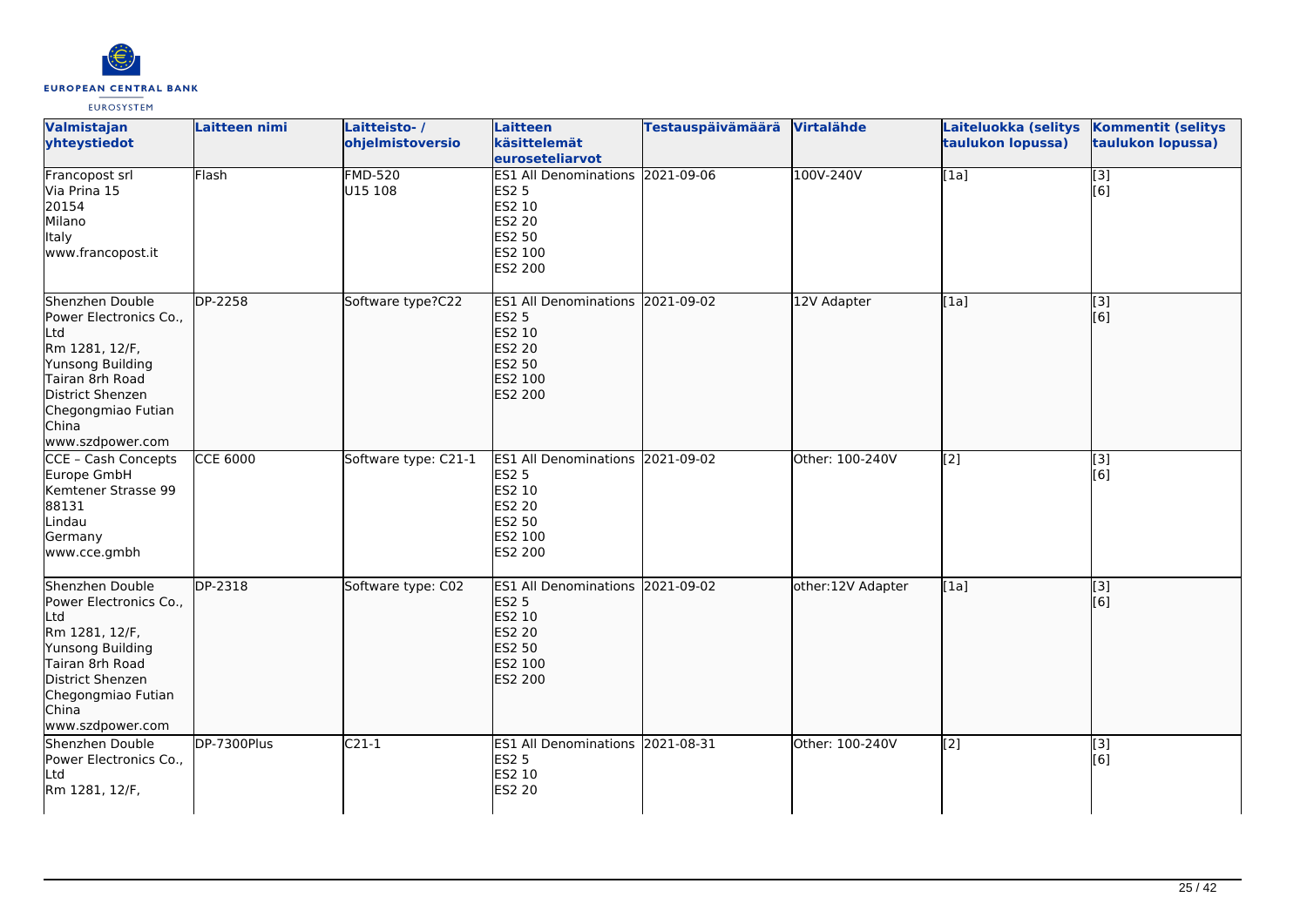| Valmistajan yhteystiedot | Laitteen nimi | Laitteisto- / ohjelmistoversio | Laitteen käsittelemät euroseteliarvot | Testauspäivämäärä | Virtalähde | Laiteluokka (selitys taulukon lopussa) | Kommentit (selitys taulukon lopussa) |
|---|---|---|---|---|---|---|---|
| Francopost srl<br>Via Prina 15<br>20154<br>Milano<br>Italy<br>www.francopost.it | Flash | FMD-520<br>U15 108 | ES1 All Denominations<br>ES2 5<br>ES2 10<br>ES2 20<br>ES2 50<br>ES2 100<br>ES2 200 | 2021-09-06 | 100V-240V | [1a] | [3]<br>[6] |
| Shenzhen Double Power Electronics Co., Ltd<br>Rm 1281, 12/F,<br>Yunsong Building<br>Tairan 8rh Road<br>District Shenzen<br>Chegongmiao Futian<br>China<br>www.szdpower.com | DP-2258 | Software type?C22 | ES1 All Denominations<br>ES2 5<br>ES2 10<br>ES2 20<br>ES2 50<br>ES2 100<br>ES2 200 | 2021-09-02 | 12V Adapter | [1a] | [3]<br>[6] |
| CCE – Cash Concepts Europe GmbH<br>Kemtener Strasse 99<br>88131<br>Lindau<br>Germany<br>www.cce.gmbh | CCE 6000 | Software type: C21-1 | ES1 All Denominations<br>ES2 5<br>ES2 10<br>ES2 20<br>ES2 50<br>ES2 100<br>ES2 200 | 2021-09-02 | Other: 100-240V | [2] | [3]<br>[6] |
| Shenzhen Double Power Electronics Co., Ltd<br>Rm 1281, 12/F,<br>Yunsong Building<br>Tairan 8rh Road<br>District Shenzen<br>Chegongmiao Futian<br>China<br>www.szdpower.com | DP-2318 | Software type: C02 | ES1 All Denominations<br>ES2 5<br>ES2 10<br>ES2 20<br>ES2 50<br>ES2 100<br>ES2 200 | 2021-09-02 | other:12V Adapter | [1a] | [3]<br>[6] |
| Shenzhen Double Power Electronics Co., Ltd<br>Rm 1281, 12/F, | DP-7300Plus | C21-1 | ES1 All Denominations<br>ES2 5<br>ES2 10<br>ES2 20 | 2021-08-31 | Other: 100-240V | [2] | [3]<br>[6] |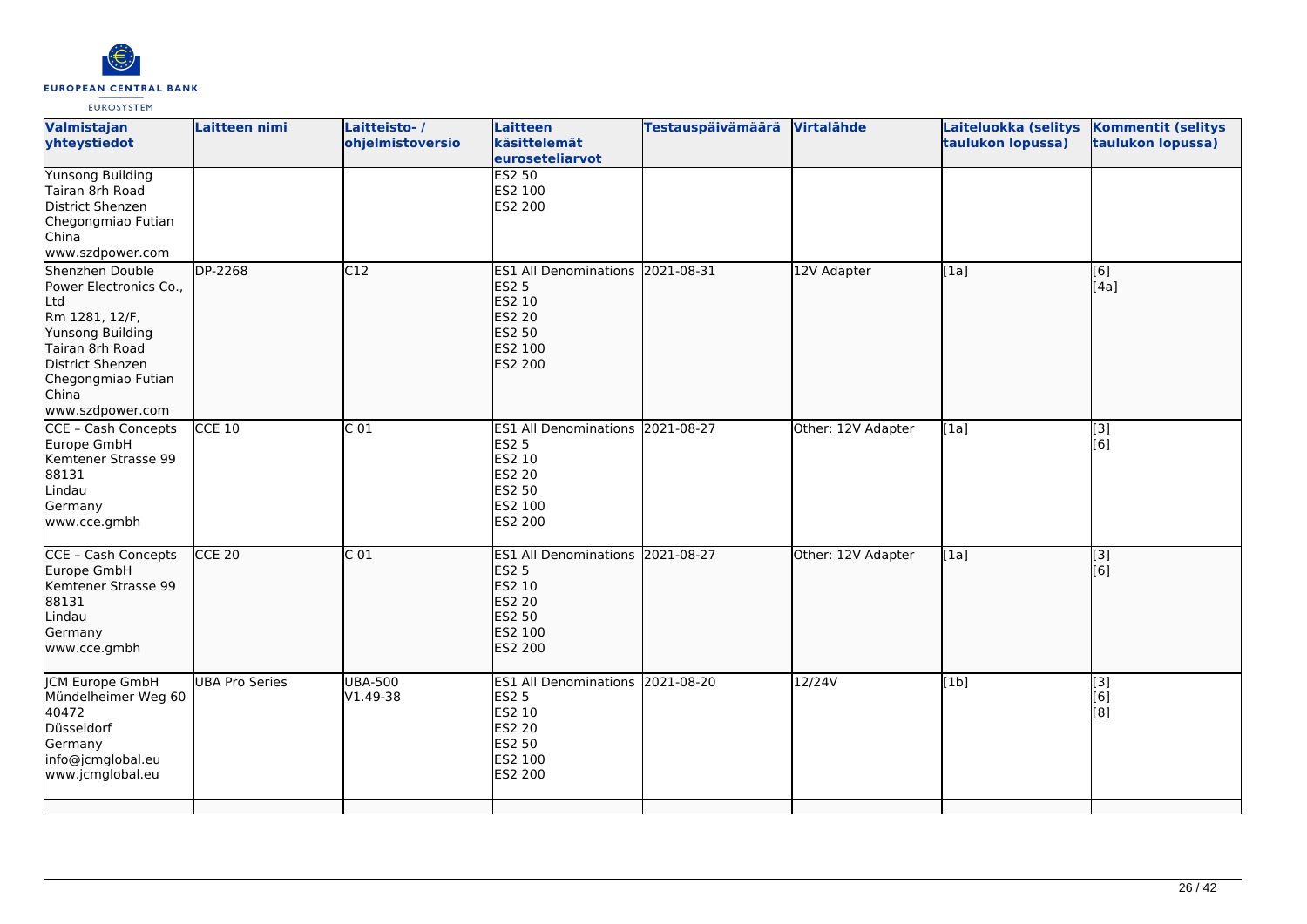| Valmistajan yhteystiedot | Laitteen nimi | Laitteisto- / ohjelmistoversio | Laitteen käsittelemät euroseteliarvot | Testauspäivämäärä | Virtalähde | Laiteluokka (selitys taulukon lopussa) | Kommentit (selitys taulukon lopussa) |
|---|---|---|---|---|---|---|---|
| Yunsong Building<br>Tairan 8rh Road<br>District Shenzen<br>Chegongmiao Futian<br>China<br>www.szdpower.com | | | ES2 50<br>ES2 100<br>ES2 200 | | | | |
| Shenzhen Double Power Electronics Co., Ltd<br>Rm 1281, 12/F,<br>Yunsong Building<br>Tairan 8rh Road<br>District Shenzen<br>Chegongmiao Futian<br>China<br>www.szdpower.com | DP-2268 | C12 | ES1 All Denominations<br>ES2 5<br>ES2 10<br>ES2 20<br>ES2 50<br>ES2 100<br>ES2 200 | 2021-08-31 | 12V Adapter | [1a] | [6]<br>[4a] |
| CCE – Cash Concepts Europe GmbH<br>Kemtener Strasse 99<br>88131<br>Lindau<br>Germany<br>www.cce.gmbh | CCE 10 | C 01 | ES1 All Denominations<br>ES2 5<br>ES2 10<br>ES2 20<br>ES2 50<br>ES2 100<br>ES2 200 | 2021-08-27 | Other: 12V Adapter | [1a] | [3]<br>[6] |
| CCE – Cash Concepts Europe GmbH<br>Kemtener Strasse 99<br>88131<br>Lindau<br>Germany<br>www.cce.gmbh | CCE 20 | C 01 | ES1 All Denominations<br>ES2 5<br>ES2 10<br>ES2 20<br>ES2 50<br>ES2 100<br>ES2 200 | 2021-08-27 | Other: 12V Adapter | [1a] | [3]<br>[6] |
| JCM Europe GmbH<br>Mündelheimer Weg 60<br>40472<br>Düsseldorf<br>Germany<br>info@jcmglobal.eu<br>www.jcmglobal.eu | UBA Pro Series | UBA-500<br>V1.49-38 | ES1 All Denominations<br>ES2 5<br>ES2 10<br>ES2 20<br>ES2 50<br>ES2 100<br>ES2 200 | 2021-08-20 | 12/24V | [1b] | [3]<br>[6]<br>[8] |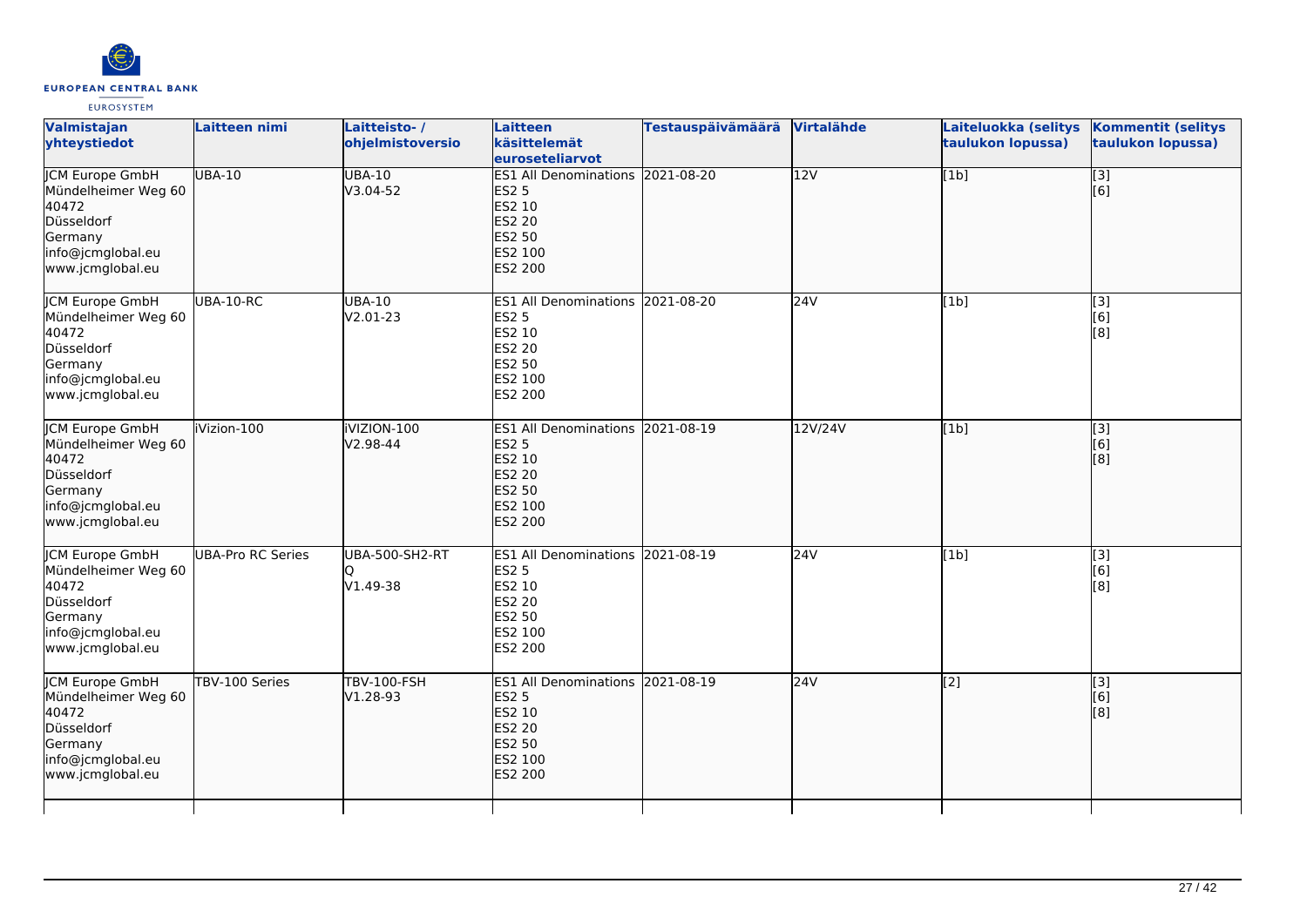| Valmistajan yhteystiedot | Laitteen nimi | Laitteisto- / ohjelmistoversio | Laitteen käsittelemät euroseteliarvot | Testauspäivämäärä | Virtalähde | Laiteluokka (selitys taulukon lopussa) | Kommentit (selitys taulukon lopussa) |
|---|---|---|---|---|---|---|---|
| JCM Europe GmbH<br>Mündelheimer Weg 60<br>40472<br>Düsseldorf<br>Germany<br>info@jcmglobal.eu<br>www.jcmglobal.eu | UBA-10 | UBA-10<br>V3.04-52 | ES1 All Denominations<br>ES2 5<br>ES2 10<br>ES2 20<br>ES2 50<br>ES2 100<br>ES2 200 | 2021-08-20 | 12V | [1b] | [3]<br>[6] |
| JCM Europe GmbH<br>Mündelheimer Weg 60<br>40472<br>Düsseldorf<br>Germany<br>info@jcmglobal.eu<br>www.jcmglobal.eu | UBA-10-RC | UBA-10<br>V2.01-23 | ES1 All Denominations<br>ES2 5<br>ES2 10<br>ES2 20<br>ES2 50<br>ES2 100<br>ES2 200 | 2021-08-20 | 24V | [1b] | [3]<br>[6]<br>[8] |
| JCM Europe GmbH<br>Mündelheimer Weg 60<br>40472<br>Düsseldorf<br>Germany<br>info@jcmglobal.eu<br>www.jcmglobal.eu | iVizion-100 | iVIZION-100<br>V2.98-44 | ES1 All Denominations<br>ES2 5<br>ES2 10<br>ES2 20<br>ES2 50<br>ES2 100<br>ES2 200 | 2021-08-19 | 12V/24V | [1b] | [3]<br>[6]<br>[8] |
| JCM Europe GmbH<br>Mündelheimer Weg 60<br>40472<br>Düsseldorf<br>Germany<br>info@jcmglobal.eu<br>www.jcmglobal.eu | UBA-Pro RC Series | UBA-500-SH2-RT<br>Q<br>V1.49-38 | ES1 All Denominations<br>ES2 5<br>ES2 10<br>ES2 20<br>ES2 50<br>ES2 100<br>ES2 200 | 2021-08-19 | 24V | [1b] | [3]<br>[6]<br>[8] |
| JCM Europe GmbH<br>Mündelheimer Weg 60<br>40472<br>Düsseldorf<br>Germany<br>info@jcmglobal.eu<br>www.jcmglobal.eu | TBV-100 Series | TBV-100-FSH<br>V1.28-93 | ES1 All Denominations<br>ES2 5<br>ES2 10<br>ES2 20<br>ES2 50<br>ES2 100<br>ES2 200 | 2021-08-19 | 24V | [2] | [3]<br>[6]<br>[8] |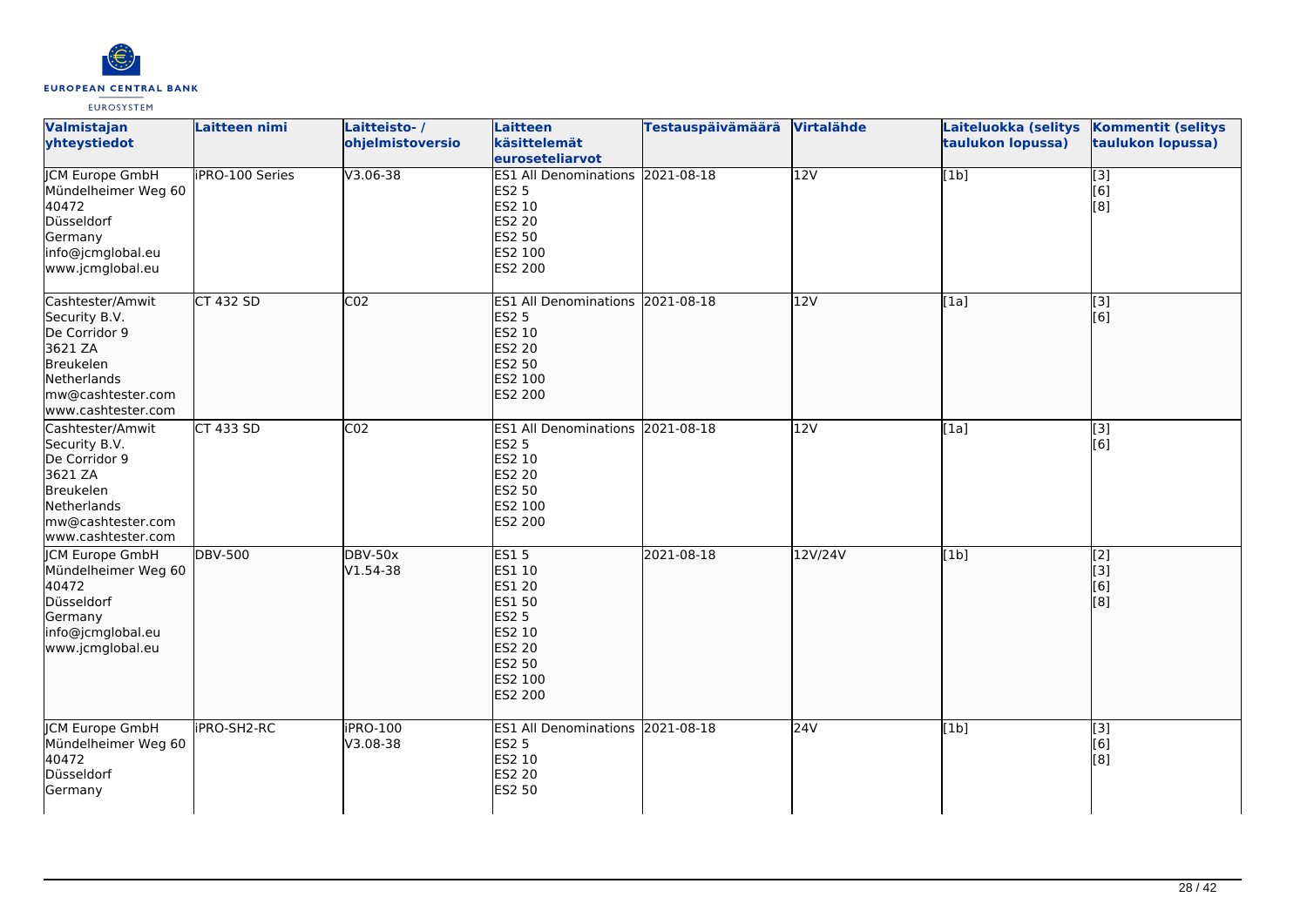| Valmistajan yhteystiedot | Laitteen nimi | Laitteisto- / ohjelmistoversio | Laitteen käsittelemät euroseteliarvot | Testauspäivämäärä | Virtalähde | Laiteluokka (selitys taulukon lopussa) | Kommentit (selitys taulukon lopussa) |
|---|---|---|---|---|---|---|---|
| JCM Europe GmbH<br>Mündelheimer Weg 60<br>40472<br>Düsseldorf<br>Germany<br>info@jcmglobal.eu<br>www.jcmglobal.eu | iPRO-100 Series | V3.06-38 | ES1 All Denominations<br>ES2 5<br>ES2 10<br>ES2 20<br>ES2 50<br>ES2 100<br>ES2 200 | 2021-08-18 | 12V | [1b] | [3]<br>[6]<br>[8] |
| Cashtester/Amwit Security B.V.<br>De Corridor 9<br>3621 ZA<br>Breukelen<br>Netherlands<br>mw@cashtester.com<br>www.cashtester.com | CT 432 SD | C02 | ES1 All Denominations<br>ES2 5<br>ES2 10<br>ES2 20<br>ES2 50<br>ES2 100<br>ES2 200 | 2021-08-18 | 12V | [1a] | [3]<br>[6] |
| Cashtester/Amwit Security B.V.<br>De Corridor 9<br>3621 ZA<br>Breukelen<br>Netherlands<br>mw@cashtester.com<br>www.cashtester.com | CT 433 SD | C02 | ES1 All Denominations<br>ES2 5<br>ES2 10<br>ES2 20<br>ES2 50<br>ES2 100<br>ES2 200 | 2021-08-18 | 12V | [1a] | [3]<br>[6] |
| JCM Europe GmbH<br>Mündelheimer Weg 60<br>40472<br>Düsseldorf<br>Germany<br>info@jcmglobal.eu<br>www.jcmglobal.eu | DBV-500 | DBV-50x<br>V1.54-38 | ES1 5<br>ES1 10<br>ES1 20<br>ES1 50<br>ES2 5<br>ES2 10<br>ES2 20<br>ES2 50<br>ES2 100<br>ES2 200 | 2021-08-18 | 12V/24V | [1b] | [2]<br>[3]<br>[6]<br>[8] |
| JCM Europe GmbH<br>Mündelheimer Weg 60<br>40472<br>Düsseldorf<br>Germany | iPRO-SH2-RC | iPRO-100<br>V3.08-38 | ES1 All Denominations<br>ES2 5<br>ES2 10<br>ES2 20<br>ES2 50 | 2021-08-18 | 24V | [1b] | [3]<br>[6]<br>[8] |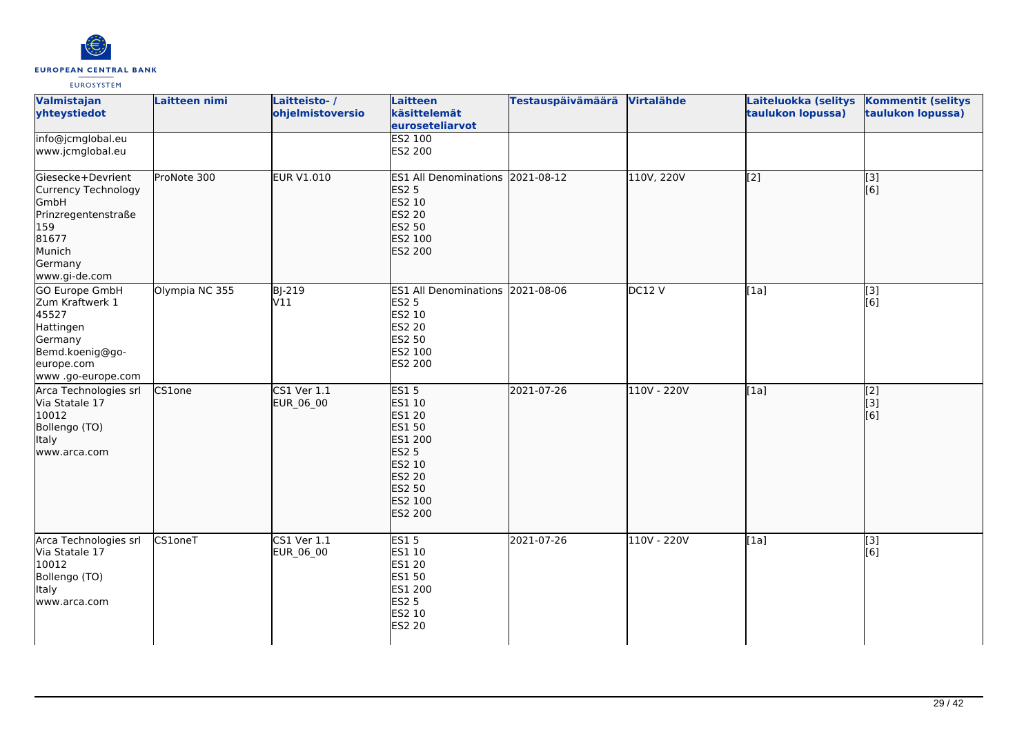| Valmistajan yhteystiedot | Laitteen nimi | Laitteisto- / ohjelmistoversio | Laitteen käsittelemät euroseteliarvot | Testauspäivämäärä | Virtalähde | Laiteluokka (selitys taulukon lopussa) | Kommentit (selitys taulukon lopussa) |
| --- | --- | --- | --- | --- | --- | --- | --- |
| info@jcmglobal.eu<br>www.jcmglobal.eu | | | ES2 100<br>ES2 200 | | | | |
| Giesecke+Devrient Currency Technology GmbH<br>Prinzregentenstraße 159<br>81677<br>Munich<br>Germany<br>www.gi-de.com | ProNote 300 | EUR V1.010 | ES1 All Denominations<br>ES2 5<br>ES2 10<br>ES2 20<br>ES2 50<br>ES2 100<br>ES2 200 | 2021-08-12 | 110V, 220V | [2] | [3]<br>[6] |
| GO Europe GmbH<br>Zum Kraftwerk 1<br>45527<br>Hattingen<br>Germany<br>Bemd.koenig@go-europe.com<br>www .go-europe.com | Olympia NC 355 | BJ-219<br>V11 | ES1 All Denominations<br>ES2 5<br>ES2 10<br>ES2 20<br>ES2 50<br>ES2 100<br>ES2 200 | 2021-08-06 | DC12 V | [1a] | [3]<br>[6] |
| Arca Technologies srl<br>Via Statale 17<br>10012<br>Bollengo (TO)<br>Italy<br>www.arca.com | CS1one | CS1 Ver 1.1<br>EUR_06_00 | ES1 5<br>ES1 10<br>ES1 20<br>ES1 50<br>ES1 200<br>ES2 5<br>ES2 10<br>ES2 20<br>ES2 50<br>ES2 100<br>ES2 200 | 2021-07-26 | 110V - 220V | [1a] | [2]<br>[3]<br>[6] |
| Arca Technologies srl<br>Via Statale 17<br>10012<br>Bollengo (TO)<br>Italy<br>www.arca.com | CS1oneT | CS1 Ver 1.1<br>EUR_06_00 | ES1 5<br>ES1 10<br>ES1 20<br>ES1 50<br>ES1 200<br>ES2 5<br>ES2 10<br>ES2 20 | 2021-07-26 | 110V - 220V | [1a] | [3]<br>[6] |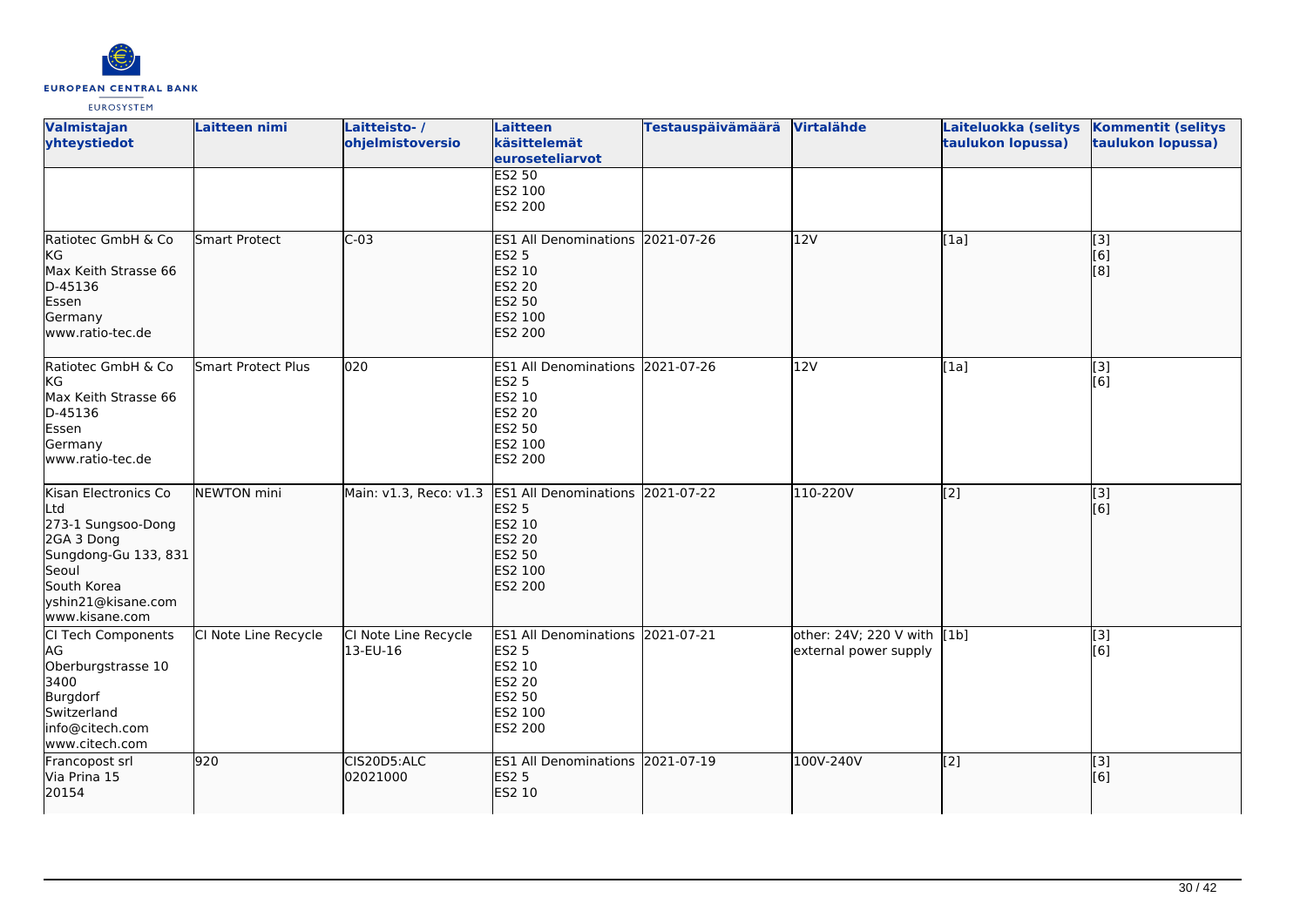| Valmistajan yhteystiedot | Laitteen nimi | Laitteisto- / ohjelmistoversio | Laitteen käsittelemät euroseteliarvot | Testauspäivämäärä | Virtalähde | Laiteluokka (selitys taulukon lopussa) | Kommentit (selitys taulukon lopussa) |
|---|---|---|---|---|---|---|---|
| | | | ES2 50<br>ES2 100<br>ES2 200 | | | | |
| Ratiotec GmbH & Co KG<br>Max Keith Strasse 66<br>D-45136<br>Essen<br>Germany<br>www.ratio-tec.de | Smart Protect | C-03 | ES1 All Denominations<br>ES2 5<br>ES2 10<br>ES2 20<br>ES2 50<br>ES2 100<br>ES2 200 | 2021-07-26 | 12V | [1a] | [3]<br>[6]<br>[8] |
| Ratiotec GmbH & Co KG<br>Max Keith Strasse 66<br>D-45136<br>Essen<br>Germany<br>www.ratio-tec.de | Smart Protect Plus | 020 | ES1 All Denominations<br>ES2 5<br>ES2 10<br>ES2 20<br>ES2 50<br>ES2 100<br>ES2 200 | 2021-07-26 | 12V | [1a] | [3]<br>[6] |
| Kisan Electronics Co Ltd<br>273-1 Sungsoo-Dong 2GA 3 Dong<br>Sungdong-Gu 133, 831<br>Seoul<br>South Korea<br>yshin21@kisane.com<br>www.kisane.com | NEWTON mini | Main: v1.3, Reco: v1.3 | ES1 All Denominations<br>ES2 5<br>ES2 10<br>ES2 20<br>ES2 50<br>ES2 100<br>ES2 200 | 2021-07-22 | 110-220V | [2] | [3]<br>[6] |
| CI Tech Components AG<br>Oberburgstrasse 10<br>3400<br>Burgdorf<br>Switzerland<br>info@citech.com<br>www.citech.com | CI Note Line Recycle | CI Note Line Recycle 13-EU-16 | ES1 All Denominations<br>ES2 5<br>ES2 10<br>ES2 20<br>ES2 50<br>ES2 100<br>ES2 200 | 2021-07-21 | other: 24V; 220 V with external power supply | [1b] | [3]<br>[6] |
| Francopost srl<br>Via Prina 15<br>20154 | 920 | CIS20D5:ALC 02021000 | ES1 All Denominations<br>ES2 5<br>ES2 10 | 2021-07-19 | 100V-240V | [2] | [3]<br>[6] |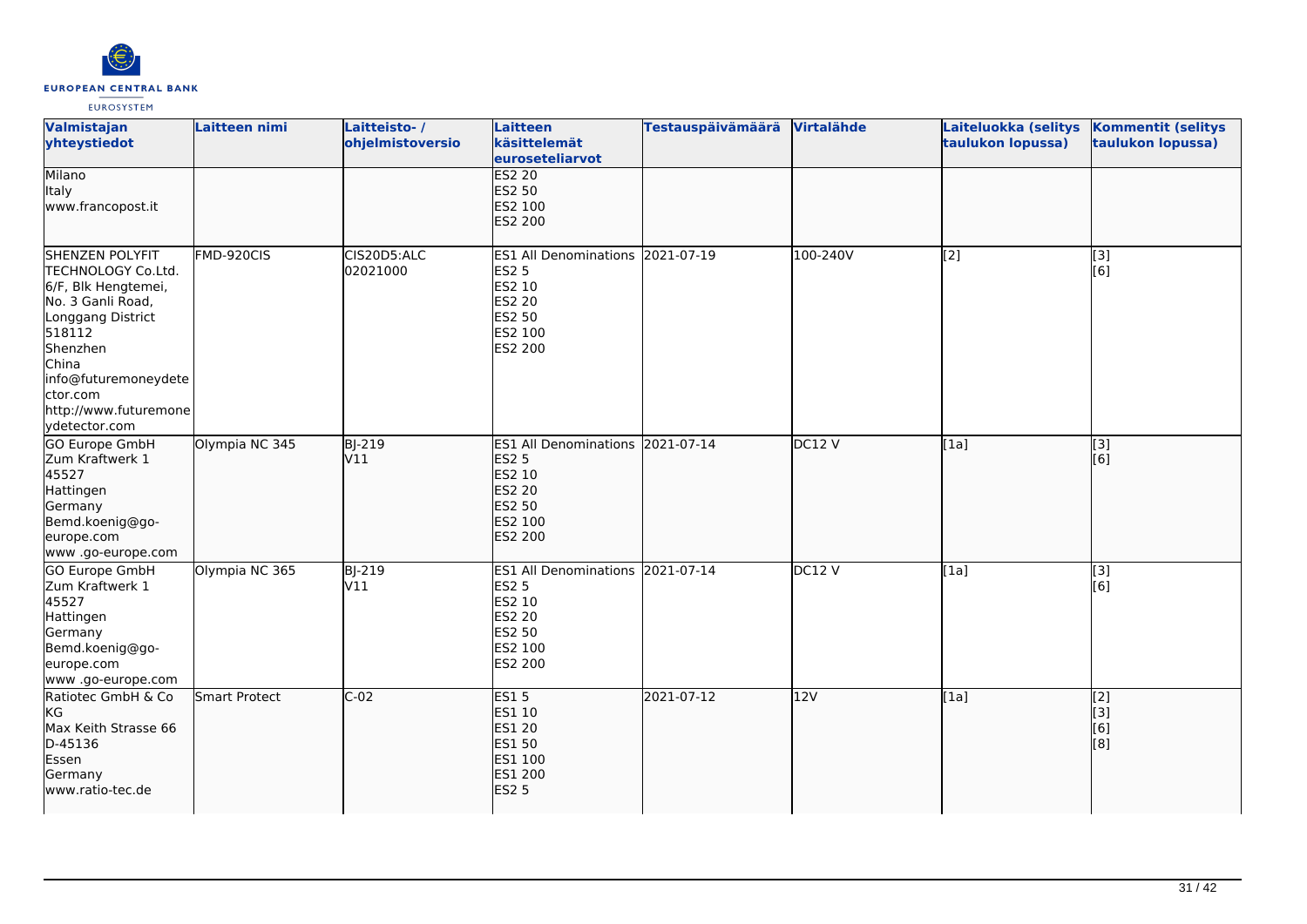| Valmistajan yhteystiedot | Laitteen nimi | Laitteisto- / ohjelmistoversio | Laitteen käsittelemät euroseteliarvot | Testauspäivämäärä | Virtalähde | Laiteluokka (selitys taulukon lopussa) | Kommentit (selitys taulukon lopussa) |
|---|---|---|---|---|---|---|---|
| Milano<br>Italy<br>www.francopost.it | | | ES2 20<br>ES2 50<br>ES2 100<br>ES2 200 | | | | |
| SHENZEN POLYFIT TECHNOLOGY Co.Ltd.<br>6/F, Blk Hengtemei,<br>No. 3 Ganli Road,<br>Longgang District<br>518112<br>Shenzhen<br>China<br>info@futuremoneydetector.com<br>http://www.futuremoneydetector.com | FMD-920CIS | CIS20D5:ALC<br>02021000 | ES1 All Denominations<br>ES2 5<br>ES2 10<br>ES2 20<br>ES2 50<br>ES2 100<br>ES2 200 | 2021-07-19 | 100-240V | [2] | [3]<br>[6] |
| GO Europe GmbH<br>Zum Kraftwerk 1<br>45527<br>Hattingen<br>Germany<br>Bemd.koenig@go-europe.com<br>www .go-europe.com | Olympia NC 345 | BJ-219<br>V11 | ES1 All Denominations<br>ES2 5<br>ES2 10<br>ES2 20<br>ES2 50<br>ES2 100<br>ES2 200 | 2021-07-14 | DC12 V | [1a] | [3]<br>[6] |
| GO Europe GmbH<br>Zum Kraftwerk 1<br>45527<br>Hattingen<br>Germany<br>Bemd.koenig@go-europe.com<br>www .go-europe.com | Olympia NC 365 | BJ-219<br>V11 | ES1 All Denominations<br>ES2 5<br>ES2 10<br>ES2 20<br>ES2 50<br>ES2 100<br>ES2 200 | 2021-07-14 | DC12 V | [1a] | [3]<br>[6] |
| Ratiotec GmbH & Co KG<br>Max Keith Strasse 66<br>D-45136<br>Essen<br>Germany<br>www.ratio-tec.de | Smart Protect | C-02 | ES1 5<br>ES1 10<br>ES1 20<br>ES1 50<br>ES1 100<br>ES1 200<br>ES2 5 | 2021-07-12 | 12V | [1a] | [2]<br>[3]<br>[6]<br>[8] |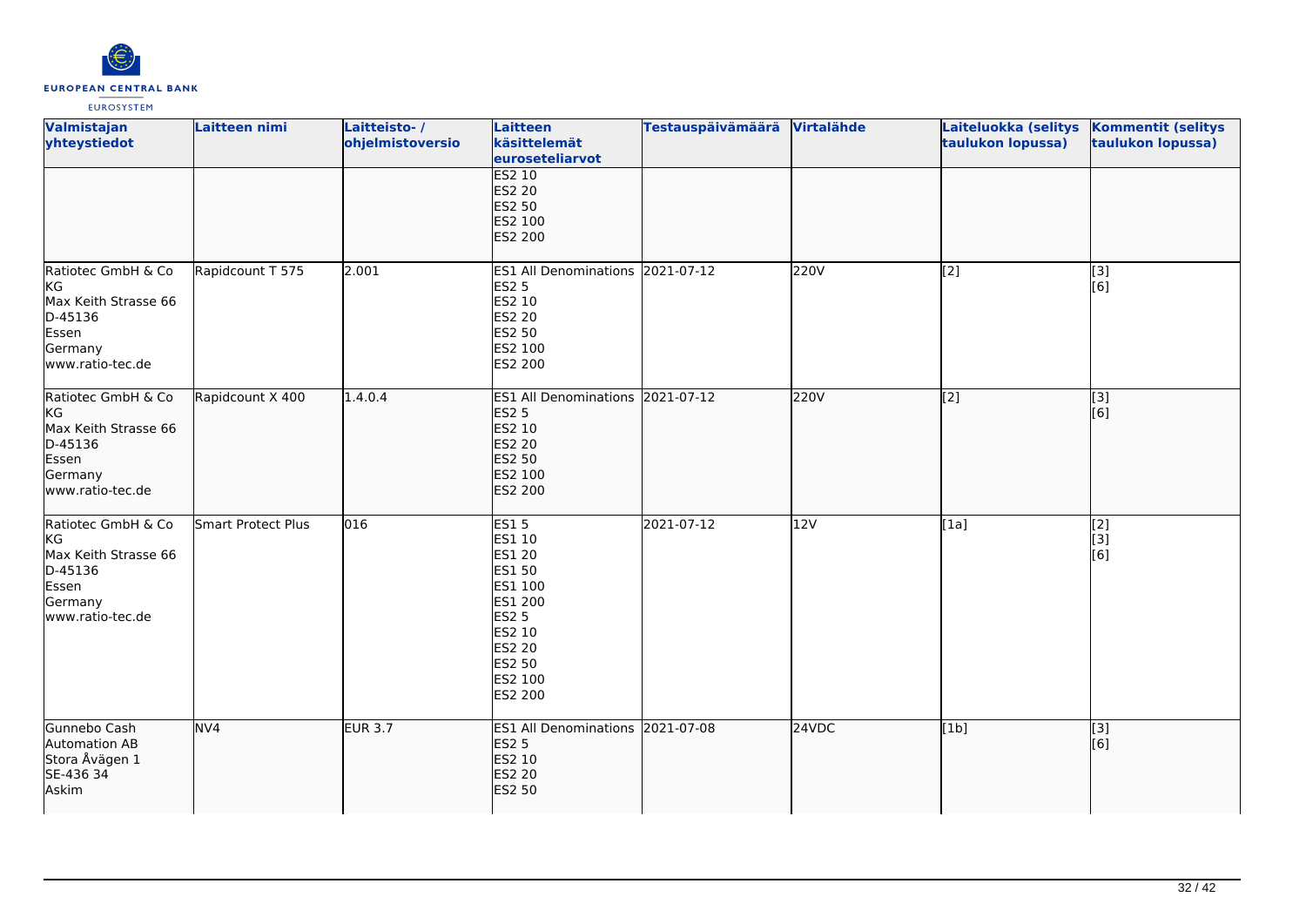| Valmistajan yhteystiedot | Laitteen nimi | Laitteisto- / ohjelmistoversio | Laitteen käsittelemät euroseteliarvot | Testauspäivämäärä | Virtalähde | Laiteluokka (selitys taulukon lopussa) | Kommentit (selitys taulukon lopussa) |
|---|---|---|---|---|---|---|---|
| | | | ES2 10<br>ES2 20<br>ES2 50<br>ES2 100<br>ES2 200 | | | | |
| Ratiotec GmbH & Co KG<br>Max Keith Strasse 66<br>D-45136<br>Essen<br>Germany<br>www.ratio-tec.de | Rapidcount T 575 | 2.001 | ES1 All Denominations<br>ES2 5<br>ES2 10<br>ES2 20<br>ES2 50<br>ES2 100<br>ES2 200 | 2021-07-12 | 220V | [2] | [3]<br>[6] |
| Ratiotec GmbH & Co KG<br>Max Keith Strasse 66<br>D-45136<br>Essen<br>Germany<br>www.ratio-tec.de | Rapidcount X 400 | 1.4.0.4 | ES1 All Denominations<br>ES2 5<br>ES2 10<br>ES2 20<br>ES2 50<br>ES2 100<br>ES2 200 | 2021-07-12 | 220V | [2] | [3]<br>[6] |
| Ratiotec GmbH & Co KG<br>Max Keith Strasse 66<br>D-45136<br>Essen<br>Germany<br>www.ratio-tec.de | Smart Protect Plus | 016 | ES1 5<br>ES1 10<br>ES1 20<br>ES1 50<br>ES1 100<br>ES1 200<br>ES2 5<br>ES2 10<br>ES2 20<br>ES2 50<br>ES2 100<br>ES2 200 | 2021-07-12 | 12V | [1a] | [2]<br>[3]<br>[6] |
| Gunnebo Cash Automation AB<br>Stora Åvägen 1<br>SE-436 34<br>Askim | NV4 | EUR 3.7 | ES1 All Denominations<br>ES2 5<br>ES2 10<br>ES2 20<br>ES2 50 | 2021-07-08 | 24VDC | [1b] | [3]<br>[6] |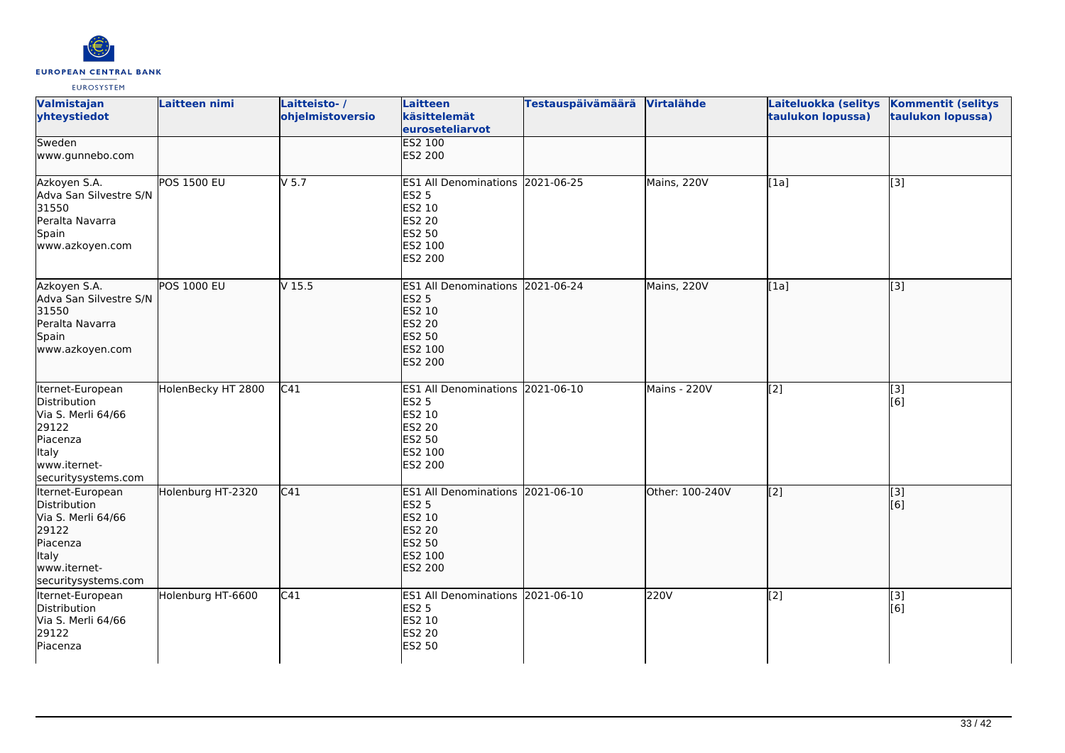| Valmistajan yhteystiedot | Laitteen nimi | Laitteisto- / ohjelmistoversio | Laitteen käsittelemät euroseteliarvot | Testauspäivämäärä | Virtalähde | Laiteluokka (selitys taulukon lopussa) | Kommentit (selitys taulukon lopussa) |
|---|---|---|---|---|---|---|---|
| Sweden<br>www.gunnebo.com | | | ES2 100<br>ES2 200 | | | | |
| Azkoyen S.A.<br>Adva San Silvestre S/N<br>31550<br>Peralta Navarra<br>Spain<br>www.azkoyen.com | POS 1500 EU | V 5.7 | ES1 All Denominations<br>ES2 5<br>ES2 10<br>ES2 20<br>ES2 50<br>ES2 100<br>ES2 200 | 2021-06-25 | Mains, 220V | [1a] | [3] |
| Azkoyen S.A.<br>Adva San Silvestre S/N<br>31550<br>Peralta Navarra<br>Spain<br>www.azkoyen.com | POS 1000 EU | V 15.5 | ES1 All Denominations<br>ES2 5<br>ES2 10<br>ES2 20<br>ES2 50<br>ES2 100<br>ES2 200 | 2021-06-24 | Mains, 220V | [1a] | [3] |
| Iternet-European Distribution<br>Via S. Merli 64/66<br>29122<br>Piacenza<br>Italy<br>www.iternet-securitysystems.com | HolenBecky HT 2800 | C41 | ES1 All Denominations<br>ES2 5<br>ES2 10<br>ES2 20<br>ES2 50<br>ES2 100<br>ES2 200 | 2021-06-10 | Mains - 220V | [2] | [3]<br>[6] |
| Iternet-European Distribution<br>Via S. Merli 64/66<br>29122<br>Piacenza<br>Italy<br>www.iternet-securitysystems.com | Holenburg HT-2320 | C41 | ES1 All Denominations<br>ES2 5<br>ES2 10<br>ES2 20<br>ES2 50<br>ES2 100<br>ES2 200 | 2021-06-10 | Other: 100-240V | [2] | [3]<br>[6] |
| Iternet-European Distribution<br>Via S. Merli 64/66<br>29122<br>Piacenza | Holenburg HT-6600 | C41 | ES1 All Denominations<br>ES2 5<br>ES2 10<br>ES2 20<br>ES2 50 | 2021-06-10 | 220V | [2] | [3]<br>[6] |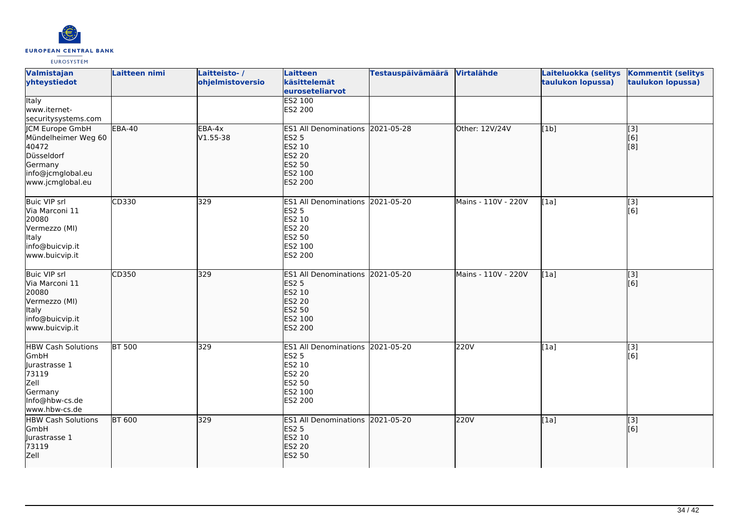| Valmistajan yhteystiedot | Laitteen nimi | Laitteisto- / ohjelmistoversio | Laitteen käsittelemät euroseteliarvot | Testauspäivämäärä | Virtalähde | Laiteluokka (selitys taulukon lopussa) | Kommentit (selitys taulukon lopussa) |
|---|---|---|---|---|---|---|---|
| Italy<br>www.iternet-securitysystems.com | | | ES2 100<br>ES2 200 | | | | |
| JCM Europe GmbH<br>Mündelheimer Weg 60<br>40472<br>Düsseldorf<br>Germany<br>info@jcmglobal.eu<br>www.jcmglobal.eu | EBA-40 | EBA-4x<br>V1.55-38 | ES1 All Denominations<br>ES2 5<br>ES2 10<br>ES2 20<br>ES2 50<br>ES2 100<br>ES2 200 | 2021-05-28 | Other: 12V/24V | [1b] | [3]<br>[6]<br>[8] |
| Buic VIP srl<br>Via Marconi 11<br>20080<br>Vermezzo (MI)<br>Italy<br>info@buicvip.it<br>www.buicvip.it | CD330 | 329 | ES1 All Denominations<br>ES2 5<br>ES2 10<br>ES2 20<br>ES2 50<br>ES2 100<br>ES2 200 | 2021-05-20 | Mains - 110V - 220V | [1a] | [3]<br>[6] |
| Buic VIP srl<br>Via Marconi 11<br>20080<br>Vermezzo (MI)<br>Italy<br>info@buicvip.it<br>www.buicvip.it | CD350 | 329 | ES1 All Denominations<br>ES2 5<br>ES2 10<br>ES2 20<br>ES2 50<br>ES2 100<br>ES2 200 | 2021-05-20 | Mains - 110V - 220V | [1a] | [3]<br>[6] |
| HBW Cash Solutions GmbH<br>Jurastrasse 1<br>73119<br>Zell<br>Germany<br>Info@hbw-cs.de<br>www.hbw-cs.de | BT 500 | 329 | ES1 All Denominations<br>ES2 5<br>ES2 10<br>ES2 20<br>ES2 50<br>ES2 100<br>ES2 200 | 2021-05-20 | 220V | [1a] | [3]<br>[6] |
| HBW Cash Solutions GmbH<br>Jurastrasse 1<br>73119<br>Zell | BT 600 | 329 | ES1 All Denominations<br>ES2 5<br>ES2 10<br>ES2 20<br>ES2 50 | 2021-05-20 | 220V | [1a] | [3]<br>[6] |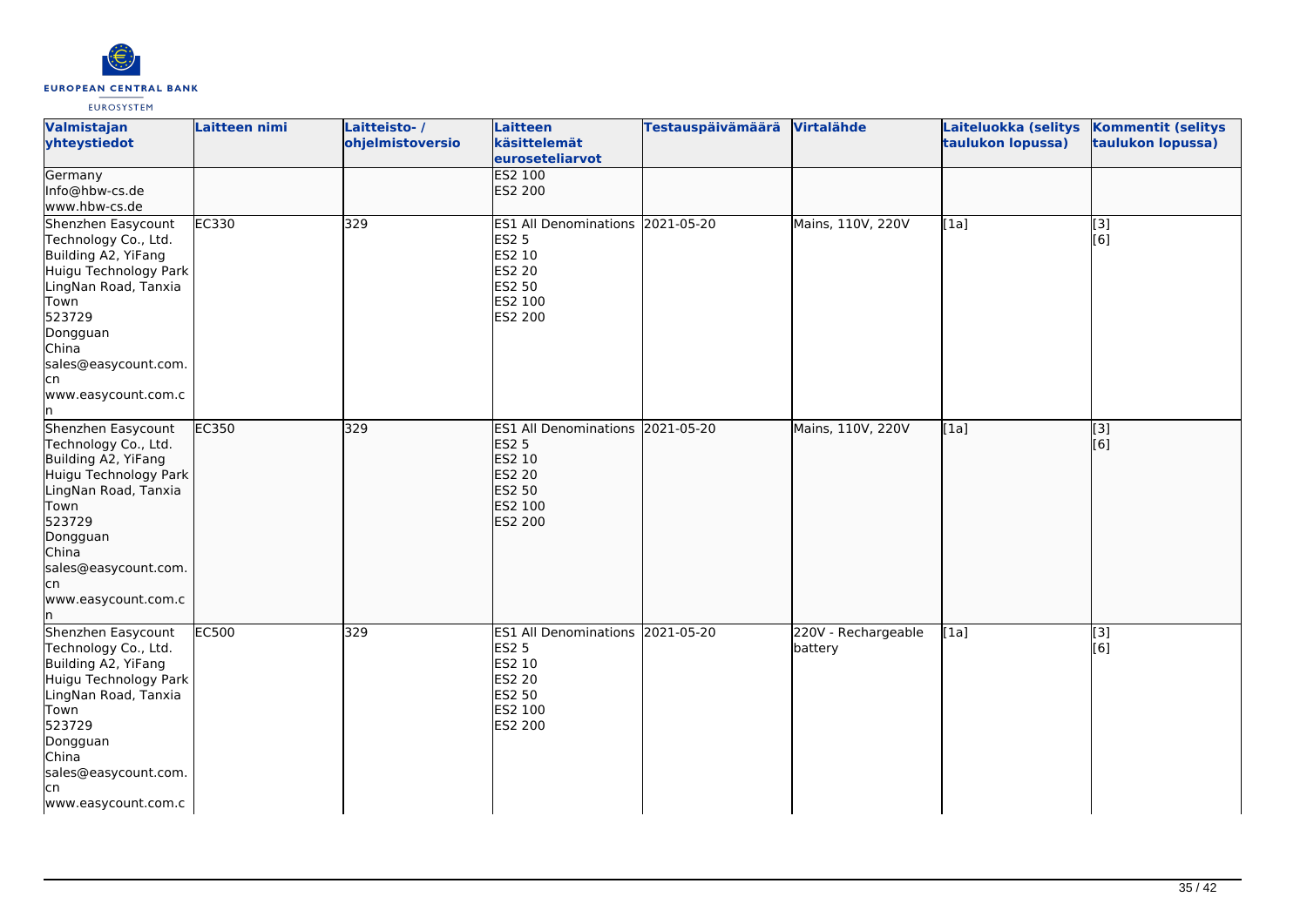| Valmistajan yhteystiedot | Laitteen nimi | Laitteisto- / ohjelmistoversio | Laitteen käsittelemät euroseteliarvot | Testauspäivämäärä | Virtalähde | Laiteluokka (selitys taulukon lopussa) | Kommentit (selitys taulukon lopussa) |
|---|---|---|---|---|---|---|---|
| Germany<br>Info@hbw-cs.de<br>www.hbw-cs.de | | | ES2 100<br>ES2 200 | | | | |
| Shenzhen Easycount Technology Co., Ltd.<br>Building A2, YiFang Huigu Technology Park LingNan Road, Tanxia Town<br>523729<br>Dongguan<br>China<br>sales@easycount.com.cn<br>www.easycount.com.cn | EC330 | 329 | ES1 All Denominations<br>ES2 5<br>ES2 10<br>ES2 20<br>ES2 50<br>ES2 100<br>ES2 200 | 2021-05-20 | Mains, 110V, 220V | [1a] | [3]<br>[6] |
| Shenzhen Easycount Technology Co., Ltd.<br>Building A2, YiFang Huigu Technology Park LingNan Road, Tanxia Town<br>523729<br>Dongguan<br>China<br>sales@easycount.com.cn<br>www.easycount.com.cn | EC350 | 329 | ES1 All Denominations<br>ES2 5<br>ES2 10<br>ES2 20<br>ES2 50<br>ES2 100<br>ES2 200 | 2021-05-20 | Mains, 110V, 220V | [1a] | [3]<br>[6] |
| Shenzhen Easycount Technology Co., Ltd.<br>Building A2, YiFang Huigu Technology Park LingNan Road, Tanxia Town<br>523729<br>Dongguan<br>China<br>sales@easycount.com.cn<br>www.easycount.com.c | EC500 | 329 | ES1 All Denominations<br>ES2 5<br>ES2 10<br>ES2 20<br>ES2 50<br>ES2 100<br>ES2 200 | 2021-05-20 | 220V - Rechargeable battery | [1a] | [3]<br>[6] |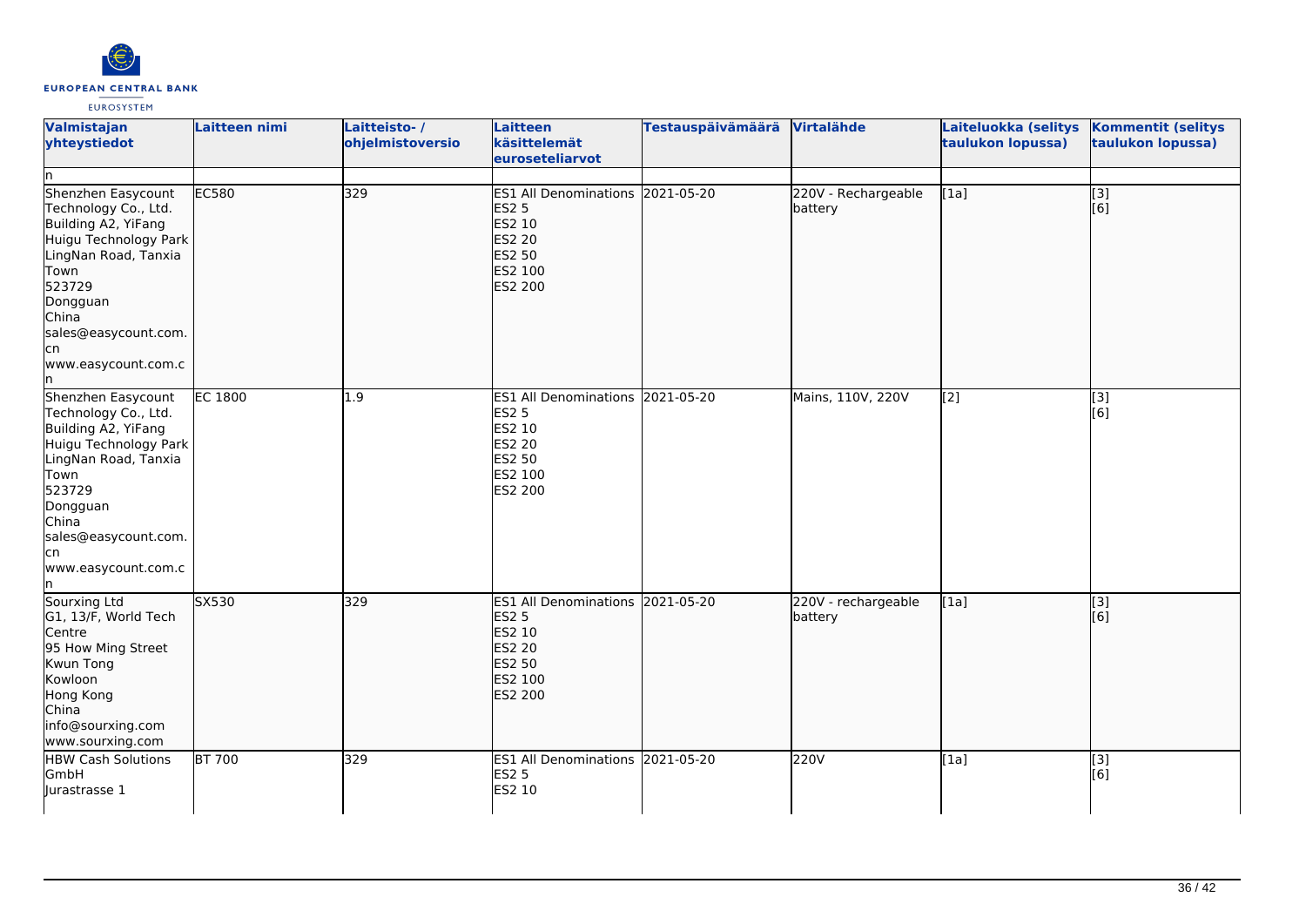| Valmistajan yhteystiedot | Laitteen nimi | Laitteisto- / ohjelmistoversio | Laitteen käsittelemät euroseteliarvot | Testauspäivämäärä | Virtalähde | Laiteluokka (selitys taulukon lopussa) | Kommentit (selitys taulukon lopussa) |
|---|---|---|---|---|---|---|---|
| n | | | | | | | |
| Shenzhen Easycount Technology Co., Ltd.<br>Building A2, YiFang Huigu Technology Park LingNan Road, Tanxia Town<br>523729<br>Dongguan<br>China<br>sales@easycount.com.cn<br>www.easycount.com.cn | EC580 | 329 | ES1 All Denominations<br>ES2 5<br>ES2 10<br>ES2 20<br>ES2 50<br>ES2 100<br>ES2 200 | 2021-05-20 | 220V - Rechargeable battery | [1a] | [3]<br>[6] |
| Shenzhen Easycount Technology Co., Ltd.<br>Building A2, YiFang Huigu Technology Park LingNan Road, Tanxia Town<br>523729<br>Dongguan<br>China<br>sales@easycount.com.cn<br>www.easycount.com.cn | EC 1800 | 1.9 | ES1 All Denominations<br>ES2 5<br>ES2 10<br>ES2 20<br>ES2 50<br>ES2 100<br>ES2 200 | 2021-05-20 | Mains, 110V, 220V | [2] | [3]<br>[6] |
| Sourxing Ltd<br>G1, 13/F, World Tech Centre<br>95 How Ming Street<br>Kwun Tong<br>Kowloon<br>Hong Kong<br>China<br>info@sourxing.com<br>www.sourxing.com | SX530 | 329 | ES1 All Denominations<br>ES2 5<br>ES2 10<br>ES2 20<br>ES2 50<br>ES2 100<br>ES2 200 | 2021-05-20 | 220V - rechargeable battery | [1a] | [3]<br>[6] |
| HBW Cash Solutions GmbH<br>Jurastrasse 1 | BT 700 | 329 | ES1 All Denominations<br>ES2 5<br>ES2 10 | 2021-05-20 | 220V | [1a] | [3]<br>[6] |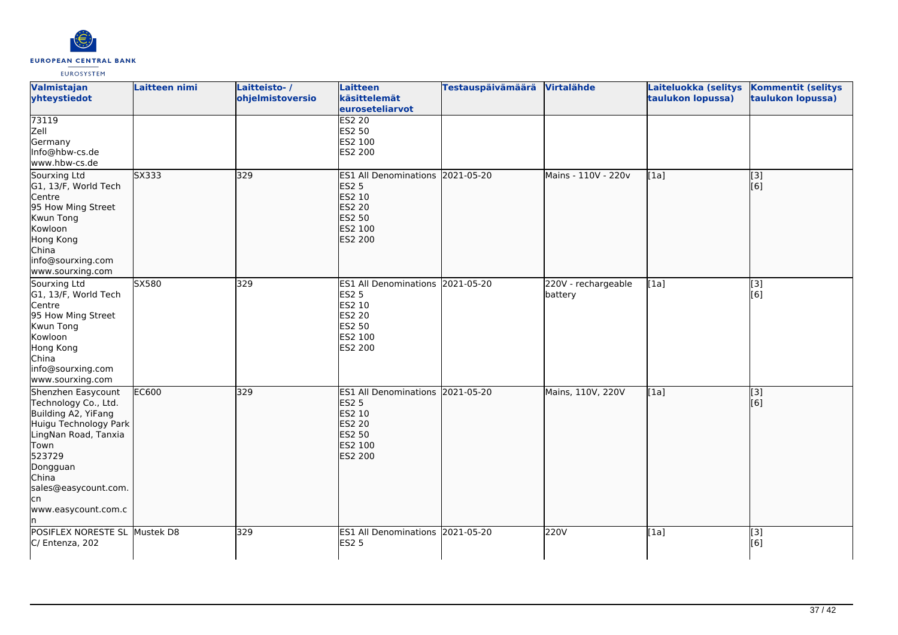| Valmistajan yhteystiedot | Laitteen nimi | Laitteisto- / ohjelmistoversio | Laitteen käsittelemät euroseteliarvot | Testauspäivämäärä | Virtalähde | Laiteluokka (selitys taulukon lopussa) | Kommentit (selitys taulukon lopussa) |
|---|---|---|---|---|---|---|---|
| 73119<br>Zell<br>Germany<br>Info@hbw-cs.de<br>www.hbw-cs.de | | | ES2 20<br>ES2 50<br>ES2 100<br>ES2 200 | | | | |
| Sourxing Ltd<br>G1, 13/F, World Tech Centre<br>95 How Ming Street<br>Kwun Tong<br>Kowloon<br>Hong Kong<br>China<br>info@sourxing.com<br>www.sourxing.com | SX333 | 329 | ES1 All Denominations<br>ES2 5<br>ES2 10<br>ES2 20<br>ES2 50<br>ES2 100<br>ES2 200 | 2021-05-20 | Mains - 110V - 220v | [1a] | [3]<br>[6] |
| Sourxing Ltd<br>G1, 13/F, World Tech Centre<br>95 How Ming Street<br>Kwun Tong<br>Kowloon<br>Hong Kong<br>China<br>info@sourxing.com<br>www.sourxing.com | SX580 | 329 | ES1 All Denominations<br>ES2 5<br>ES2 10<br>ES2 20<br>ES2 50<br>ES2 100<br>ES2 200 | 2021-05-20 | 220V - rechargeable battery | [1a] | [3]<br>[6] |
| Shenzhen Easycount Technology Co., Ltd.<br>Building A2, YiFang Huigu Technology Park<br>LingNan Road, Tanxia Town<br>523729<br>Dongguan<br>China<br>sales@easycount.com.cn<br>www.easycount.com.cn | EC600 | 329 | ES1 All Denominations<br>ES2 5<br>ES2 10<br>ES2 20<br>ES2 50<br>ES2 100<br>ES2 200 | 2021-05-20 | Mains, 110V, 220V | [1a] | [3]<br>[6] |
| POSIFLEX NORESTE SL<br>C/ Entenza, 202 | Mustek D8 | 329 | ES1 All Denominations<br>ES2 5 | 2021-05-20 | 220V | [1a] | [3]<br>[6] |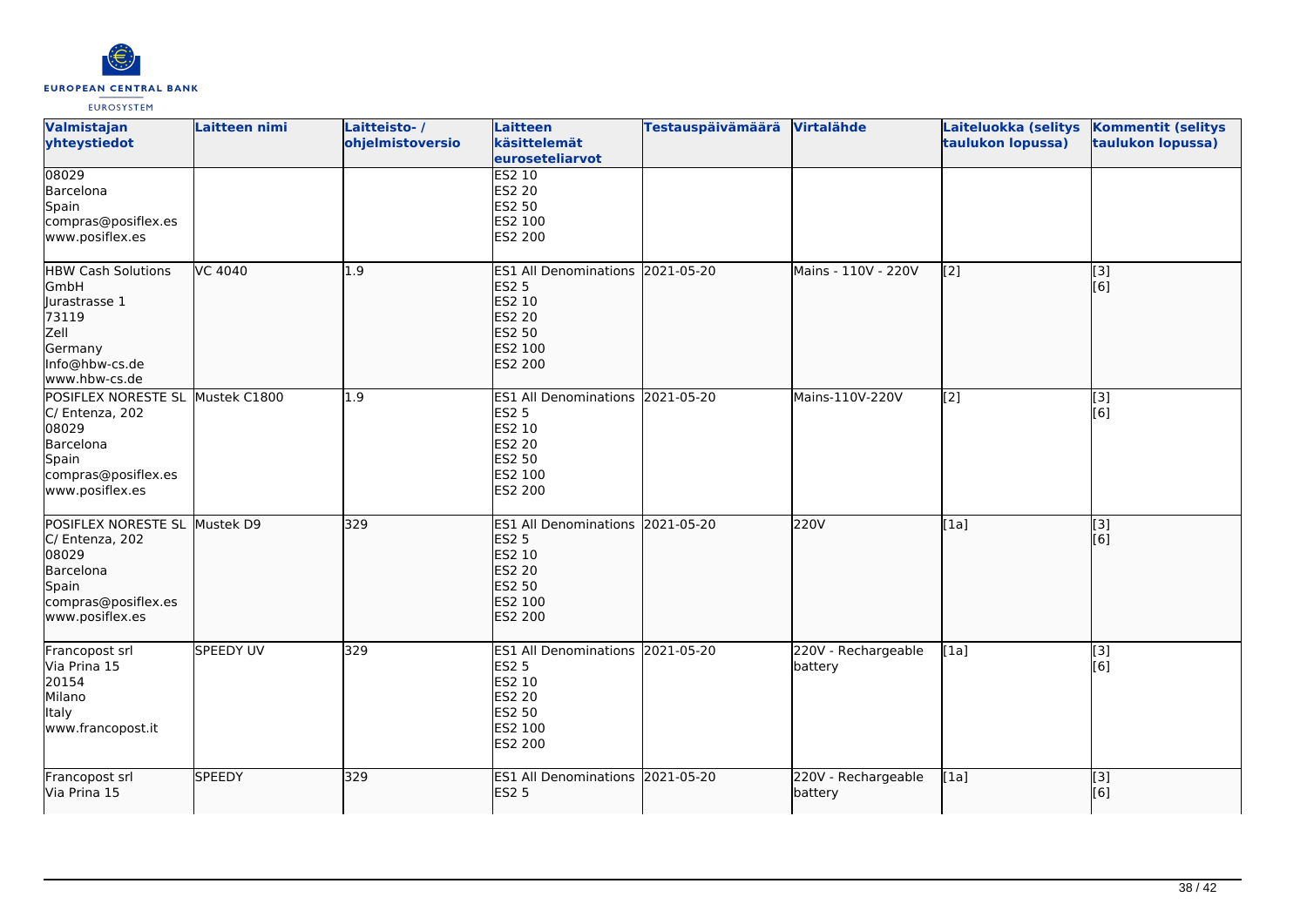| Valmistajan yhteystiedot | Laitteen nimi | Laitteisto- / ohjelmistoversio | Laitteen käsittelemät euroseteliarvot | Testauspäivämäärä | Virtalähde | Laiteluokka (selitys taulukon lopussa) | Kommentit (selitys taulukon lopussa) |
|---|---|---|---|---|---|---|---|
| 08029<br>Barcelona<br>Spain<br>compras@posiflex.es<br>www.posiflex.es | | | ES2 10<br>ES2 20<br>ES2 50<br>ES2 100<br>ES2 200 | | | | |
| HBW Cash Solutions GmbH<br>Jurastrasse 1<br>73119<br>Zell<br>Germany<br>Info@hbw-cs.de<br>www.hbw-cs.de | VC 4040 | 1.9 | ES1 All Denominations<br>ES2 5<br>ES2 10<br>ES2 20<br>ES2 50<br>ES2 100<br>ES2 200 | 2021-05-20 | Mains - 110V - 220V | [2] | [3]<br>[6] |
| POSIFLEX NORESTE SL<br>C/ Entenza, 202<br>08029<br>Barcelona<br>Spain<br>compras@posiflex.es<br>www.posiflex.es | Mustek C1800 | 1.9 | ES1 All Denominations<br>ES2 5<br>ES2 10<br>ES2 20<br>ES2 50<br>ES2 100<br>ES2 200 | 2021-05-20 | Mains-110V-220V | [2] | [3]<br>[6] |
| POSIFLEX NORESTE SL<br>C/ Entenza, 202<br>08029<br>Barcelona<br>Spain<br>compras@posiflex.es<br>www.posiflex.es | Mustek D9 | 329 | ES1 All Denominations<br>ES2 5<br>ES2 10<br>ES2 20<br>ES2 50<br>ES2 100<br>ES2 200 | 2021-05-20 | 220V | [1a] | [3]<br>[6] |
| Francopost srl<br>Via Prina 15<br>20154<br>Milano<br>Italy<br>www.francopost.it | SPEEDY UV | 329 | ES1 All Denominations<br>ES2 5<br>ES2 10<br>ES2 20<br>ES2 50<br>ES2 100<br>ES2 200 | 2021-05-20 | 220V - Rechargeable battery | [1a] | [3]<br>[6] |
| Francopost srl<br>Via Prina 15 | SPEEDY | 329 | ES1 All Denominations<br>ES2 5 | 2021-05-20 | 220V - Rechargeable battery | [1a] | [3]<br>[6] |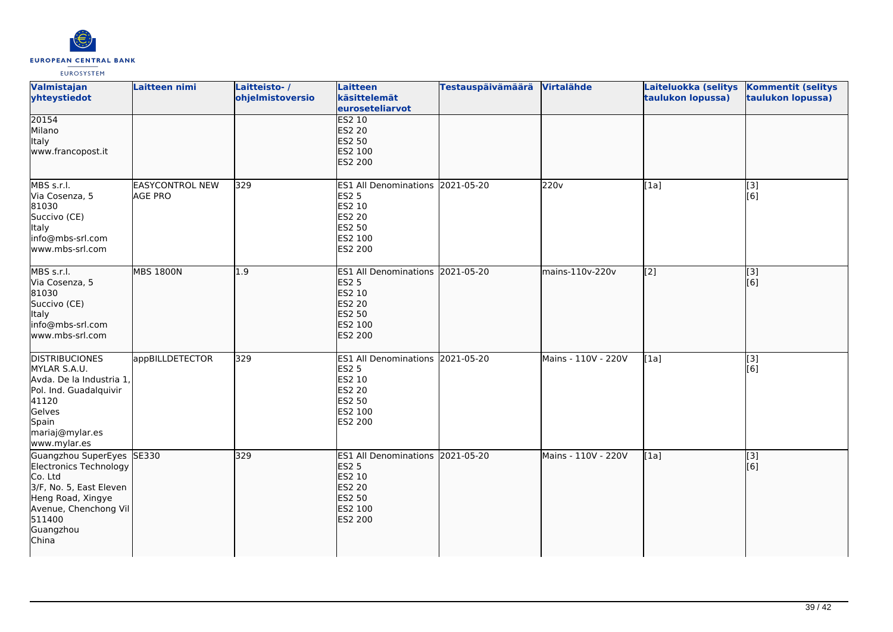| Valmistajan yhteystiedot | Laitteen nimi | Laitteisto- / ohjelmistoversio | Laitteen käsittelemät euroseteliarvot | Testauspäivämäärä | Virtalähde | Laiteluokka (selitys taulukon lopussa) | Kommentit (selitys taulukon lopussa) |
|---|---|---|---|---|---|---|---|
| 20154<br>Milano<br>Italy<br>www.francopost.it | | | ES2 10<br>ES2 20<br>ES2 50<br>ES2 100<br>ES2 200 | | | | |
| MBS s.r.l.<br>Via Cosenza, 5<br>81030<br>Succivo (CE)<br>Italy<br>info@mbs-srl.com<br>www.mbs-srl.com | EASYCONTROL NEW AGE PRO | 329 | ES1 All Denominations<br>ES2 5<br>ES2 10<br>ES2 20<br>ES2 50<br>ES2 100<br>ES2 200 | 2021-05-20 | 220v | [1a] | [3]<br>[6] |
| MBS s.r.l.<br>Via Cosenza, 5<br>81030<br>Succivo (CE)<br>Italy<br>info@mbs-srl.com<br>www.mbs-srl.com | MBS 1800N | 1.9 | ES1 All Denominations<br>ES2 5<br>ES2 10<br>ES2 20<br>ES2 50<br>ES2 100<br>ES2 200 | 2021-05-20 | mains-110v-220v | [2] | [3]<br>[6] |
| DISTRIBUCIONES MYLAR S.A.U.<br>Avda. De la Industria 1, Pol. Ind. Guadalquivir<br>41120<br>Gelves<br>Spain<br>mariaj@mylar.es<br>www.mylar.es | appBILLDETECTOR | 329 | ES1 All Denominations<br>ES2 5<br>ES2 10<br>ES2 20<br>ES2 50<br>ES2 100<br>ES2 200 | 2021-05-20 | Mains - 110V - 220V | [1a] | [3]<br>[6] |
| Guangzhou SuperEyes Electronics Technology Co. Ltd<br>3/F, No. 5, East Eleven Heng Road, Xingye Avenue, Chenchong Vil<br>511400<br>Guangzhou<br>China | SE330 | 329 | ES1 All Denominations<br>ES2 5<br>ES2 10<br>ES2 20<br>ES2 50<br>ES2 100<br>ES2 200 | 2021-05-20 | Mains - 110V - 220V | [1a] | [3]<br>[6] |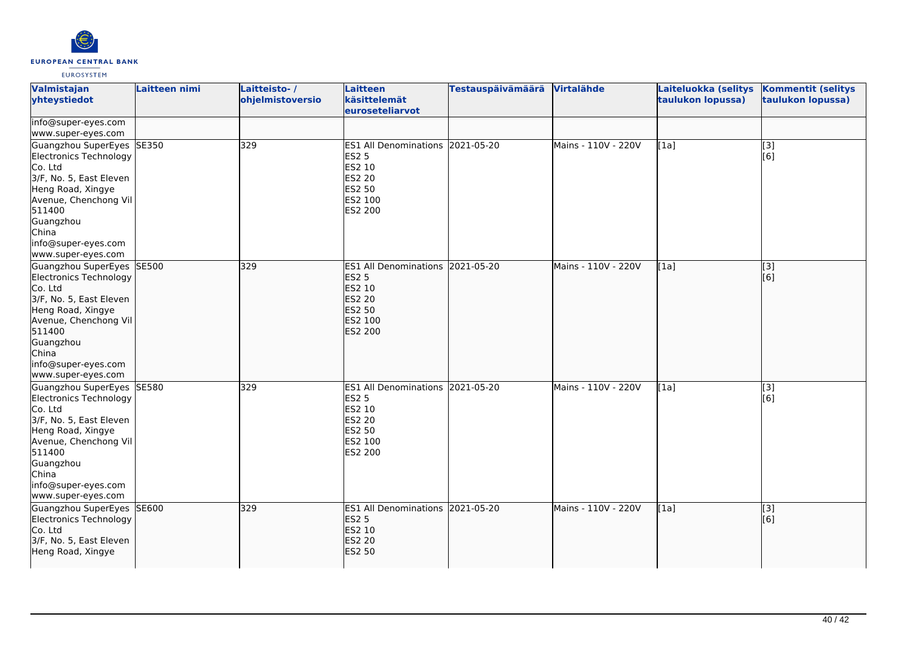| Valmistajan yhteystiedot | Laitteen nimi | Laitteisto- / ohjelmistoversio | Laitteen käsittelemät euroseteliarvot | Testauspäivämäärä | Virtalähde | Laiteluokka (selitys taulukon lopussa) | Kommentit (selitys taulukon lopussa) |
|---|---|---|---|---|---|---|---|
| info@super-eyes.com<br>www.super-eyes.com | | | | | | | |
| Guangzhou SuperEyes Electronics Technology Co. Ltd<br>3/F, No. 5, East Eleven Heng Road, Xingye Avenue, Chenchong Vil<br>511400<br>Guangzhou<br>China<br>info@super-eyes.com<br>www.super-eyes.com | SE350 | 329 | ES1 All Denominations<br>ES2 5<br>ES2 10<br>ES2 20<br>ES2 50<br>ES2 100<br>ES2 200 | 2021-05-20 | Mains - 110V - 220V | [1a] | [3]<br>[6] |
| Guangzhou SuperEyes Electronics Technology Co. Ltd<br>3/F, No. 5, East Eleven Heng Road, Xingye Avenue, Chenchong Vil<br>511400<br>Guangzhou<br>China<br>info@super-eyes.com<br>www.super-eyes.com | SE500 | 329 | ES1 All Denominations<br>ES2 5<br>ES2 10<br>ES2 20<br>ES2 50<br>ES2 100<br>ES2 200 | 2021-05-20 | Mains - 110V - 220V | [1a] | [3]<br>[6] |
| Guangzhou SuperEyes Electronics Technology Co. Ltd<br>3/F, No. 5, East Eleven Heng Road, Xingye Avenue, Chenchong Vil<br>511400<br>Guangzhou<br>China<br>info@super-eyes.com<br>www.super-eyes.com | SE580 | 329 | ES1 All Denominations<br>ES2 5<br>ES2 10<br>ES2 20<br>ES2 50<br>ES2 100<br>ES2 200 | 2021-05-20 | Mains - 110V - 220V | [1a] | [3]<br>[6] |
| Guangzhou SuperEyes Electronics Technology Co. Ltd<br>3/F, No. 5, East Eleven Heng Road, Xingye | SE600 | 329 | ES1 All Denominations<br>ES2 5<br>ES2 10<br>ES2 20<br>ES2 50 | 2021-05-20 | Mains - 110V - 220V | [1a] | [3]<br>[6] |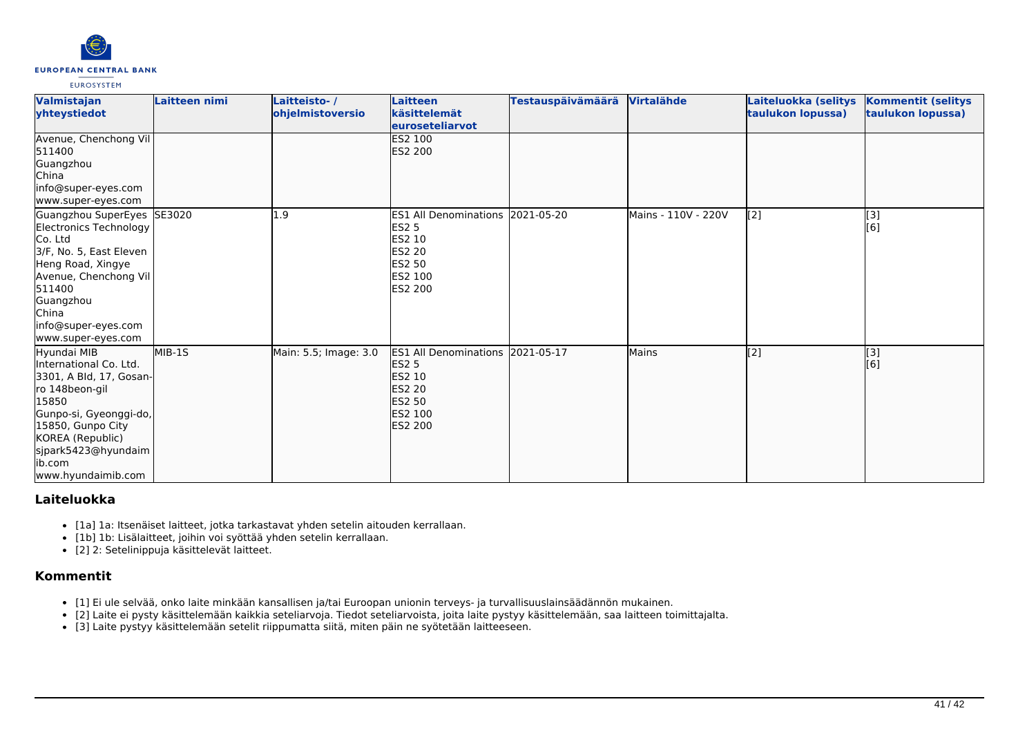| Valmistajan yhteystiedot | Laitteen nimi | Laitteisto- / ohjelmistoversio | Laitteen käsittelemät euroseteliarvot | Testauspäivämäärä | Virtalähde | Laiteluokka (selitys taulukon lopussa) | Kommentit (selitys taulukon lopussa) |
|---|---|---|---|---|---|---|---|
| Avenue, Chenchong Vil<br>511400<br>Guangzhou<br>China<br>info@super-eyes.com<br>www.super-eyes.com | | | ES2 100<br>ES2 200 | | | | |
| Guangzhou SuperEyes Electronics Technology Co. Ltd<br>3/F, No. 5, East Eleven Heng Road, Xingye Avenue, Chenchong Vil<br>511400<br>Guangzhou<br>China<br>info@super-eyes.com<br>www.super-eyes.com | SE3020 | 1.9 | ES1 All Denominations<br>ES2 5<br>ES2 10<br>ES2 20<br>ES2 50<br>ES2 100<br>ES2 200 | 2021-05-20 | Mains - 110V - 220V | [2] | [3]<br>[6] |
| Hyundai MIB International Co. Ltd.<br>3301, A Bld, 17, Gosan-ro 148beon-gil<br>15850<br>Gunpo-si, Gyeonggi-do, 15850, Gunpo City<br>KOREA (Republic)<br>sjpark5423@hyundaimib.com<br>www.hyundaimib.com | MIB-1S | Main: 5.5; Image: 3.0 | ES1 All Denominations<br>ES2 5<br>ES2 10<br>ES2 20<br>ES2 50<br>ES2 100<br>ES2 200 | 2021-05-17 | Mains | [2] | [3]<br>[6] |

## Laiteluokka

- [1a] 1a: Itsenäiset laitteet, jotka tarkastavat yhden setelin aitouden kerrallaan.
- [1b] 1b: Lisälaitteet, joihin voi syöttää yhden setelin kerrallaan.
- [2] 2: Setelinippuja käsittelevät laitteet.

## Kommentit

- [1] Ei ule selvää, onko laite minkään kansallisen ja/tai Euroopan unionin terveys- ja turvallisuuslainsäädännön mukainen.
- [2] Laite ei pysty käsittelemään kaikkia seteliarvoja. Tiedot seteliarvoista, joita laite pystyy käsittelemään, saa laitteen toimittajalta.
- [3] Laite pystyy käsittelemään setelit riippumatta siitä, miten päin ne syötetään laitteeseen.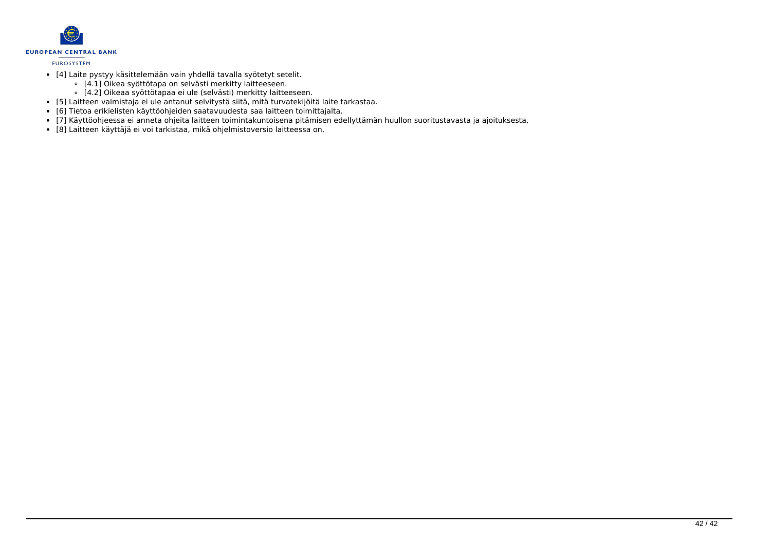- [4] Laite pystyy käsittelemään vain yhdellä tavalla syötetyt setelit.
  - [4.1] Oikea syöttötapa on selvästi merkitty laitteeseen.
  - [4.2] Oikeaa syöttötapaa ei ule (selvästi) merkitty laitteeseen.
- [5] Laitteen valmistaja ei ule antanut selvitystä siitä, mitä turvatekijöitä laite tarkastaa.
- [6] Tietoa erikielisten käyttöohjeiden saatavuudesta saa laitteen toimittajalta.
- [7] Käyttöohjeessa ei anneta ohjeita laitteen toimintakuntoisena pitämisen edellyttämän huullon suoritustavasta ja ajoituksesta.
- [8] Laitteen käyttäjä ei voi tarkistaa, mikä ohjelmistoversio laitteessa on.